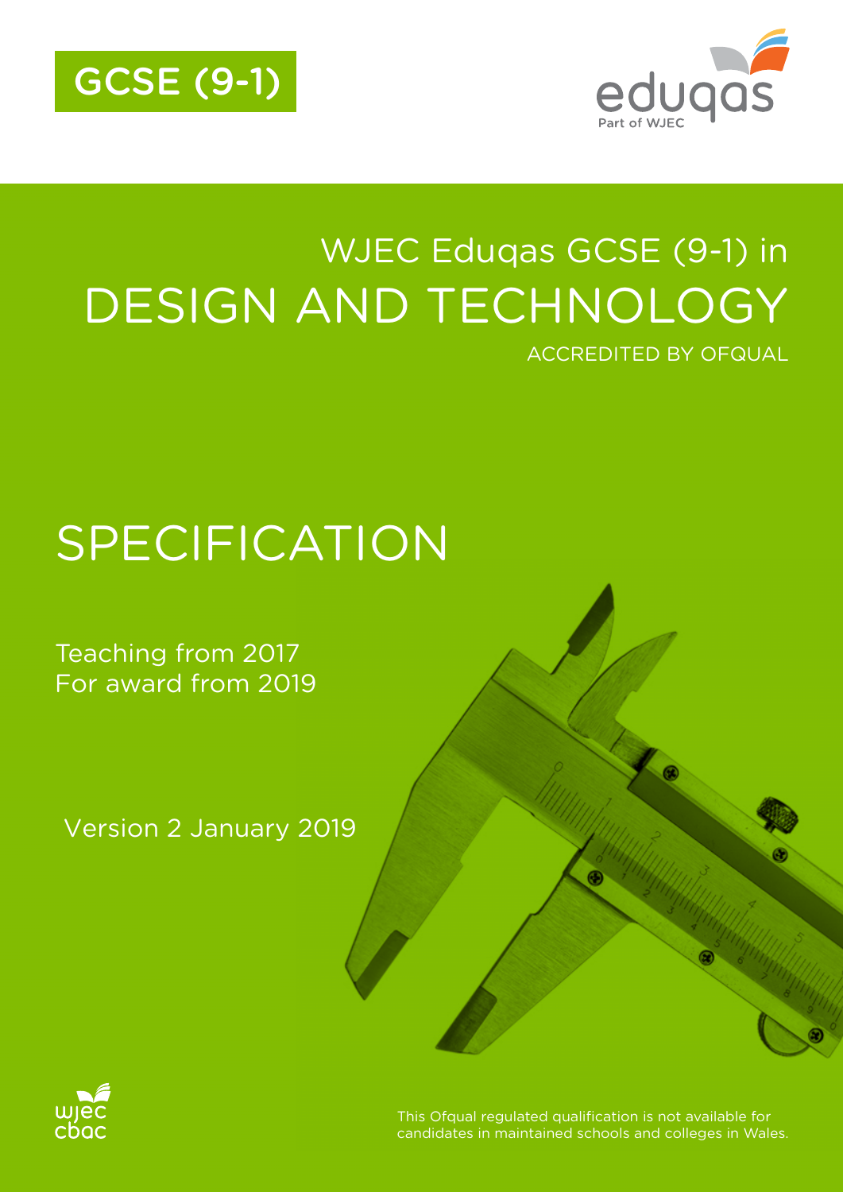GCSE (9-1)

eduqas
Part of WJEC

# WJEC Eduqas GCSE (9-1) in DESIGN AND TECHNOLOGY

ACCREDITED BY OFQUAL

# SPECIFICATION

Teaching from 2017
For award from 2019

Version 2 January 2019

wjec cbac

This Ofqual regulated qualification is not available for candidates in maintained schools and colleges in Wales.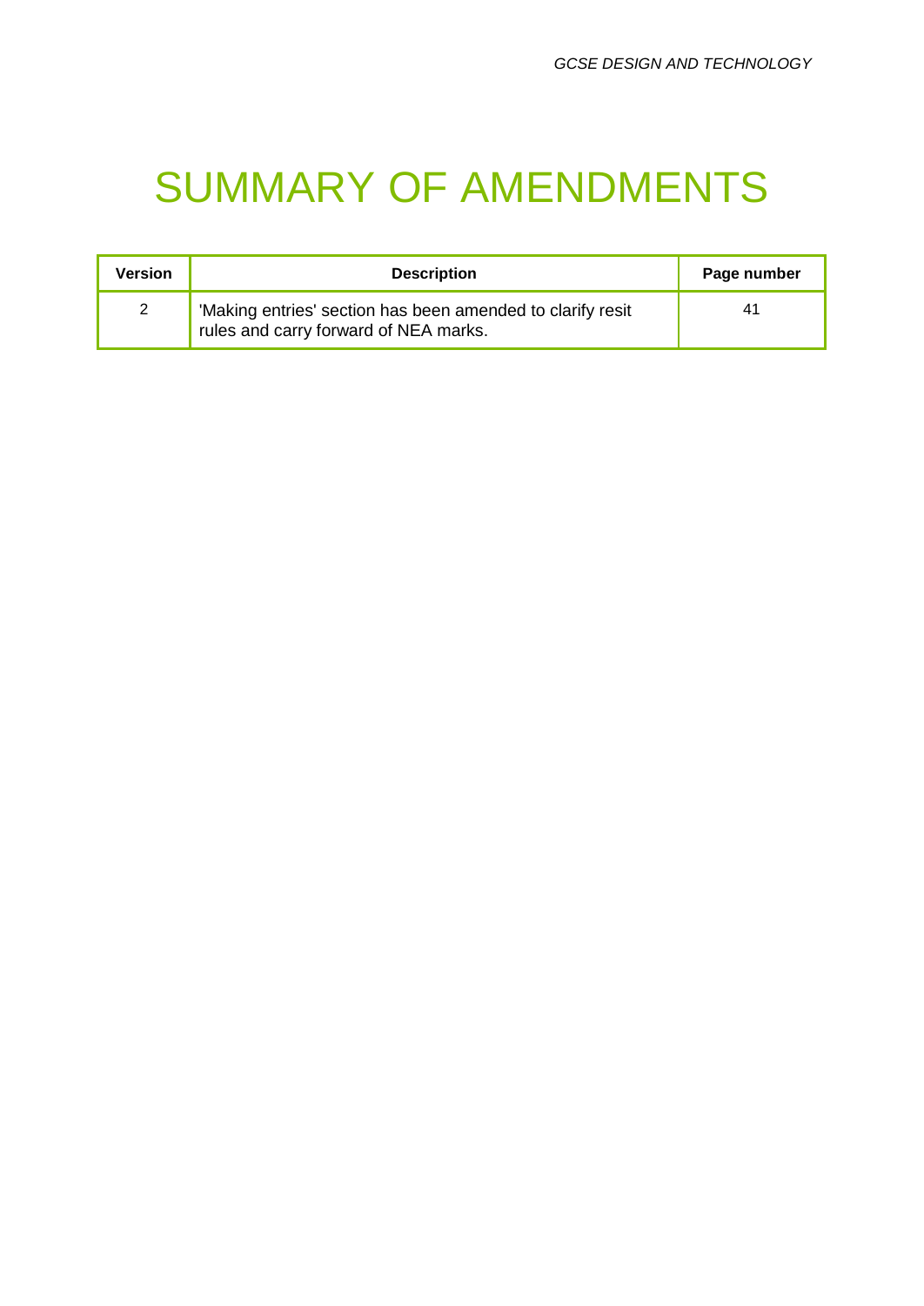# SUMMARY OF AMENDMENTS

| Version | Description | Page number |
|---|---|---|
| 2 | 'Making entries' section has been amended to clarify resit rules and carry forward of NEA marks. | 41 |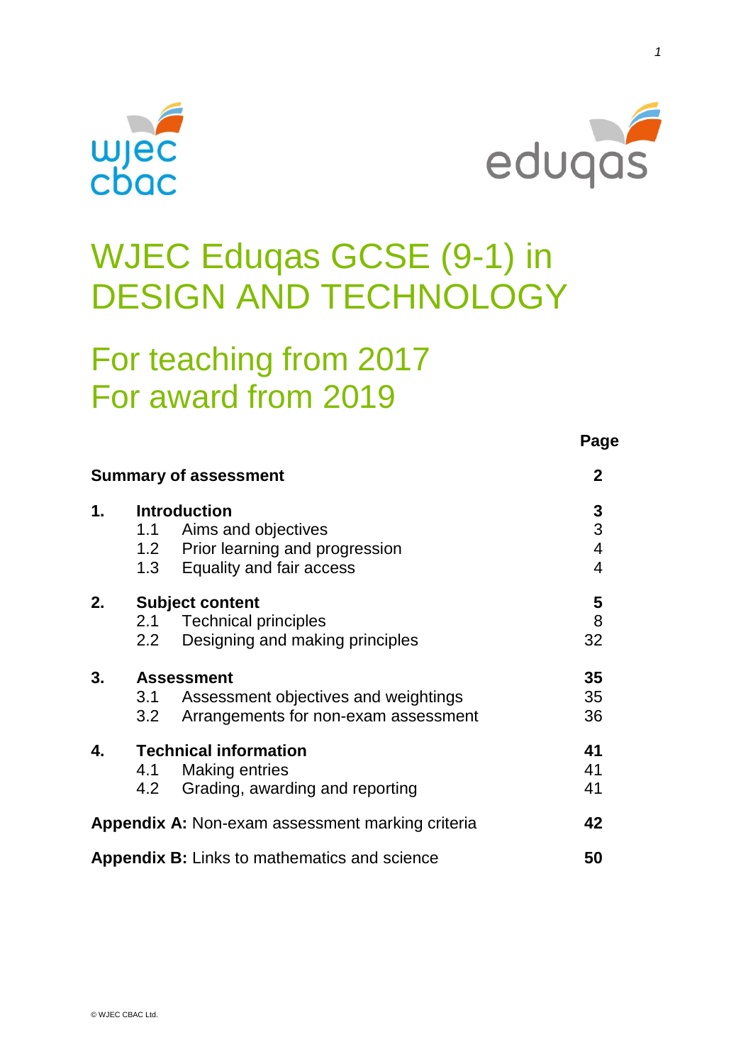# WJEC Eduqas GCSE (9-1) in DESIGN AND TECHNOLOGY

## For teaching from 2017
## For award from 2019

| | Page |
|---|---|
| **Summary of assessment** | **2** |
| **1. Introduction** | **3** |
| 1.1 Aims and objectives | 3 |
| 1.2 Prior learning and progression | 4 |
| 1.3 Equality and fair access | 4 |
| **2. Subject content** | **5** |
| 2.1 Technical principles | 8 |
| 2.2 Designing and making principles | 32 |
| **3. Assessment** | **35** |
| 3.1 Assessment objectives and weightings | 35 |
| 3.2 Arrangements for non-exam assessment | 36 |
| **4. Technical information** | **41** |
| 4.1 Making entries | 41 |
| 4.2 Grading, awarding and reporting | 41 |
| **Appendix A:** Non-exam assessment marking criteria | **42** |
| **Appendix B:** Links to mathematics and science | **50** |

© WJEC CBAC Ltd.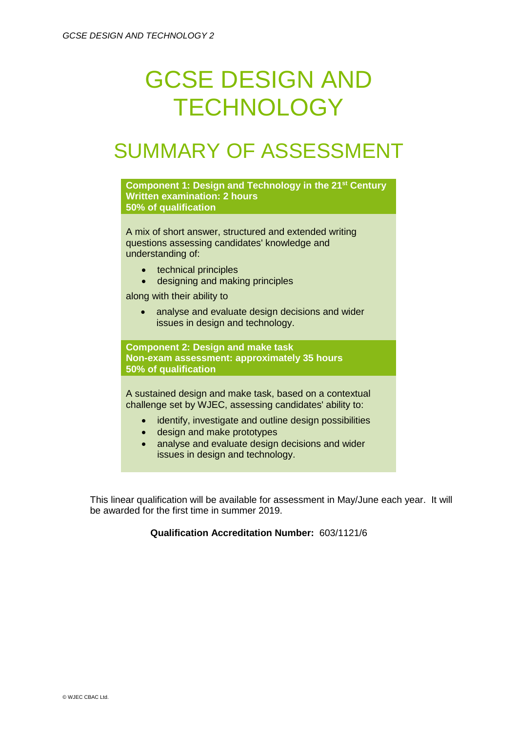# GCSE DESIGN AND TECHNOLOGY

## SUMMARY OF ASSESSMENT

**Component 1: Design and Technology in the 21st Century**
**Written examination: 2 hours**
**50% of qualification**

A mix of short answer, structured and extended writing questions assessing candidates' knowledge and understanding of:

- technical principles
- designing and making principles

along with their ability to

- analyse and evaluate design decisions and wider issues in design and technology.

**Component 2: Design and make task**
**Non-exam assessment: approximately 35 hours**
**50% of qualification**

A sustained design and make task, based on a contextual challenge set by WJEC, assessing candidates' ability to:

- identify, investigate and outline design possibilities
- design and make prototypes
- analyse and evaluate design decisions and wider issues in design and technology.

This linear qualification will be available for assessment in May/June each year. It will be awarded for the first time in summer 2019.

**Qualification Accreditation Number:** 603/1121/6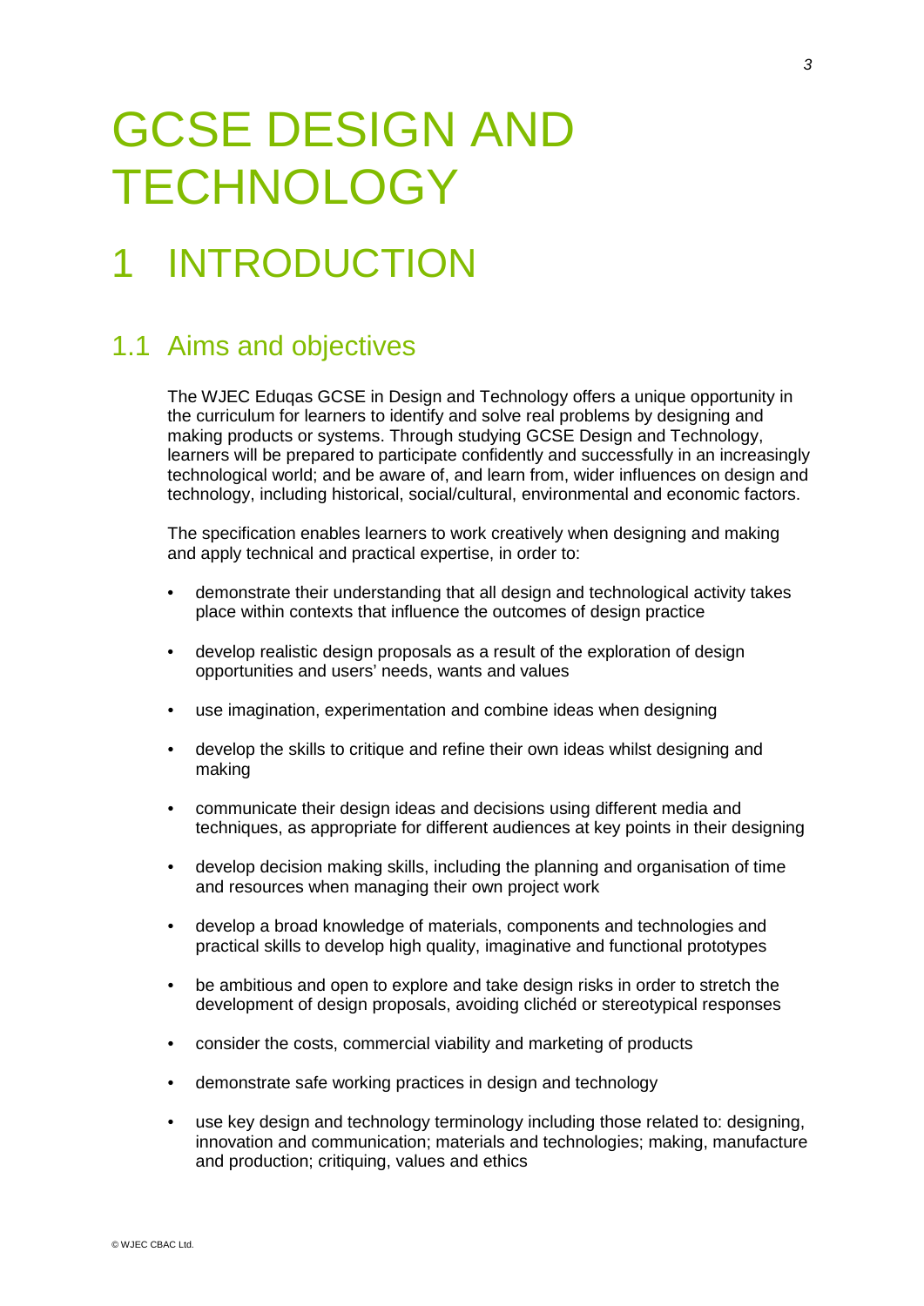# GCSE DESIGN AND TECHNOLOGY

# 1 INTRODUCTION

## 1.1 Aims and objectives

The WJEC Eduqas GCSE in Design and Technology offers a unique opportunity in the curriculum for learners to identify and solve real problems by designing and making products or systems. Through studying GCSE Design and Technology, learners will be prepared to participate confidently and successfully in an increasingly technological world; and be aware of, and learn from, wider influences on design and technology, including historical, social/cultural, environmental and economic factors.

The specification enables learners to work creatively when designing and making and apply technical and practical expertise, in order to:

- demonstrate their understanding that all design and technological activity takes place within contexts that influence the outcomes of design practice
- develop realistic design proposals as a result of the exploration of design opportunities and users' needs, wants and values
- use imagination, experimentation and combine ideas when designing
- develop the skills to critique and refine their own ideas whilst designing and making
- communicate their design ideas and decisions using different media and techniques, as appropriate for different audiences at key points in their designing
- develop decision making skills, including the planning and organisation of time and resources when managing their own project work
- develop a broad knowledge of materials, components and technologies and practical skills to develop high quality, imaginative and functional prototypes
- be ambitious and open to explore and take design risks in order to stretch the development of design proposals, avoiding clichéd or stereotypical responses
- consider the costs, commercial viability and marketing of products
- demonstrate safe working practices in design and technology
- use key design and technology terminology including those related to: designing, innovation and communication; materials and technologies; making, manufacture and production; critiquing, values and ethics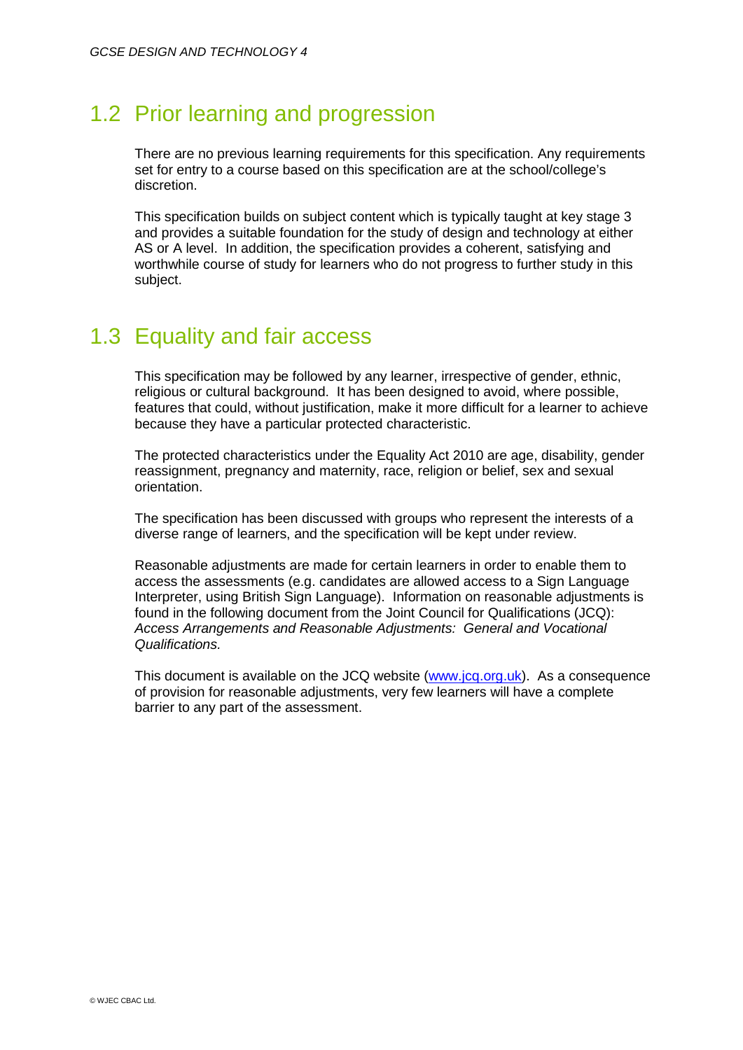## 1.2 Prior learning and progression

There are no previous learning requirements for this specification. Any requirements set for entry to a course based on this specification are at the school/college's discretion.

This specification builds on subject content which is typically taught at key stage 3 and provides a suitable foundation for the study of design and technology at either AS or A level. In addition, the specification provides a coherent, satisfying and worthwhile course of study for learners who do not progress to further study in this subject.

## 1.3 Equality and fair access

This specification may be followed by any learner, irrespective of gender, ethnic, religious or cultural background. It has been designed to avoid, where possible, features that could, without justification, make it more difficult for a learner to achieve because they have a particular protected characteristic.

The protected characteristics under the Equality Act 2010 are age, disability, gender reassignment, pregnancy and maternity, race, religion or belief, sex and sexual orientation.

The specification has been discussed with groups who represent the interests of a diverse range of learners, and the specification will be kept under review.

Reasonable adjustments are made for certain learners in order to enable them to access the assessments (e.g. candidates are allowed access to a Sign Language Interpreter, using British Sign Language). Information on reasonable adjustments is found in the following document from the Joint Council for Qualifications (JCQ): *Access Arrangements and Reasonable Adjustments: General and Vocational Qualifications.*

This document is available on the JCQ website (www.jcq.org.uk). As a consequence of provision for reasonable adjustments, very few learners will have a complete barrier to any part of the assessment.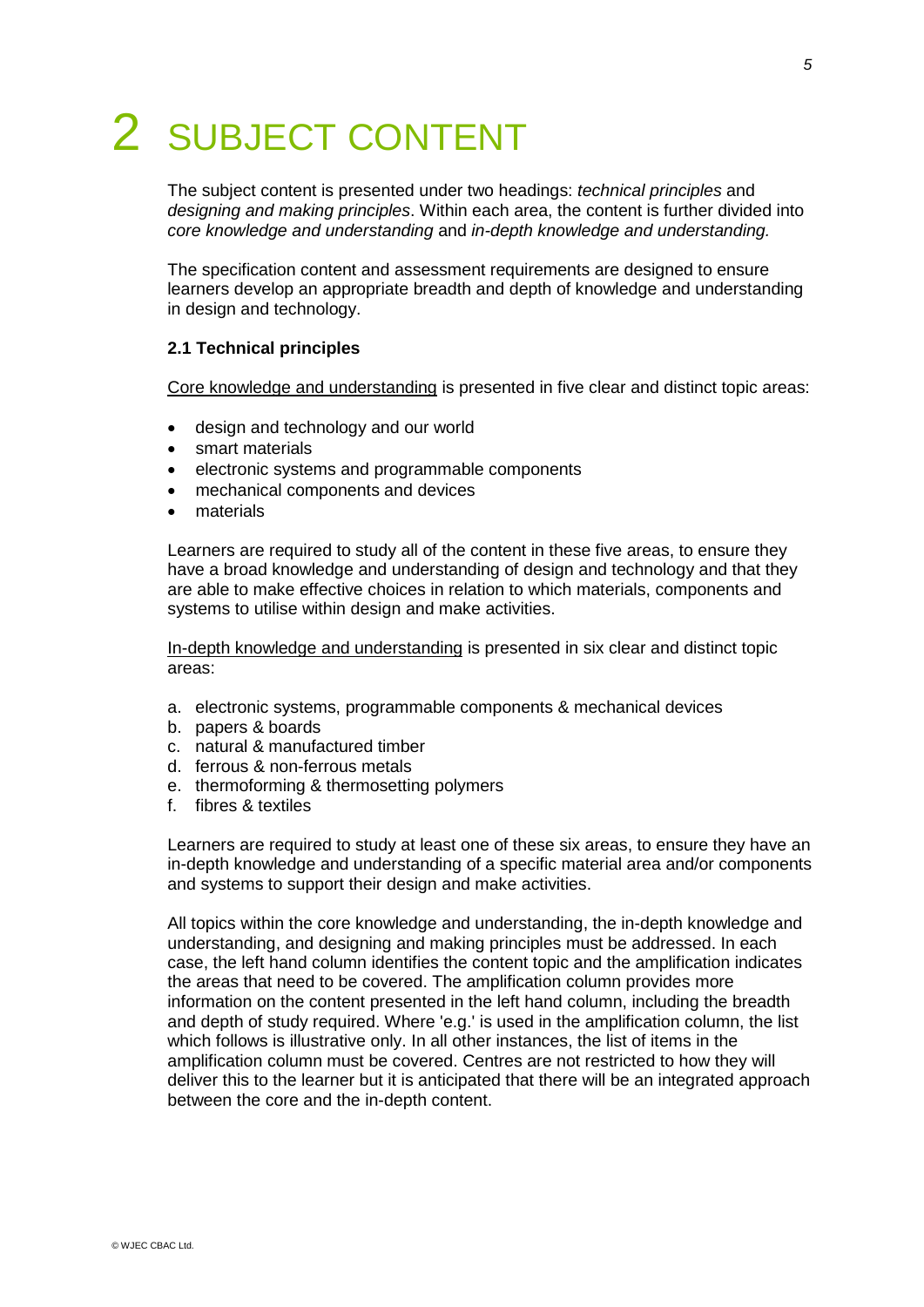# 2 SUBJECT CONTENT

The subject content is presented under two headings: *technical principles* and *designing and making principles*. Within each area, the content is further divided into *core knowledge and understanding* and *in-depth knowledge and understanding.*

The specification content and assessment requirements are designed to ensure learners develop an appropriate breadth and depth of knowledge and understanding in design and technology.

### 2.1 Technical principles

<u>Core knowledge and understanding</u> is presented in five clear and distinct topic areas:

- design and technology and our world
- smart materials
- electronic systems and programmable components
- mechanical components and devices
- materials

Learners are required to study all of the content in these five areas, to ensure they have a broad knowledge and understanding of design and technology and that they are able to make effective choices in relation to which materials, components and systems to utilise within design and make activities.

<u>In-depth knowledge and understanding</u> is presented in six clear and distinct topic areas:

a. electronic systems, programmable components & mechanical devices
b. papers & boards
c. natural & manufactured timber
d. ferrous & non-ferrous metals
e. thermoforming & thermosetting polymers
f. fibres & textiles

Learners are required to study at least one of these six areas, to ensure they have an in-depth knowledge and understanding of a specific material area and/or components and systems to support their design and make activities.

All topics within the core knowledge and understanding, the in-depth knowledge and understanding, and designing and making principles must be addressed. In each case, the left hand column identifies the content topic and the amplification indicates the areas that need to be covered. The amplification column provides more information on the content presented in the left hand column, including the breadth and depth of study required. Where 'e.g.' is used in the amplification column, the list which follows is illustrative only. In all other instances, the list of items in the amplification column must be covered. Centres are not restricted to how they will deliver this to the learner but it is anticipated that there will be an integrated approach between the core and the in-depth content.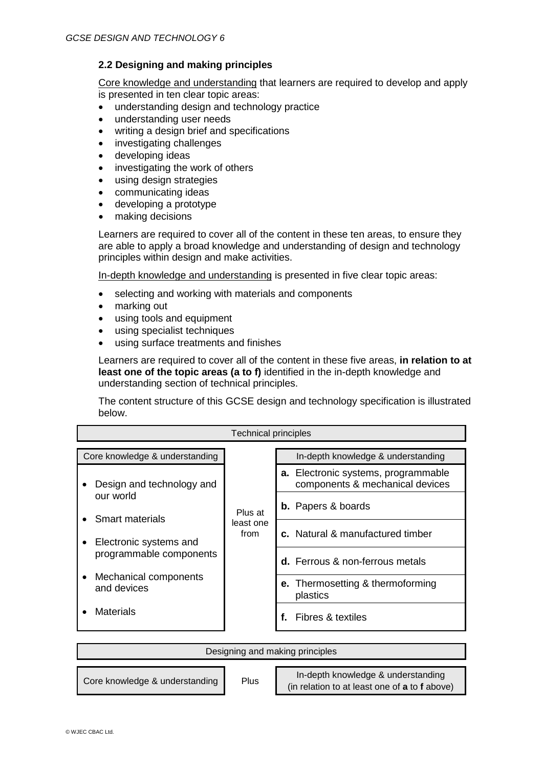### 2.2 Designing and making principles

Core knowledge and understanding that learners are required to develop and apply is presented in ten clear topic areas:

- understanding design and technology practice
- understanding user needs
- writing a design brief and specifications
- investigating challenges
- developing ideas
- investigating the work of others
- using design strategies
- communicating ideas
- developing a prototype
- making decisions

Learners are required to cover all of the content in these ten areas, to ensure they are able to apply a broad knowledge and understanding of design and technology principles within design and make activities.

In-depth knowledge and understanding is presented in five clear topic areas:

- selecting and working with materials and components
- marking out
- using tools and equipment
- using specialist techniques
- using surface treatments and finishes

Learners are required to cover all of the content in these five areas, **in relation to at least one of the topic areas (a to f)** identified in the in-depth knowledge and understanding section of technical principles.

The content structure of this GCSE design and technology specification is illustrated below.

| Technical principles | | |
|---|---|---|
| Core knowledge & understanding | | In-depth knowledge & understanding |
| • Design and technology and our world<br>• Smart materials<br>• Electronic systems and programmable components<br>• Mechanical components and devices<br>• Materials | Plus at least one from | **a.** Electronic systems, programmable components & mechanical devices<br>**b.** Papers & boards<br>**c.** Natural & manufactured timber<br>**d.** Ferrous & non-ferrous metals<br>**e.** Thermosetting & thermoforming plastics<br>**f.** Fibres & textiles |

| Designing and making principles | | |
|---|---|---|
| Core knowledge & understanding | Plus | In-depth knowledge & understanding (in relation to at least one of **a** to **f** above) |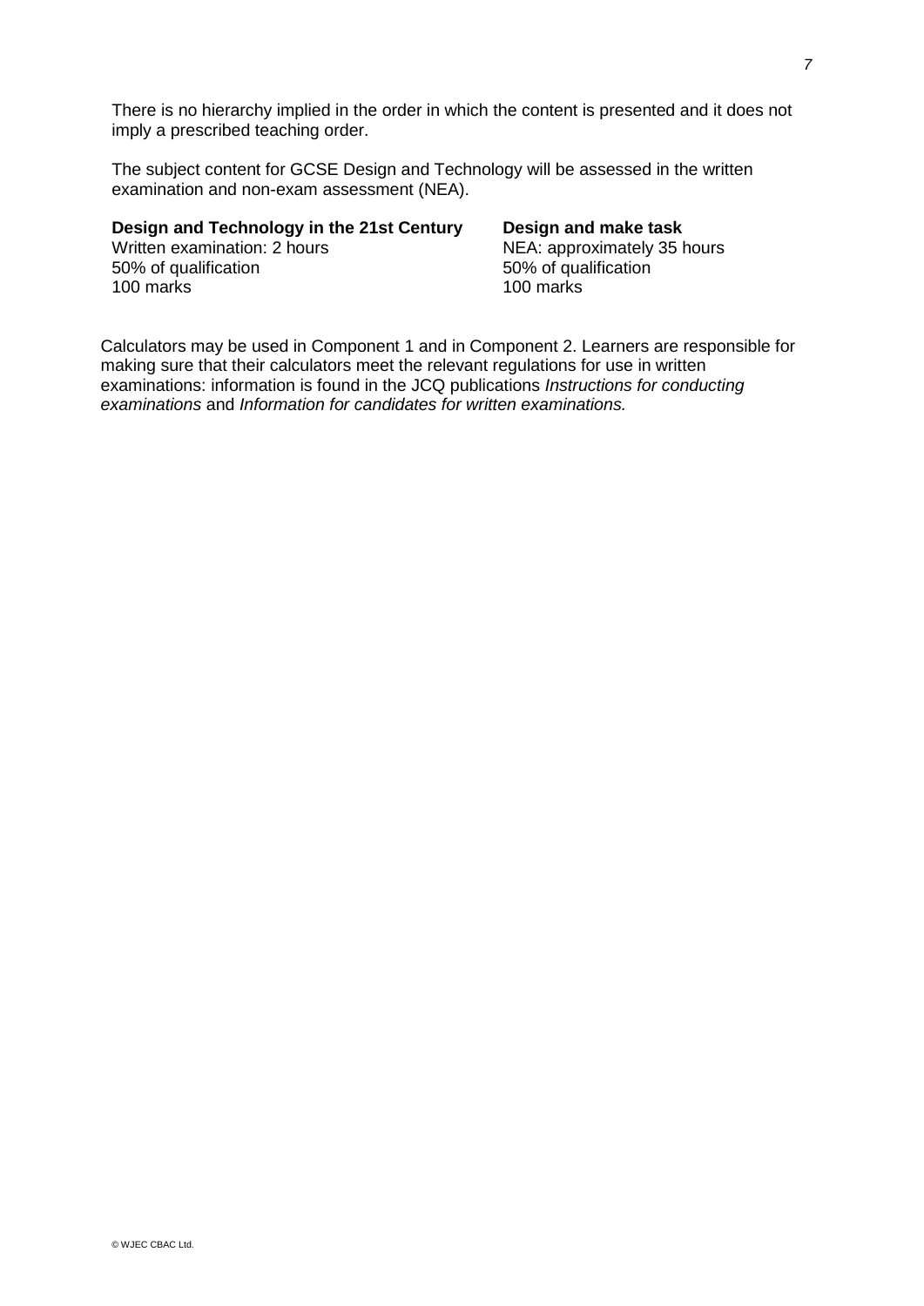There is no hierarchy implied in the order in which the content is presented and it does not imply a prescribed teaching order.

The subject content for GCSE Design and Technology will be assessed in the written examination and non-exam assessment (NEA).

**Design and Technology in the 21st Century**
Written examination: 2 hours
50% of qualification
100 marks

**Design and make task**
NEA: approximately 35 hours
50% of qualification
100 marks

Calculators may be used in Component 1 and in Component 2. Learners are responsible for making sure that their calculators meet the relevant regulations for use in written examinations: information is found in the JCQ publications *Instructions for conducting examinations* and *Information for candidates for written examinations.*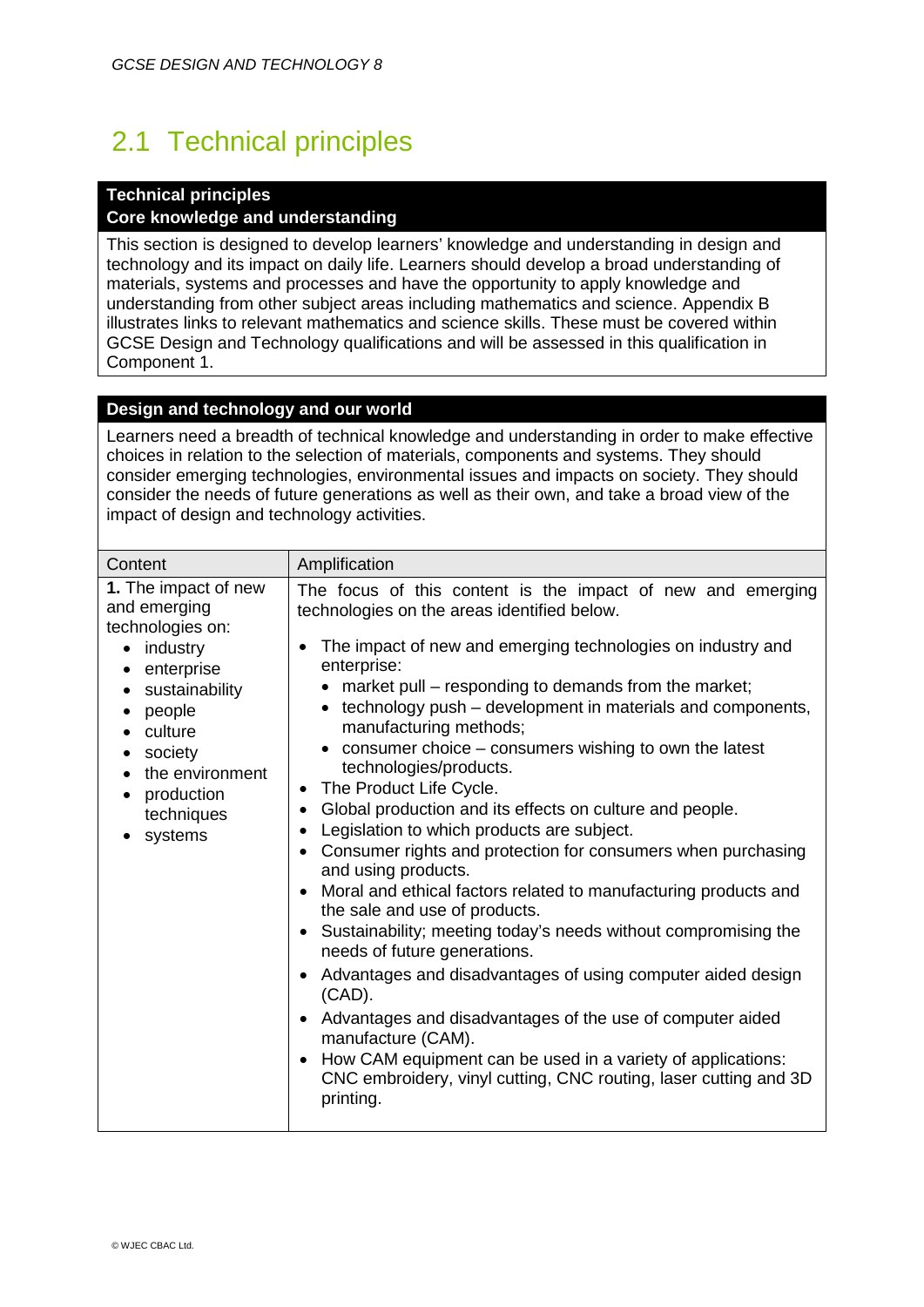## 2.1 Technical principles

**Technical principles**
**Core knowledge and understanding**

This section is designed to develop learners' knowledge and understanding in design and technology and its impact on daily life. Learners should develop a broad understanding of materials, systems and processes and have the opportunity to apply knowledge and understanding from other subject areas including mathematics and science. Appendix B illustrates links to relevant mathematics and science skills. These must be covered within GCSE Design and Technology qualifications and will be assessed in this qualification in Component 1.

**Design and technology and our world**

Learners need a breadth of technical knowledge and understanding in order to make effective choices in relation to the selection of materials, components and systems. They should consider emerging technologies, environmental issues and impacts on society. They should consider the needs of future generations as well as their own, and take a broad view of the impact of design and technology activities.

| Content | Amplification |
|---|---|
| **1.** The impact of new and emerging technologies on:<br>• industry<br>• enterprise<br>• sustainability<br>• people<br>• culture<br>• society<br>• the environment<br>• production techniques<br>• systems | The focus of this content is the impact of new and emerging technologies on the areas identified below.<br>• The impact of new and emerging technologies on industry and enterprise:<br>  ◦ market pull – responding to demands from the market;<br>  ◦ technology push – development in materials and components, manufacturing methods;<br>  ◦ consumer choice – consumers wishing to own the latest technologies/products.<br>• The Product Life Cycle.<br>• Global production and its effects on culture and people.<br>• Legislation to which products are subject.<br>• Consumer rights and protection for consumers when purchasing and using products.<br>• Moral and ethical factors related to manufacturing products and the sale and use of products.<br>• Sustainability; meeting today's needs without compromising the needs of future generations.<br>• Advantages and disadvantages of using computer aided design (CAD).<br>• Advantages and disadvantages of the use of computer aided manufacture (CAM).<br>• How CAM equipment can be used in a variety of applications: CNC embroidery, vinyl cutting, CNC routing, laser cutting and 3D printing. |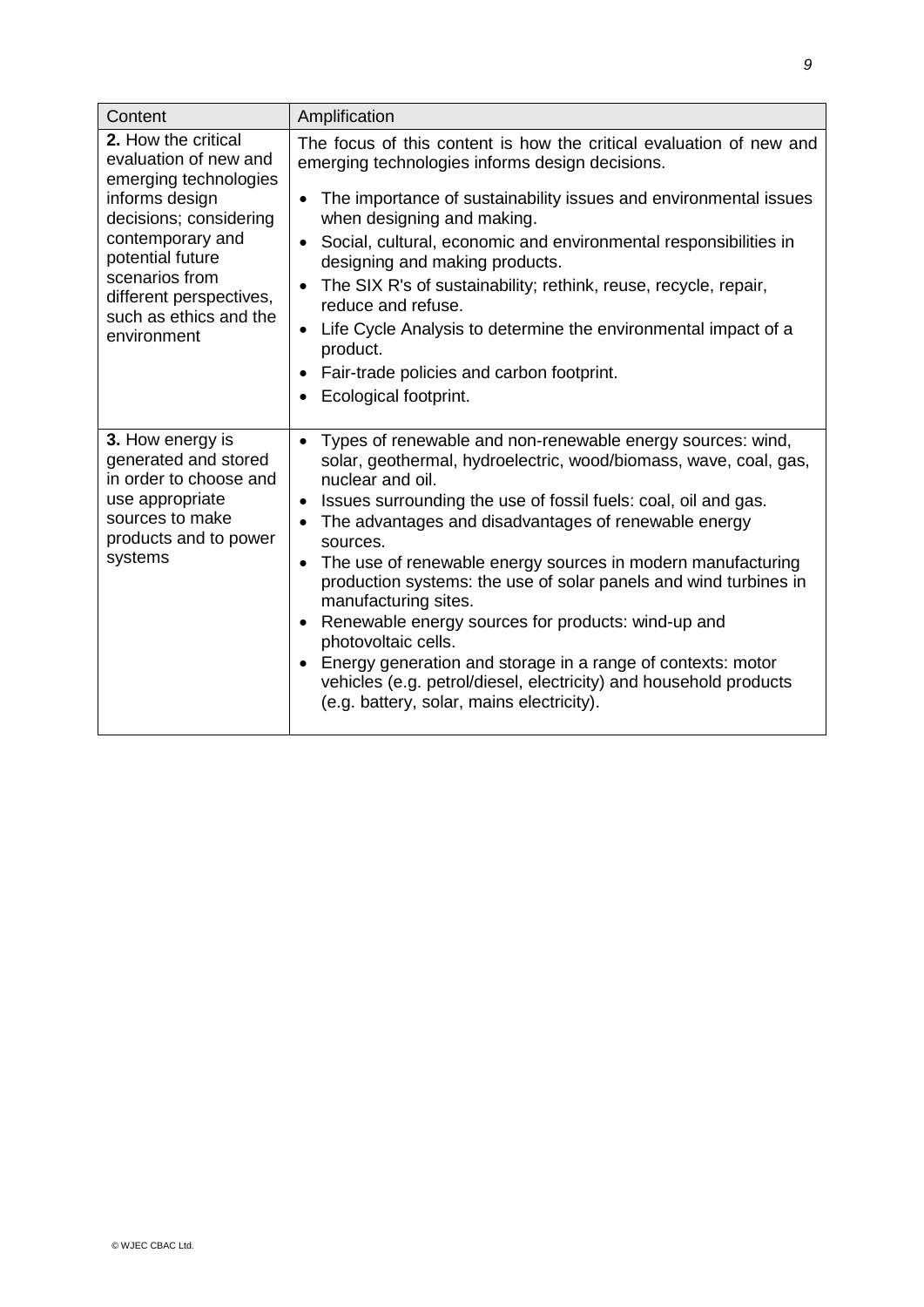| Content | Amplification |
|---|---|
| **2.** How the critical evaluation of new and emerging technologies informs design decisions; considering contemporary and potential future scenarios from different perspectives, such as ethics and the environment | The focus of this content is how the critical evaluation of new and emerging technologies informs design decisions.<br>• The importance of sustainability issues and environmental issues when designing and making.<br>• Social, cultural, economic and environmental responsibilities in designing and making products.<br>• The SIX R's of sustainability; rethink, reuse, recycle, repair, reduce and refuse.<br>• Life Cycle Analysis to determine the environmental impact of a product.<br>• Fair-trade policies and carbon footprint.<br>• Ecological footprint. |
| **3.** How energy is generated and stored in order to choose and use appropriate sources to make products and to power systems | • Types of renewable and non-renewable energy sources: wind, solar, geothermal, hydroelectric, wood/biomass, wave, coal, gas, nuclear and oil.<br>• Issues surrounding the use of fossil fuels: coal, oil and gas.<br>• The advantages and disadvantages of renewable energy sources.<br>• The use of renewable energy sources in modern manufacturing production systems: the use of solar panels and wind turbines in manufacturing sites.<br>• Renewable energy sources for products: wind-up and photovoltaic cells.<br>• Energy generation and storage in a range of contexts: motor vehicles (e.g. petrol/diesel, electricity) and household products (e.g. battery, solar, mains electricity). |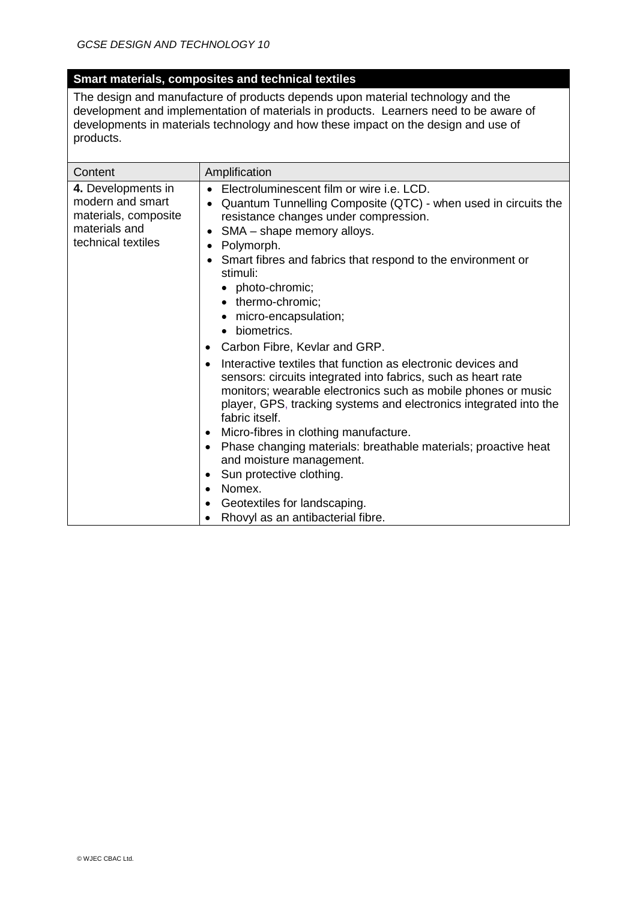## Smart materials, composites and technical textiles

The design and manufacture of products depends upon material technology and the development and implementation of materials in products. Learners need to be aware of developments in materials technology and how these impact on the design and use of products.

| Content | Amplification |
| --- | --- |
| **4.** Developments in modern and smart materials, composite materials and technical textiles | • Electroluminescent film or wire i.e. LCD.<br>• Quantum Tunnelling Composite (QTC) - when used in circuits the resistance changes under compression.<br>• SMA – shape memory alloys.<br>• Polymorph.<br>• Smart fibres and fabrics that respond to the environment or stimuli:<br>&nbsp;&nbsp;• photo-chromic;<br>&nbsp;&nbsp;• thermo-chromic;<br>&nbsp;&nbsp;• micro-encapsulation;<br>&nbsp;&nbsp;• biometrics.<br>• Carbon Fibre, Kevlar and GRP.<br>• Interactive textiles that function as electronic devices and sensors: circuits integrated into fabrics, such as heart rate monitors; wearable electronics such as mobile phones or music player, GPS, tracking systems and electronics integrated into the fabric itself.<br>• Micro-fibres in clothing manufacture.<br>• Phase changing materials: breathable materials; proactive heat and moisture management.<br>• Sun protective clothing.<br>• Nomex.<br>• Geotextiles for landscaping.<br>• Rhovyl as an antibacterial fibre. |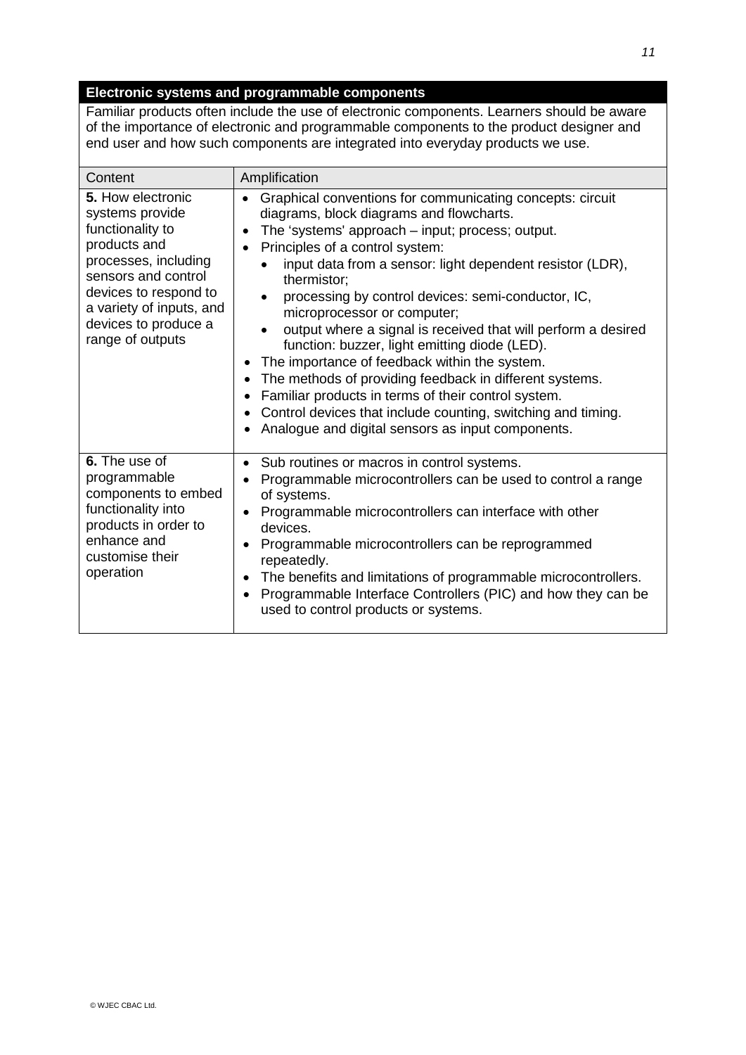## Electronic systems and programmable components

Familiar products often include the use of electronic components. Learners should be aware of the importance of electronic and programmable components to the product designer and end user and how such components are integrated into everyday products we use.

| Content | Amplification |
|---|---|
| **5.** How electronic systems provide functionality to products and processes, including sensors and control devices to respond to a variety of inputs, and devices to produce a range of outputs | • Graphical conventions for communicating concepts: circuit diagrams, block diagrams and flowcharts.<br>• The 'systems' approach – input; process; output.<br>• Principles of a control system:<br>&nbsp;&nbsp;&nbsp;&nbsp;• input data from a sensor: light dependent resistor (LDR), thermistor;<br>&nbsp;&nbsp;&nbsp;&nbsp;• processing by control devices: semi-conductor, IC, microprocessor or computer;<br>&nbsp;&nbsp;&nbsp;&nbsp;• output where a signal is received that will perform a desired function: buzzer, light emitting diode (LED).<br>• The importance of feedback within the system.<br>• The methods of providing feedback in different systems.<br>• Familiar products in terms of their control system.<br>• Control devices that include counting, switching and timing.<br>• Analogue and digital sensors as input components. |
| **6.** The use of programmable components to embed functionality into products in order to enhance and customise their operation | • Sub routines or macros in control systems.<br>• Programmable microcontrollers can be used to control a range of systems.<br>• Programmable microcontrollers can interface with other devices.<br>• Programmable microcontrollers can be reprogrammed repeatedly.<br>• The benefits and limitations of programmable microcontrollers.<br>• Programmable Interface Controllers (PIC) and how they can be used to control products or systems. |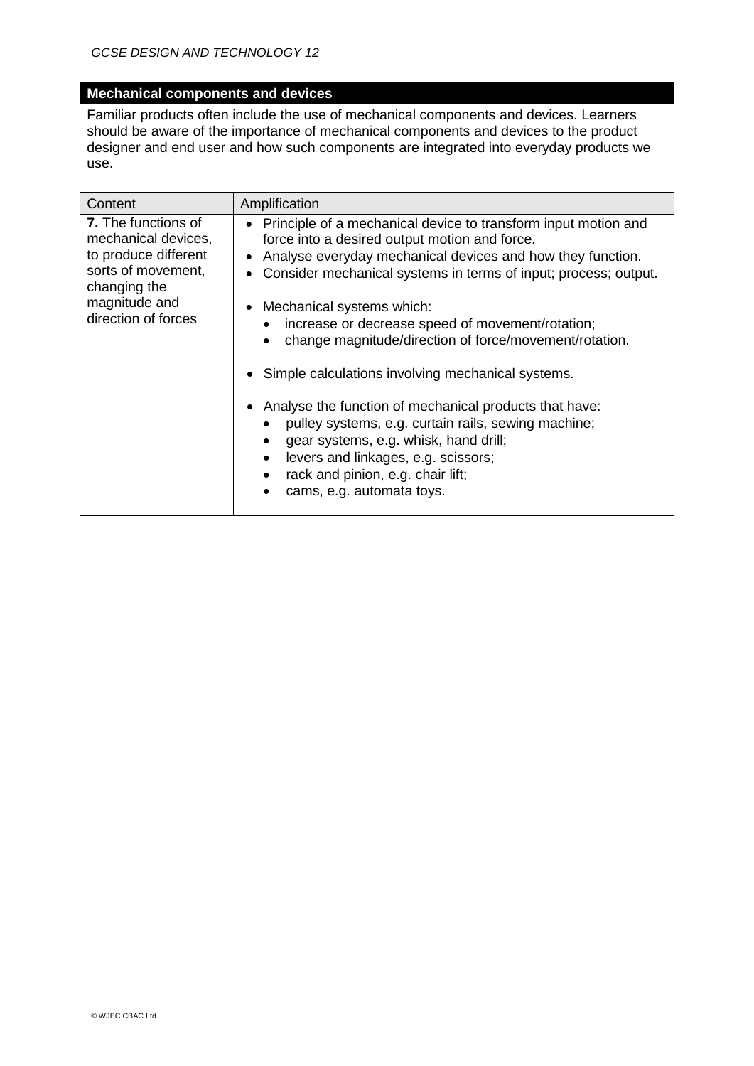## Mechanical components and devices

Familiar products often include the use of mechanical components and devices. Learners should be aware of the importance of mechanical components and devices to the product designer and end user and how such components are integrated into everyday products we use.

| Content | Amplification |
| --- | --- |
| **7.** The functions of mechanical devices, to produce different sorts of movement, changing the magnitude and direction of forces | • Principle of a mechanical device to transform input motion and force into a desired output motion and force.<br>• Analyse everyday mechanical devices and how they function.<br>• Consider mechanical systems in terms of input; process; output.<br><br>• Mechanical systems which:<br>&nbsp;&nbsp;◦ increase or decrease speed of movement/rotation;<br>&nbsp;&nbsp;◦ change magnitude/direction of force/movement/rotation.<br><br>• Simple calculations involving mechanical systems.<br><br>• Analyse the function of mechanical products that have:<br>&nbsp;&nbsp;◦ pulley systems, e.g. curtain rails, sewing machine;<br>&nbsp;&nbsp;◦ gear systems, e.g. whisk, hand drill;<br>&nbsp;&nbsp;◦ levers and linkages, e.g. scissors;<br>&nbsp;&nbsp;◦ rack and pinion, e.g. chair lift;<br>&nbsp;&nbsp;◦ cams, e.g. automata toys. |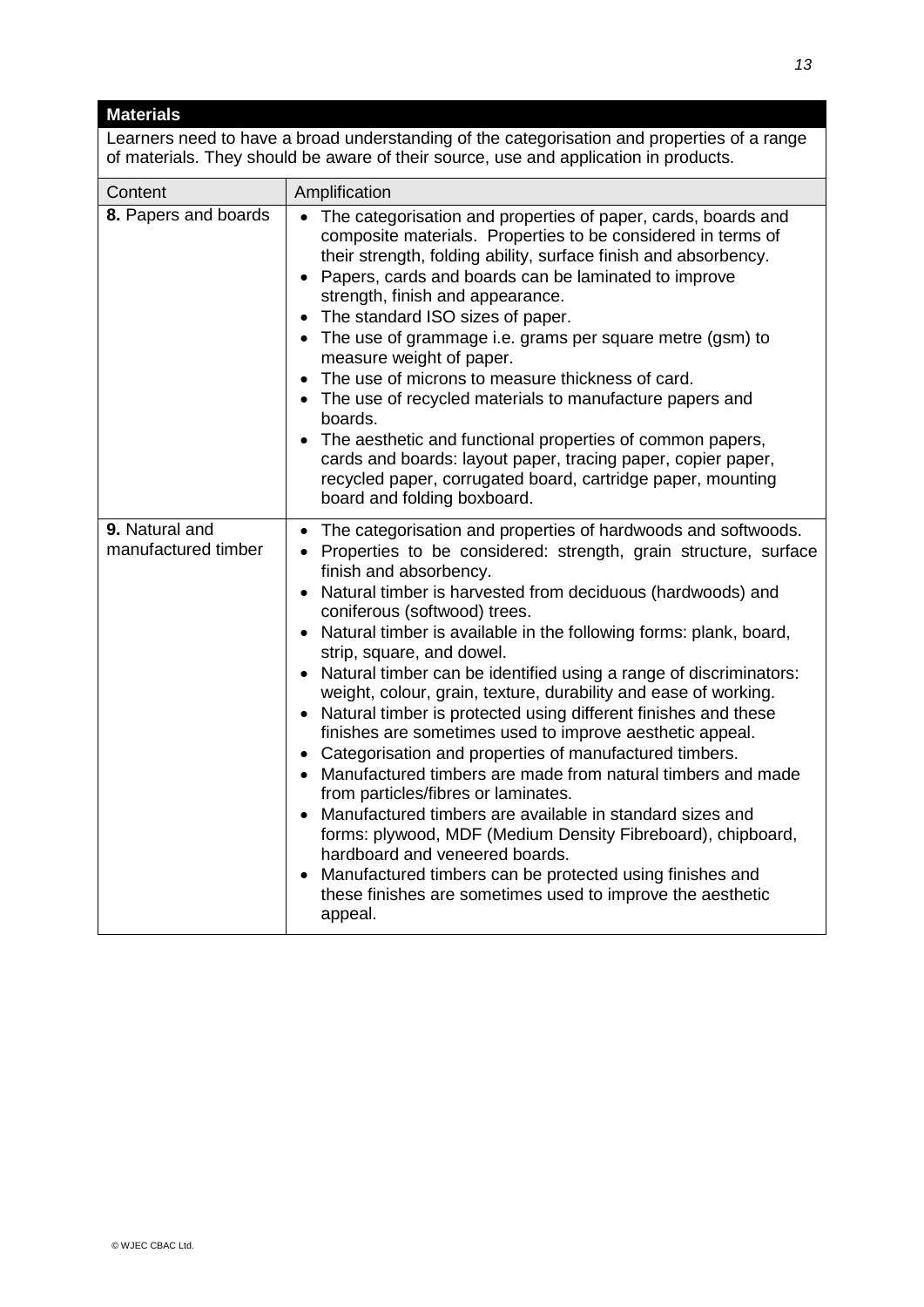## Materials

Learners need to have a broad understanding of the categorisation and properties of a range of materials. They should be aware of their source, use and application in products.

| Content | Amplification |
| --- | --- |
| **8.** Papers and boards | • The categorisation and properties of paper, cards, boards and composite materials. Properties to be considered in terms of their strength, folding ability, surface finish and absorbency.<br>• Papers, cards and boards can be laminated to improve strength, finish and appearance.<br>• The standard ISO sizes of paper.<br>• The use of grammage i.e. grams per square metre (gsm) to measure weight of paper.<br>• The use of microns to measure thickness of card.<br>• The use of recycled materials to manufacture papers and boards.<br>• The aesthetic and functional properties of common papers, cards and boards: layout paper, tracing paper, copier paper, recycled paper, corrugated board, cartridge paper, mounting board and folding boxboard. |
| **9.** Natural and manufactured timber | • The categorisation and properties of hardwoods and softwoods.<br>• Properties to be considered: strength, grain structure, surface finish and absorbency.<br>• Natural timber is harvested from deciduous (hardwoods) and coniferous (softwood) trees.<br>• Natural timber is available in the following forms: plank, board, strip, square, and dowel.<br>• Natural timber can be identified using a range of discriminators: weight, colour, grain, texture, durability and ease of working.<br>• Natural timber is protected using different finishes and these finishes are sometimes used to improve aesthetic appeal.<br>• Categorisation and properties of manufactured timbers.<br>• Manufactured timbers are made from natural timbers and made from particles/fibres or laminates.<br>• Manufactured timbers are available in standard sizes and forms: plywood, MDF (Medium Density Fibreboard), chipboard, hardboard and veneered boards.<br>• Manufactured timbers can be protected using finishes and these finishes are sometimes used to improve the aesthetic appeal. |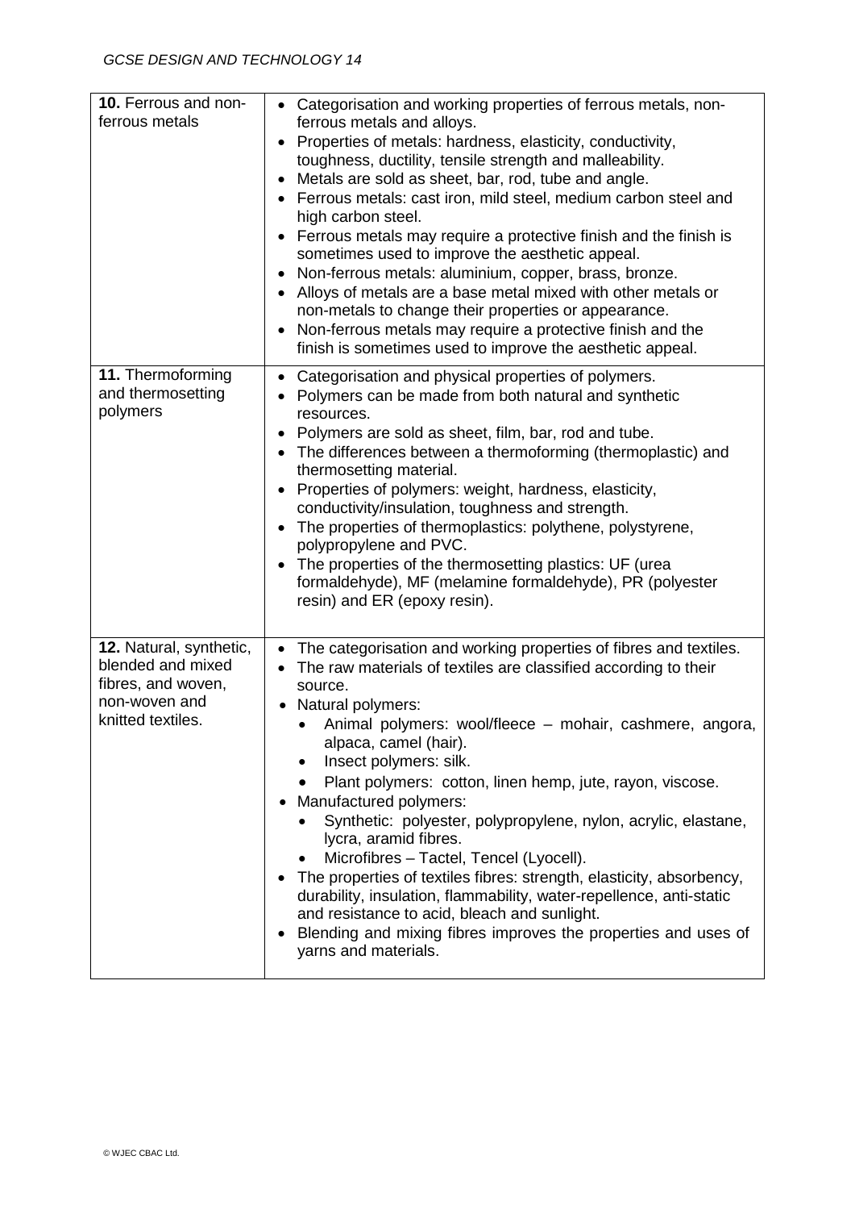| | |
|---|---|
| **10.** Ferrous and non-ferrous metals | • Categorisation and working properties of ferrous metals, non-ferrous metals and alloys.<br>• Properties of metals: hardness, elasticity, conductivity, toughness, ductility, tensile strength and malleability.<br>• Metals are sold as sheet, bar, rod, tube and angle.<br>• Ferrous metals: cast iron, mild steel, medium carbon steel and high carbon steel.<br>• Ferrous metals may require a protective finish and the finish is sometimes used to improve the aesthetic appeal.<br>• Non-ferrous metals: aluminium, copper, brass, bronze.<br>• Alloys of metals are a base metal mixed with other metals or non-metals to change their properties or appearance.<br>• Non-ferrous metals may require a protective finish and the finish is sometimes used to improve the aesthetic appeal. |
| **11.** Thermoforming and thermosetting polymers | • Categorisation and physical properties of polymers.<br>• Polymers can be made from both natural and synthetic resources.<br>• Polymers are sold as sheet, film, bar, rod and tube.<br>• The differences between a thermoforming (thermoplastic) and thermosetting material.<br>• Properties of polymers: weight, hardness, elasticity, conductivity/insulation, toughness and strength.<br>• The properties of thermoplastics: polythene, polystyrene, polypropylene and PVC.<br>• The properties of the thermosetting plastics: UF (urea formaldehyde), MF (melamine formaldehyde), PR (polyester resin) and ER (epoxy resin). |
| **12.** Natural, synthetic, blended and mixed fibres, and woven, non-woven and knitted textiles. | • The categorisation and working properties of fibres and textiles.<br>• The raw materials of textiles are classified according to their source.<br>• Natural polymers:<br>&nbsp;&nbsp;◦ Animal polymers: wool/fleece – mohair, cashmere, angora, alpaca, camel (hair).<br>&nbsp;&nbsp;◦ Insect polymers: silk.<br>&nbsp;&nbsp;◦ Plant polymers: cotton, linen hemp, jute, rayon, viscose.<br>• Manufactured polymers:<br>&nbsp;&nbsp;◦ Synthetic: polyester, polypropylene, nylon, acrylic, elastane, lycra, aramid fibres.<br>&nbsp;&nbsp;◦ Microfibres – Tactel, Tencel (Lyocell).<br>• The properties of textiles fibres: strength, elasticity, absorbency, durability, insulation, flammability, water-repellence, anti-static and resistance to acid, bleach and sunlight.<br>• Blending and mixing fibres improves the properties and uses of yarns and materials. |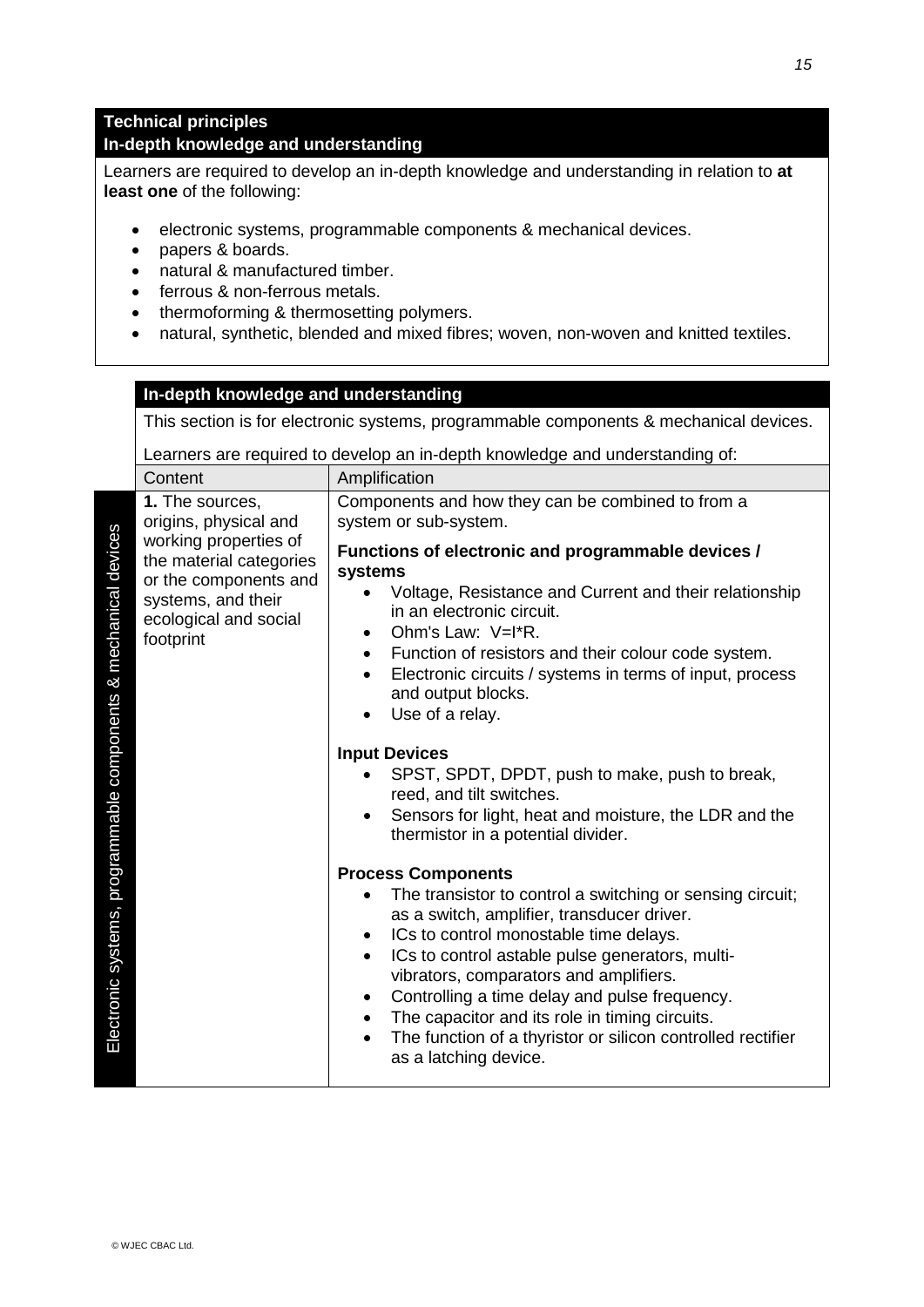## Technical principles

### In-depth knowledge and understanding

Learners are required to develop an in-depth knowledge and understanding in relation to **at least one** of the following:

- electronic systems, programmable components & mechanical devices.
- papers & boards.
- natural & manufactured timber.
- ferrous & non-ferrous metals.
- thermoforming & thermosetting polymers.
- natural, synthetic, blended and mixed fibres; woven, non-woven and knitted textiles.

### In-depth knowledge and understanding

This section is for electronic systems, programmable components & mechanical devices.

Learners are required to develop an in-depth knowledge and understanding of:

**Electronic systems, programmable components & mechanical devices**

| Content | Amplification |
| --- | --- |
| **1.** The sources, origins, physical and working properties of the material categories or the components and systems, and their ecological and social footprint | Components and how they can be combined to from a system or sub-system.<br><br>**Functions of electronic and programmable devices / systems**<br>• Voltage, Resistance and Current and their relationship in an electronic circuit.<br>• Ohm's Law: V=I*R.<br>• Function of resistors and their colour code system.<br>• Electronic circuits / systems in terms of input, process and output blocks.<br>• Use of a relay.<br><br>**Input Devices**<br>• SPST, SPDT, DPDT, push to make, push to break, reed, and tilt switches.<br>• Sensors for light, heat and moisture, the LDR and the thermistor in a potential divider.<br><br>**Process Components**<br>• The transistor to control a switching or sensing circuit; as a switch, amplifier, transducer driver.<br>• ICs to control monostable time delays.<br>• ICs to control astable pulse generators, multi-vibrators, comparators and amplifiers.<br>• Controlling a time delay and pulse frequency.<br>• The capacitor and its role in timing circuits.<br>• The function of a thyristor or silicon controlled rectifier as a latching device. |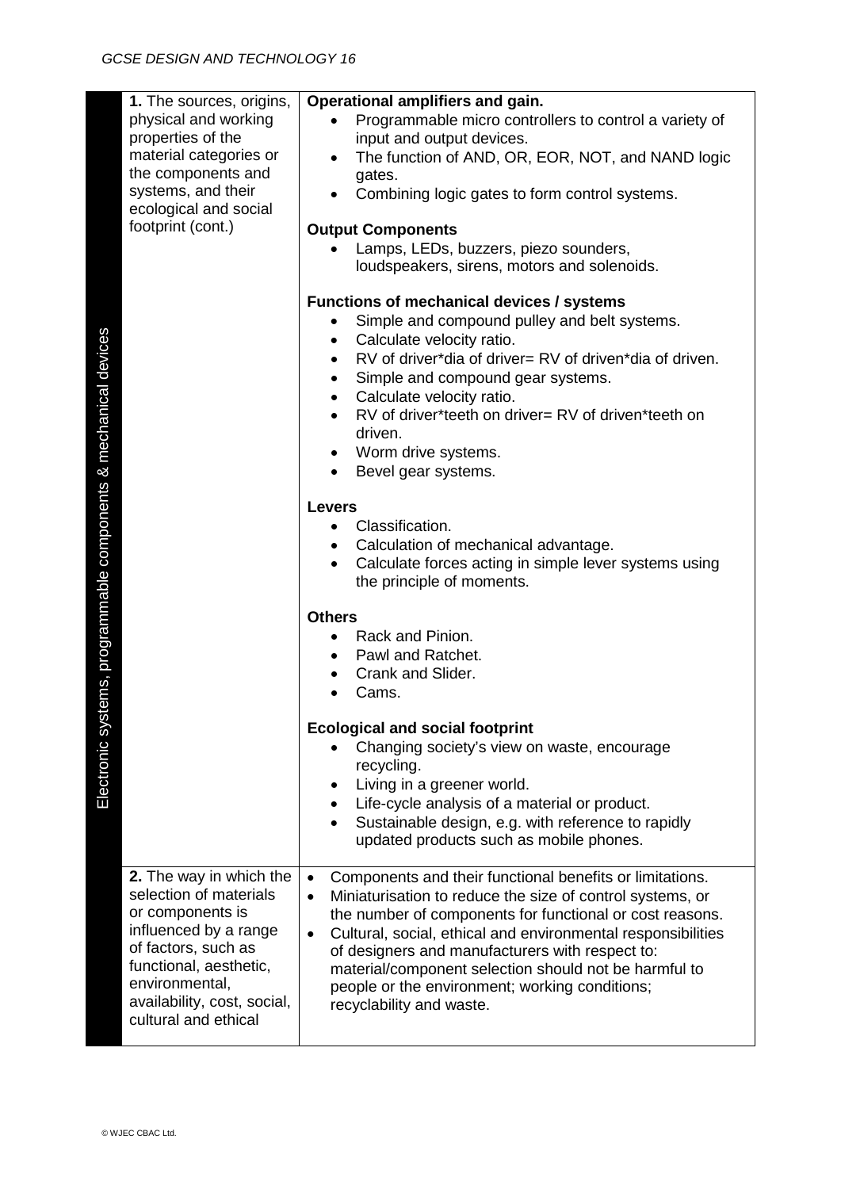| Electronic systems, programmable components & mechanical devices | | |
|---|---|---|
| | **1.** The sources, origins, physical and working properties of the material categories or the components and systems, and their ecological and social footprint (cont.) | **Operational amplifiers and gain.**<br>• Programmable micro controllers to control a variety of input and output devices.<br>• The function of AND, OR, EOR, NOT, and NAND logic gates.<br>• Combining logic gates to form control systems.<br><br>**Output Components**<br>• Lamps, LEDs, buzzers, piezo sounders, loudspeakers, sirens, motors and solenoids.<br><br>**Functions of mechanical devices / systems**<br>• Simple and compound pulley and belt systems.<br>• Calculate velocity ratio.<br>• RV of driver*dia of driver= RV of driven*dia of driven.<br>• Simple and compound gear systems.<br>• Calculate velocity ratio.<br>• RV of driver*teeth on driver= RV of driven*teeth on driven.<br>• Worm drive systems.<br>• Bevel gear systems.<br><br>**Levers**<br>• Classification.<br>• Calculation of mechanical advantage.<br>• Calculate forces acting in simple lever systems using the principle of moments.<br><br>**Others**<br>• Rack and Pinion.<br>• Pawl and Ratchet.<br>• Crank and Slider.<br>• Cams.<br><br>**Ecological and social footprint**<br>• Changing society's view on waste, encourage recycling.<br>• Living in a greener world.<br>• Life-cycle analysis of a material or product.<br>• Sustainable design, e.g. with reference to rapidly updated products such as mobile phones. |
| | **2.** The way in which the selection of materials or components is influenced by a range of factors, such as functional, aesthetic, environmental, availability, cost, social, cultural and ethical | • Components and their functional benefits or limitations.<br>• Miniaturisation to reduce the size of control systems, or the number of components for functional or cost reasons.<br>• Cultural, social, ethical and environmental responsibilities of designers and manufacturers with respect to: material/component selection should not be harmful to people or the environment; working conditions; recyclability and waste. |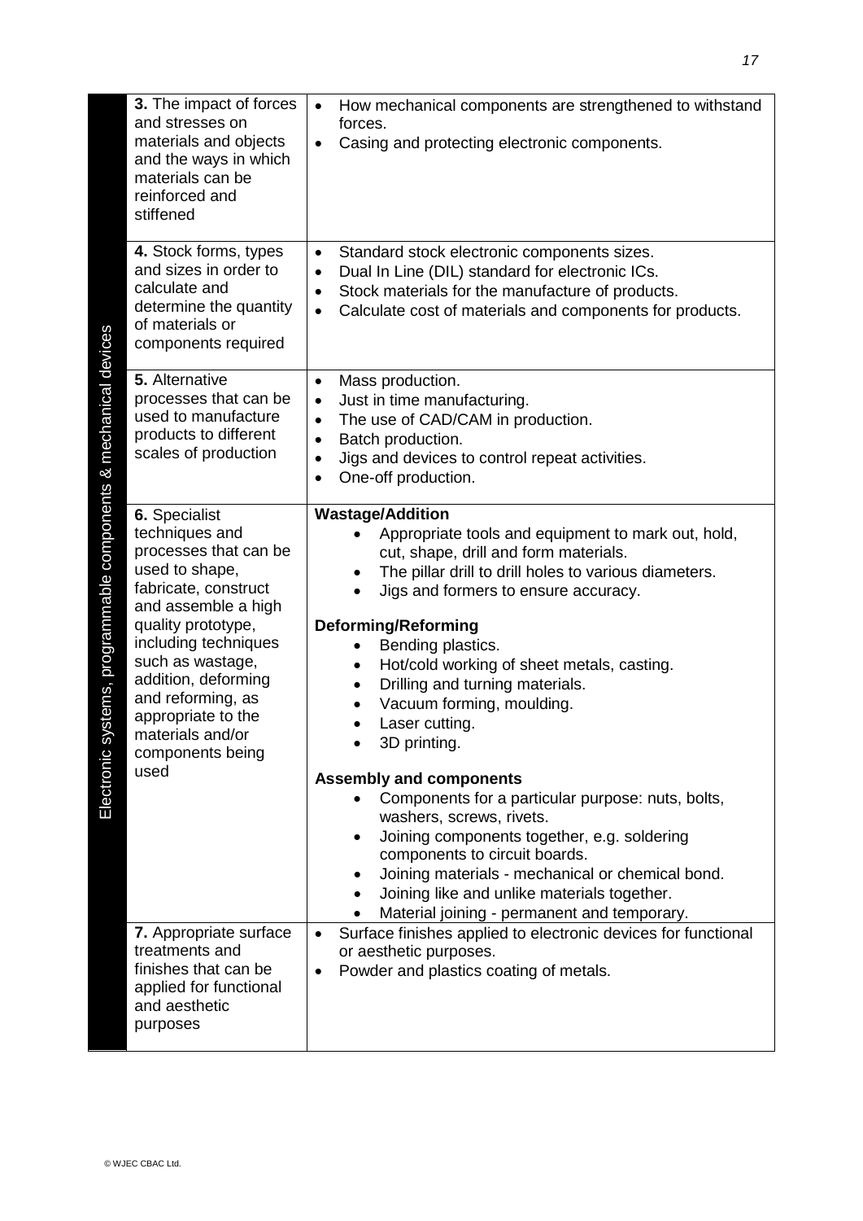| Electronic systems, programmable components & mechanical devices | | |
|---|---|---|
| | **3.** The impact of forces and stresses on materials and objects and the ways in which materials can be reinforced and stiffened | • How mechanical components are strengthened to withstand forces.<br>• Casing and protecting electronic components. |
| | **4.** Stock forms, types and sizes in order to calculate and determine the quantity of materials or components required | • Standard stock electronic components sizes.<br>• Dual In Line (DIL) standard for electronic ICs.<br>• Stock materials for the manufacture of products.<br>• Calculate cost of materials and components for products. |
| | **5.** Alternative processes that can be used to manufacture products to different scales of production | • Mass production.<br>• Just in time manufacturing.<br>• The use of CAD/CAM in production.<br>• Batch production.<br>• Jigs and devices to control repeat activities.<br>• One-off production. |
| | **6.** Specialist techniques and processes that can be used to shape, fabricate, construct and assemble a high quality prototype, including techniques such as wastage, addition, deforming and reforming, as appropriate to the materials and/or components being used | **Wastage/Addition**<br>• Appropriate tools and equipment to mark out, hold, cut, shape, drill and form materials.<br>• The pillar drill to drill holes to various diameters.<br>• Jigs and formers to ensure accuracy.<br><br>**Deforming/Reforming**<br>• Bending plastics.<br>• Hot/cold working of sheet metals, casting.<br>• Drilling and turning materials.<br>• Vacuum forming, moulding.<br>• Laser cutting.<br>• 3D printing.<br><br>**Assembly and components**<br>• Components for a particular purpose: nuts, bolts, washers, screws, rivets.<br>• Joining components together, e.g. soldering components to circuit boards.<br>• Joining materials - mechanical or chemical bond.<br>• Joining like and unlike materials together.<br>• Material joining - permanent and temporary. |
| | **7.** Appropriate surface treatments and finishes that can be applied for functional and aesthetic purposes | • Surface finishes applied to electronic devices for functional or aesthetic purposes.<br>• Powder and plastics coating of metals. |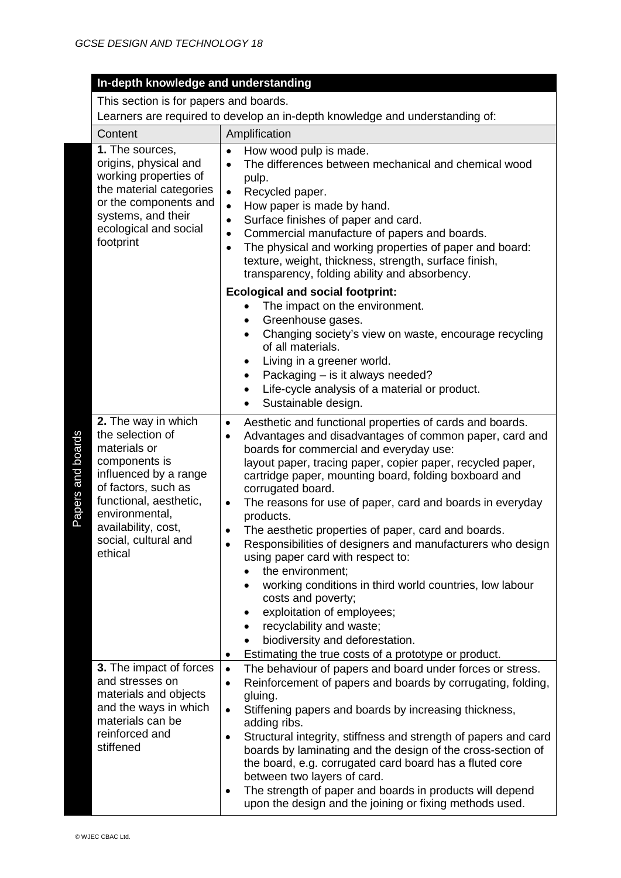**In-depth knowledge and understanding**

This section is for papers and boards.

Learners are required to develop an in-depth knowledge and understanding of:

**Papers and boards**

| Content | Amplification |
|---|---|
| **1.** The sources, origins, physical and working properties of the material categories or the components and systems, and their ecological and social footprint | • How wood pulp is made.<br>• The differences between mechanical and chemical wood pulp.<br>• Recycled paper.<br>• How paper is made by hand.<br>• Surface finishes of paper and card.<br>• Commercial manufacture of papers and boards.<br>• The physical and working properties of paper and board: texture, weight, thickness, strength, surface finish, transparency, folding ability and absorbency.<br><br>**Ecological and social footprint:**<br>• The impact on the environment.<br>• Greenhouse gases.<br>• Changing society's view on waste, encourage recycling of all materials.<br>• Living in a greener world.<br>• Packaging – is it always needed?<br>• Life-cycle analysis of a material or product.<br>• Sustainable design. |
| **2.** The way in which the selection of materials or components is influenced by a range of factors, such as functional, aesthetic, environmental, availability, cost, social, cultural and ethical | • Aesthetic and functional properties of cards and boards.<br>• Advantages and disadvantages of common paper, card and boards for commercial and everyday use: layout paper, tracing paper, copier paper, recycled paper, cartridge paper, mounting board, folding boxboard and corrugated board.<br>• The reasons for use of paper, card and boards in everyday products.<br>• The aesthetic properties of paper, card and boards.<br>• Responsibilities of designers and manufacturers who design using paper card with respect to:<br>&nbsp;&nbsp;• the environment;<br>&nbsp;&nbsp;• working conditions in third world countries, low labour costs and poverty;<br>&nbsp;&nbsp;• exploitation of employees;<br>&nbsp;&nbsp;• recyclability and waste;<br>&nbsp;&nbsp;• biodiversity and deforestation.<br>• Estimating the true costs of a prototype or product. |
| **3.** The impact of forces and stresses on materials and objects and the ways in which materials can be reinforced and stiffened | • The behaviour of papers and board under forces or stress.<br>• Reinforcement of papers and boards by corrugating, folding, gluing.<br>• Stiffening papers and boards by increasing thickness, adding ribs.<br>• Structural integrity, stiffness and strength of papers and card boards by laminating and the design of the cross-section of the board, e.g. corrugated card board has a fluted core between two layers of card.<br>• The strength of paper and boards in products will depend upon the design and the joining or fixing methods used. |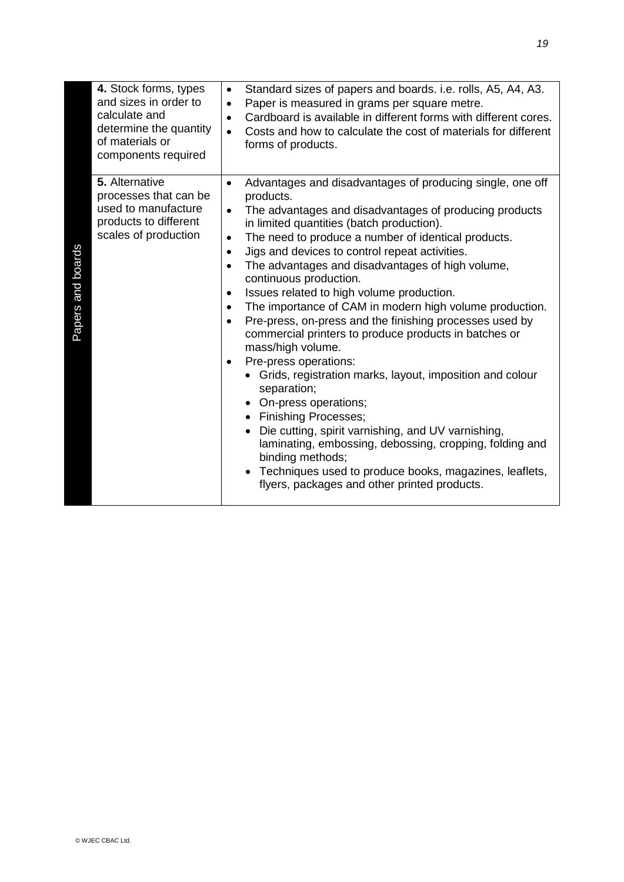| Papers and boards | | |
|---|---|---|
| | **4.** Stock forms, types and sizes in order to calculate and determine the quantity of materials or components required | • Standard sizes of papers and boards. i.e. rolls, A5, A4, A3.<br>• Paper is measured in grams per square metre.<br>• Cardboard is available in different forms with different cores.<br>• Costs and how to calculate the cost of materials for different forms of products. |
| | **5.** Alternative processes that can be used to manufacture products to different scales of production | • Advantages and disadvantages of producing single, one off products.<br>• The advantages and disadvantages of producing products in limited quantities (batch production).<br>• The need to produce a number of identical products.<br>• Jigs and devices to control repeat activities.<br>• The advantages and disadvantages of high volume, continuous production.<br>• Issues related to high volume production.<br>• The importance of CAM in modern high volume production.<br>• Pre-press, on-press and the finishing processes used by commercial printers to produce products in batches or mass/high volume.<br>• Pre-press operations:<br>&nbsp;&nbsp;• Grids, registration marks, layout, imposition and colour separation;<br>&nbsp;&nbsp;• On-press operations;<br>&nbsp;&nbsp;• Finishing Processes;<br>&nbsp;&nbsp;• Die cutting, spirit varnishing, and UV varnishing, laminating, embossing, debossing, cropping, folding and binding methods;<br>&nbsp;&nbsp;• Techniques used to produce books, magazines, leaflets, flyers, packages and other printed products. |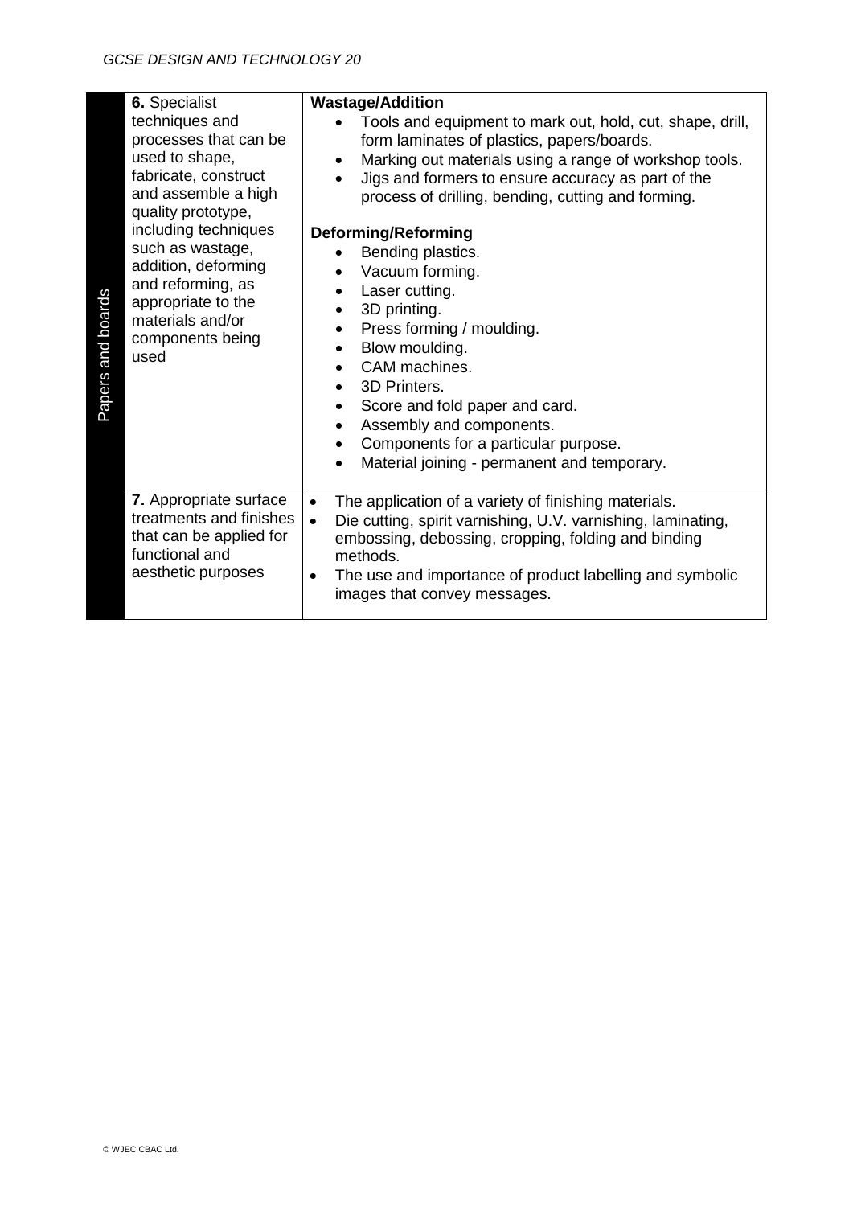| | | |
|---|---|---|
| Papers and boards | **6.** Specialist techniques and processes that can be used to shape, fabricate, construct and assemble a high quality prototype, including techniques such as wastage, addition, deforming and reforming, as appropriate to the materials and/or components being used | **Wastage/Addition**<br>• Tools and equipment to mark out, hold, cut, shape, drill, form laminates of plastics, papers/boards.<br>• Marking out materials using a range of workshop tools.<br>• Jigs and formers to ensure accuracy as part of the process of drilling, bending, cutting and forming.<br><br>**Deforming/Reforming**<br>• Bending plastics.<br>• Vacuum forming.<br>• Laser cutting.<br>• 3D printing.<br>• Press forming / moulding.<br>• Blow moulding.<br>• CAM machines.<br>• 3D Printers.<br>• Score and fold paper and card.<br>• Assembly and components.<br>• Components for a particular purpose.<br>• Material joining - permanent and temporary. |
| | **7.** Appropriate surface treatments and finishes that can be applied for functional and aesthetic purposes | • The application of a variety of finishing materials.<br>• Die cutting, spirit varnishing, U.V. varnishing, laminating, embossing, debossing, cropping, folding and binding methods.<br>• The use and importance of product labelling and symbolic images that convey messages. |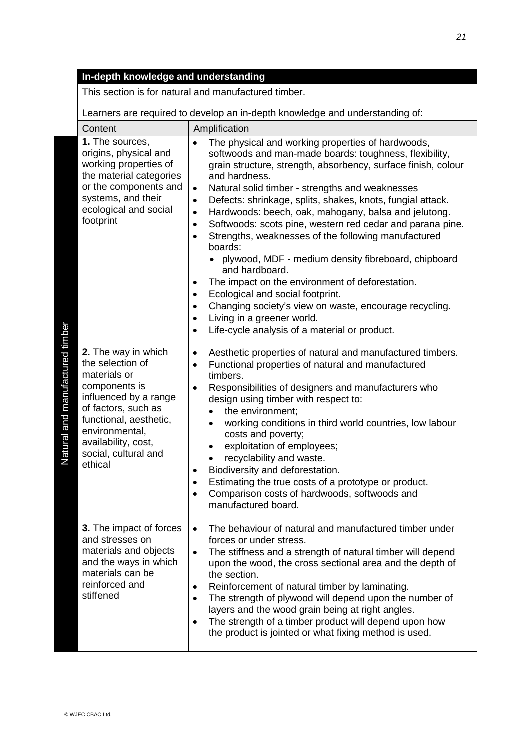**In-depth knowledge and understanding**

This section is for natural and manufactured timber.

Learners are required to develop an in-depth knowledge and understanding of:

**Natural and manufactured timber**

| Content | Amplification |
|---|---|
| **1.** The sources, origins, physical and working properties of the material categories or the components and systems, and their ecological and social footprint | • The physical and working properties of hardwoods, softwoods and man-made boards: toughness, flexibility, grain structure, strength, absorbency, surface finish, colour and hardness.<br>• Natural solid timber - strengths and weaknesses<br>• Defects: shrinkage, splits, shakes, knots, fungial attack.<br>• Hardwoods: beech, oak, mahogany, balsa and jelutong.<br>• Softwoods: scots pine, western red cedar and parana pine.<br>• Strengths, weaknesses of the following manufactured boards:<br>&nbsp;&nbsp;• plywood, MDF - medium density fibreboard, chipboard and hardboard.<br>• The impact on the environment of deforestation.<br>• Ecological and social footprint.<br>• Changing society's view on waste, encourage recycling.<br>• Living in a greener world.<br>• Life-cycle analysis of a material or product. |
| **2.** The way in which the selection of materials or components is influenced by a range of factors, such as functional, aesthetic, environmental, availability, cost, social, cultural and ethical | • Aesthetic properties of natural and manufactured timbers.<br>• Functional properties of natural and manufactured timbers.<br>• Responsibilities of designers and manufacturers who design using timber with respect to:<br>&nbsp;&nbsp;• the environment;<br>&nbsp;&nbsp;• working conditions in third world countries, low labour costs and poverty;<br>&nbsp;&nbsp;• exploitation of employees;<br>&nbsp;&nbsp;• recyclability and waste.<br>• Biodiversity and deforestation.<br>• Estimating the true costs of a prototype or product.<br>• Comparison costs of hardwoods, softwoods and manufactured board. |
| **3.** The impact of forces and stresses on materials and objects and the ways in which materials can be reinforced and stiffened | • The behaviour of natural and manufactured timber under forces or under stress.<br>• The stiffness and a strength of natural timber will depend upon the wood, the cross sectional area and the depth of the section.<br>• Reinforcement of natural timber by laminating.<br>• The strength of plywood will depend upon the number of layers and the wood grain being at right angles.<br>• The strength of a timber product will depend upon how the product is jointed or what fixing method is used. |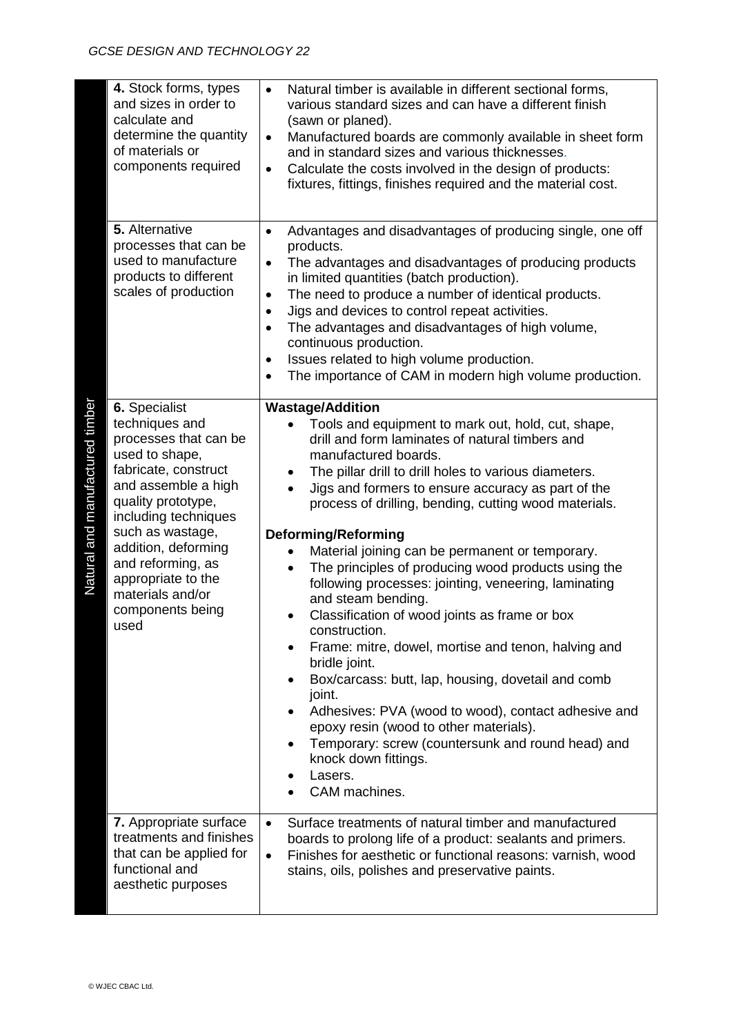| Natural and manufactured timber | | |
|---|---|---|
| | **4.** Stock forms, types and sizes in order to calculate and determine the quantity of materials or components required | • Natural timber is available in different sectional forms, various standard sizes and can have a different finish (sawn or planed).<br>• Manufactured boards are commonly available in sheet form and in standard sizes and various thicknesses.<br>• Calculate the costs involved in the design of products: fixtures, fittings, finishes required and the material cost. |
| | **5.** Alternative processes that can be used to manufacture products to different scales of production | • Advantages and disadvantages of producing single, one off products.<br>• The advantages and disadvantages of producing products in limited quantities (batch production).<br>• The need to produce a number of identical products.<br>• Jigs and devices to control repeat activities.<br>• The advantages and disadvantages of high volume, continuous production.<br>• Issues related to high volume production.<br>• The importance of CAM in modern high volume production. |
| | **6.** Specialist techniques and processes that can be used to shape, fabricate, construct and assemble a high quality prototype, including techniques such as wastage, addition, deforming and reforming, as appropriate to the materials and/or components being used | **Wastage/Addition**<br>• Tools and equipment to mark out, hold, cut, shape, drill and form laminates of natural timbers and manufactured boards.<br>• The pillar drill to drill holes to various diameters.<br>• Jigs and formers to ensure accuracy as part of the process of drilling, bending, cutting wood materials.<br><br>**Deforming/Reforming**<br>• Material joining can be permanent or temporary.<br>• The principles of producing wood products using the following processes: jointing, veneering, laminating and steam bending.<br>• Classification of wood joints as frame or box construction.<br>• Frame: mitre, dowel, mortise and tenon, halving and bridle joint.<br>• Box/carcass: butt, lap, housing, dovetail and comb joint.<br>• Adhesives: PVA (wood to wood), contact adhesive and epoxy resin (wood to other materials).<br>• Temporary: screw (countersunk and round head) and knock down fittings.<br>• Lasers.<br>• CAM machines. |
| | **7.** Appropriate surface treatments and finishes that can be applied for functional and aesthetic purposes | • Surface treatments of natural timber and manufactured boards to prolong life of a product: sealants and primers.<br>• Finishes for aesthetic or functional reasons: varnish, wood stains, oils, polishes and preservative paints. |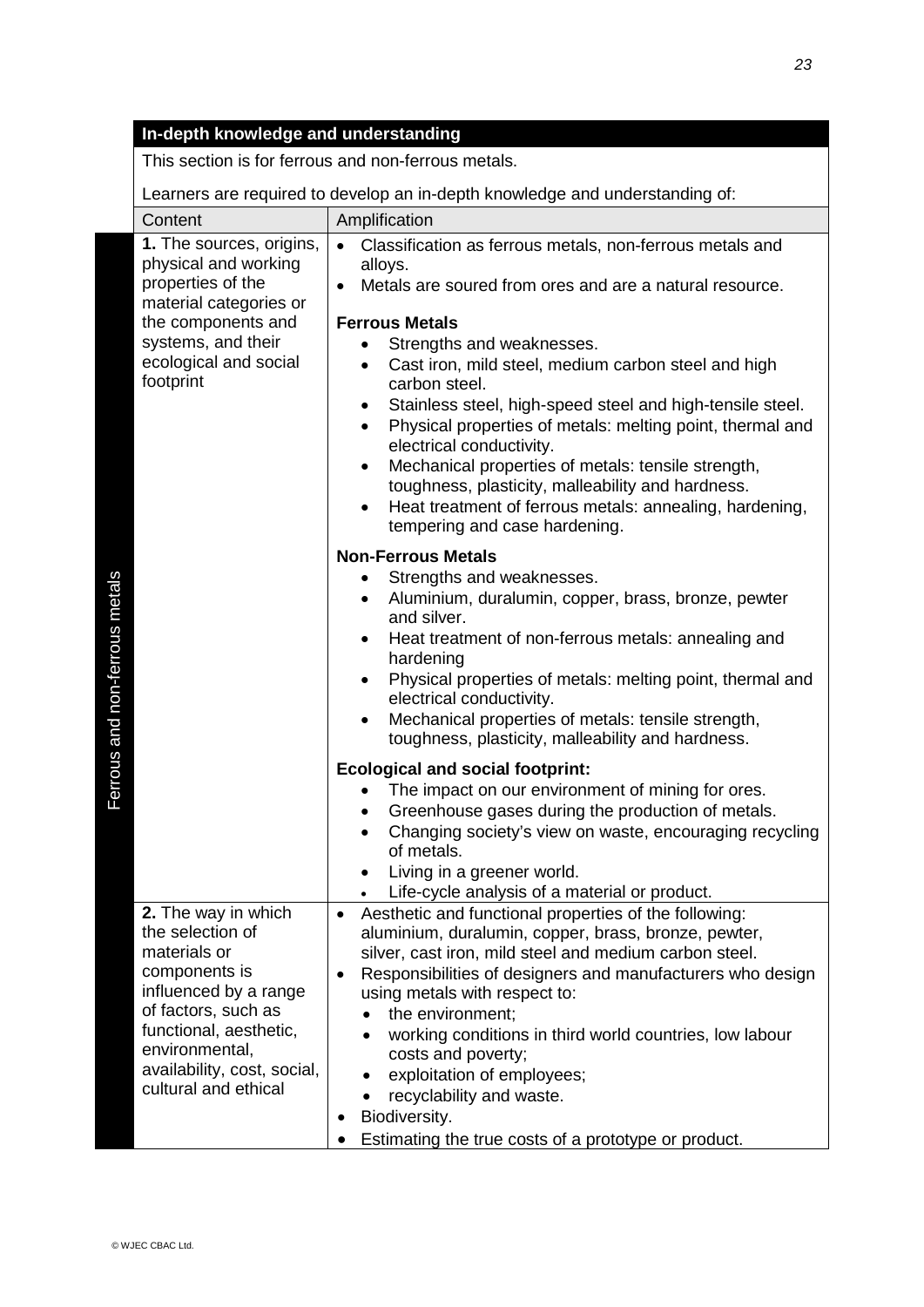**In-depth knowledge and understanding**

This section is for ferrous and non-ferrous metals.

Learners are required to develop an in-depth knowledge and understanding of:

**Ferrous and non-ferrous metals**

| Content | Amplification |
| --- | --- |
| **1.** The sources, origins, physical and working properties of the material categories or the components and systems, and their ecological and social footprint | • Classification as ferrous metals, non-ferrous metals and alloys.<br>• Metals are soured from ores and are a natural resource.<br><br>**Ferrous Metals**<br>• Strengths and weaknesses.<br>• Cast iron, mild steel, medium carbon steel and high carbon steel.<br>• Stainless steel, high-speed steel and high-tensile steel.<br>• Physical properties of metals: melting point, thermal and electrical conductivity.<br>• Mechanical properties of metals: tensile strength, toughness, plasticity, malleability and hardness.<br>• Heat treatment of ferrous metals: annealing, hardening, tempering and case hardening.<br><br>**Non-Ferrous Metals**<br>• Strengths and weaknesses.<br>• Aluminium, duralumin, copper, brass, bronze, pewter and silver.<br>• Heat treatment of non-ferrous metals: annealing and hardening<br>• Physical properties of metals: melting point, thermal and electrical conductivity.<br>• Mechanical properties of metals: tensile strength, toughness, plasticity, malleability and hardness.<br><br>**Ecological and social footprint:**<br>• The impact on our environment of mining for ores.<br>• Greenhouse gases during the production of metals.<br>• Changing society's view on waste, encouraging recycling of metals.<br>• Living in a greener world.<br>• Life-cycle analysis of a material or product. |
| **2.** The way in which the selection of materials or components is influenced by a range of factors, such as functional, aesthetic, environmental, availability, cost, social, cultural and ethical | • Aesthetic and functional properties of the following: aluminium, duralumin, copper, brass, bronze, pewter, silver, cast iron, mild steel and medium carbon steel.<br>• Responsibilities of designers and manufacturers who design using metals with respect to:<br>&nbsp;&nbsp;• the environment;<br>&nbsp;&nbsp;• working conditions in third world countries, low labour costs and poverty;<br>&nbsp;&nbsp;• exploitation of employees;<br>&nbsp;&nbsp;• recyclability and waste.<br>• Biodiversity.<br>• Estimating the true costs of a prototype or product. |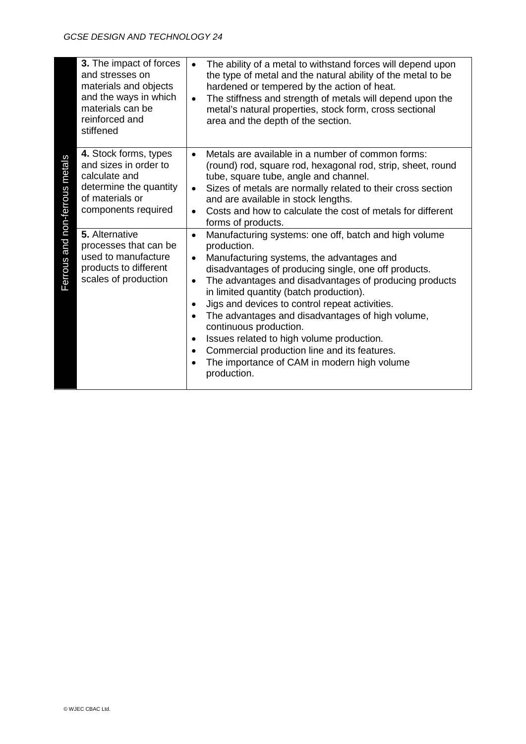| | | |
|---|---|---|
| Ferrous and non-ferrous metals | **3.** The impact of forces and stresses on materials and objects and the ways in which materials can be reinforced and stiffened | • The ability of a metal to withstand forces will depend upon the type of metal and the natural ability of the metal to be hardened or tempered by the action of heat.<br>• The stiffness and strength of metals will depend upon the metal's natural properties, stock form, cross sectional area and the depth of the section. |
| | **4.** Stock forms, types and sizes in order to calculate and determine the quantity of materials or components required | • Metals are available in a number of common forms: (round) rod, square rod, hexagonal rod, strip, sheet, round tube, square tube, angle and channel.<br>• Sizes of metals are normally related to their cross section and are available in stock lengths.<br>• Costs and how to calculate the cost of metals for different forms of products. |
| | **5.** Alternative processes that can be used to manufacture products to different scales of production | • Manufacturing systems: one off, batch and high volume production.<br>• Manufacturing systems, the advantages and disadvantages of producing single, one off products.<br>• The advantages and disadvantages of producing products in limited quantity (batch production).<br>• Jigs and devices to control repeat activities.<br>• The advantages and disadvantages of high volume, continuous production.<br>• Issues related to high volume production.<br>• Commercial production line and its features.<br>• The importance of CAM in modern high volume production. |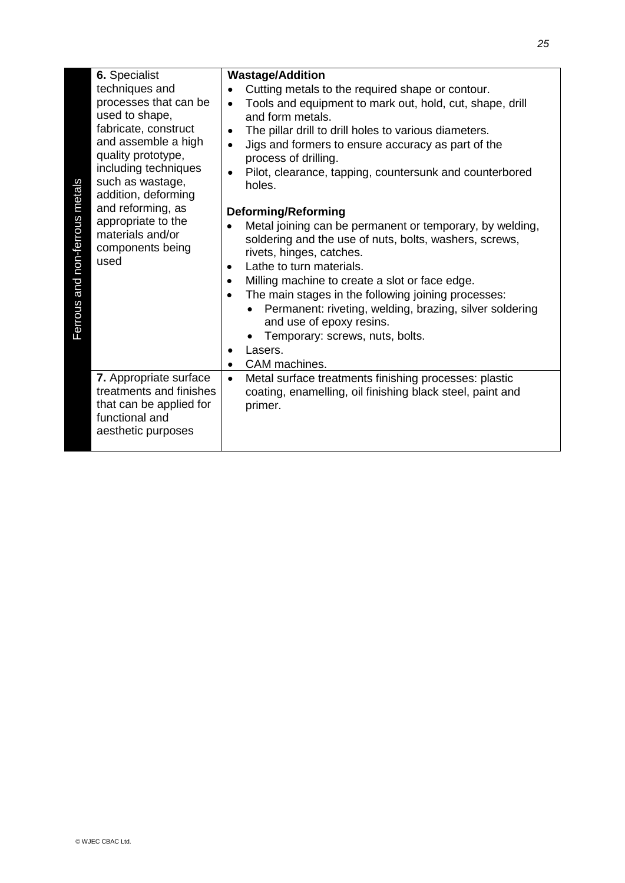| Ferrous and non-ferrous metals | | |
|---|---|---|
| | **6.** Specialist techniques and processes that can be used to shape, fabricate, construct and assemble a high quality prototype, including techniques such as wastage, addition, deforming and reforming, as appropriate to the materials and/or components being used | **Wastage/Addition**<br>• Cutting metals to the required shape or contour.<br>• Tools and equipment to mark out, hold, cut, shape, drill and form metals.<br>• The pillar drill to drill holes to various diameters.<br>• Jigs and formers to ensure accuracy as part of the process of drilling.<br>• Pilot, clearance, tapping, countersunk and counterbored holes.<br><br>**Deforming/Reforming**<br>• Metal joining can be permanent or temporary, by welding, soldering and the use of nuts, bolts, washers, screws, rivets, hinges, catches.<br>• Lathe to turn materials.<br>• Milling machine to create a slot or face edge.<br>• The main stages in the following joining processes:<br>  • Permanent: riveting, welding, brazing, silver soldering and use of epoxy resins.<br>  • Temporary: screws, nuts, bolts.<br>• Lasers.<br>• CAM machines. |
| | **7.** Appropriate surface treatments and finishes that can be applied for functional and aesthetic purposes | • Metal surface treatments finishing processes: plastic coating, enamelling, oil finishing black steel, paint and primer. |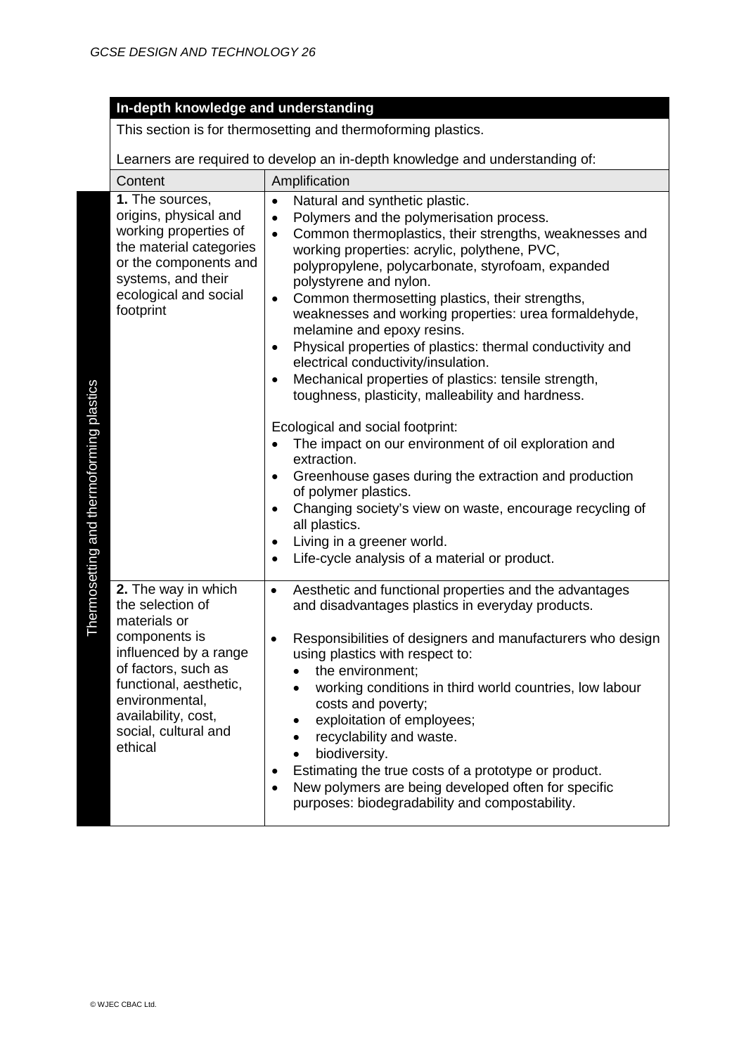**In-depth knowledge and understanding**

This section is for thermosetting and thermoforming plastics.

Learners are required to develop an in-depth knowledge and understanding of:

| | Content | Amplification |
|---|---|---|
| Thermosetting and thermoforming plastics | **1.** The sources, origins, physical and working properties of the material categories or the components and systems, and their ecological and social footprint | • Natural and synthetic plastic.<br>• Polymers and the polymerisation process.<br>• Common thermoplastics, their strengths, weaknesses and working properties: acrylic, polythene, PVC, polypropylene, polycarbonate, styrofoam, expanded polystyrene and nylon.<br>• Common thermosetting plastics, their strengths, weaknesses and working properties: urea formaldehyde, melamine and epoxy resins.<br>• Physical properties of plastics: thermal conductivity and electrical conductivity/insulation.<br>• Mechanical properties of plastics: tensile strength, toughness, plasticity, malleability and hardness.<br><br>Ecological and social footprint:<br>• The impact on our environment of oil exploration and extraction.<br>• Greenhouse gases during the extraction and production of polymer plastics.<br>• Changing society's view on waste, encourage recycling of all plastics.<br>• Living in a greener world.<br>• Life-cycle analysis of a material or product. |
| | **2.** The way in which the selection of materials or components is influenced by a range of factors, such as functional, aesthetic, environmental, availability, cost, social, cultural and ethical | • Aesthetic and functional properties and the advantages and disadvantages plastics in everyday products.<br><br>• Responsibilities of designers and manufacturers who design using plastics with respect to:<br>&nbsp;&nbsp;• the environment;<br>&nbsp;&nbsp;• working conditions in third world countries, low labour costs and poverty;<br>&nbsp;&nbsp;• exploitation of employees;<br>&nbsp;&nbsp;• recyclability and waste.<br>&nbsp;&nbsp;• biodiversity.<br>• Estimating the true costs of a prototype or product.<br>• New polymers are being developed often for specific purposes: biodegradability and compostability. |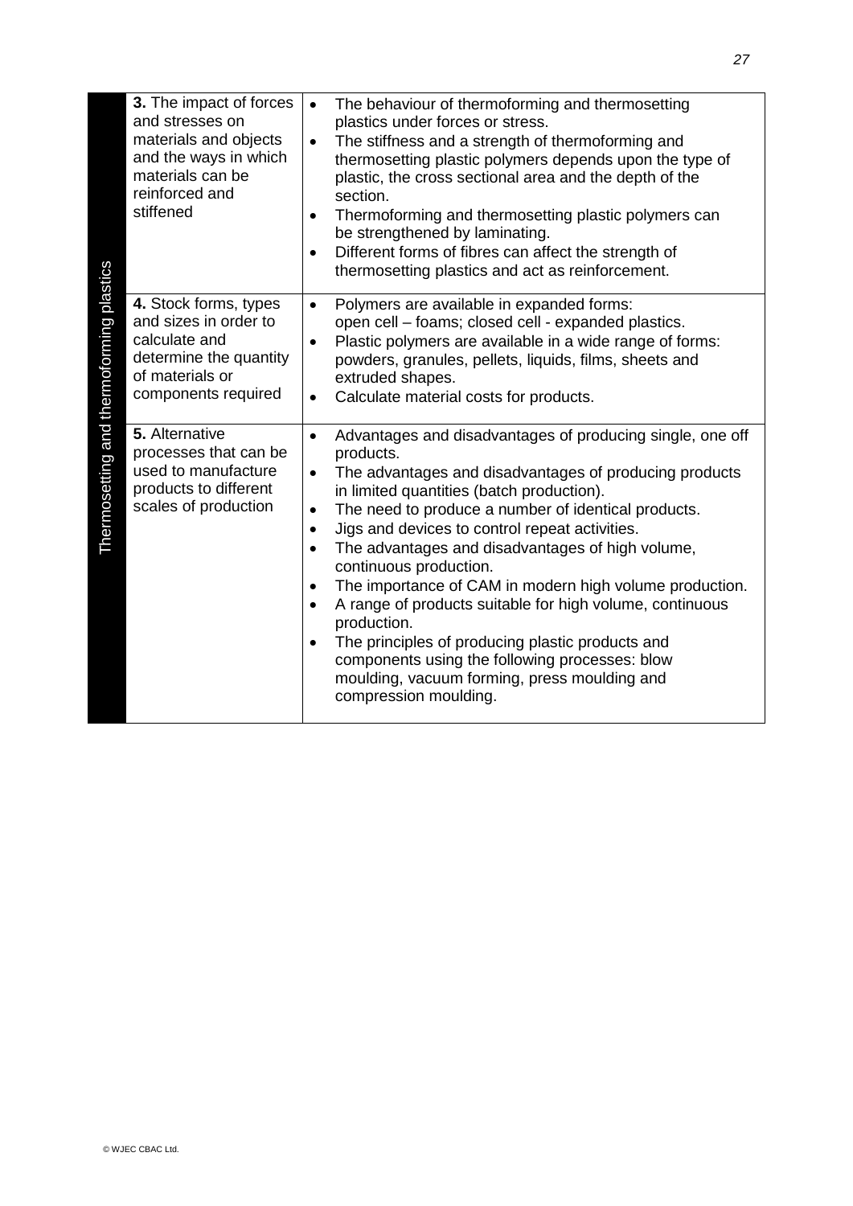| Thermosetting and thermoforming plastics | | |
|---|---|---|
| | **3.** The impact of forces and stresses on materials and objects and the ways in which materials can be reinforced and stiffened | • The behaviour of thermoforming and thermosetting plastics under forces or stress.<br>• The stiffness and a strength of thermoforming and thermosetting plastic polymers depends upon the type of plastic, the cross sectional area and the depth of the section.<br>• Thermoforming and thermosetting plastic polymers can be strengthened by laminating.<br>• Different forms of fibres can affect the strength of thermosetting plastics and act as reinforcement. |
| | **4.** Stock forms, types and sizes in order to calculate and determine the quantity of materials or components required | • Polymers are available in expanded forms: open cell – foams; closed cell - expanded plastics.<br>• Plastic polymers are available in a wide range of forms: powders, granules, pellets, liquids, films, sheets and extruded shapes.<br>• Calculate material costs for products. |
| | **5.** Alternative processes that can be used to manufacture products to different scales of production | • Advantages and disadvantages of producing single, one off products.<br>• The advantages and disadvantages of producing products in limited quantities (batch production).<br>• The need to produce a number of identical products.<br>• Jigs and devices to control repeat activities.<br>• The advantages and disadvantages of high volume, continuous production.<br>• The importance of CAM in modern high volume production.<br>• A range of products suitable for high volume, continuous production.<br>• The principles of producing plastic products and components using the following processes: blow moulding, vacuum forming, press moulding and compression moulding. |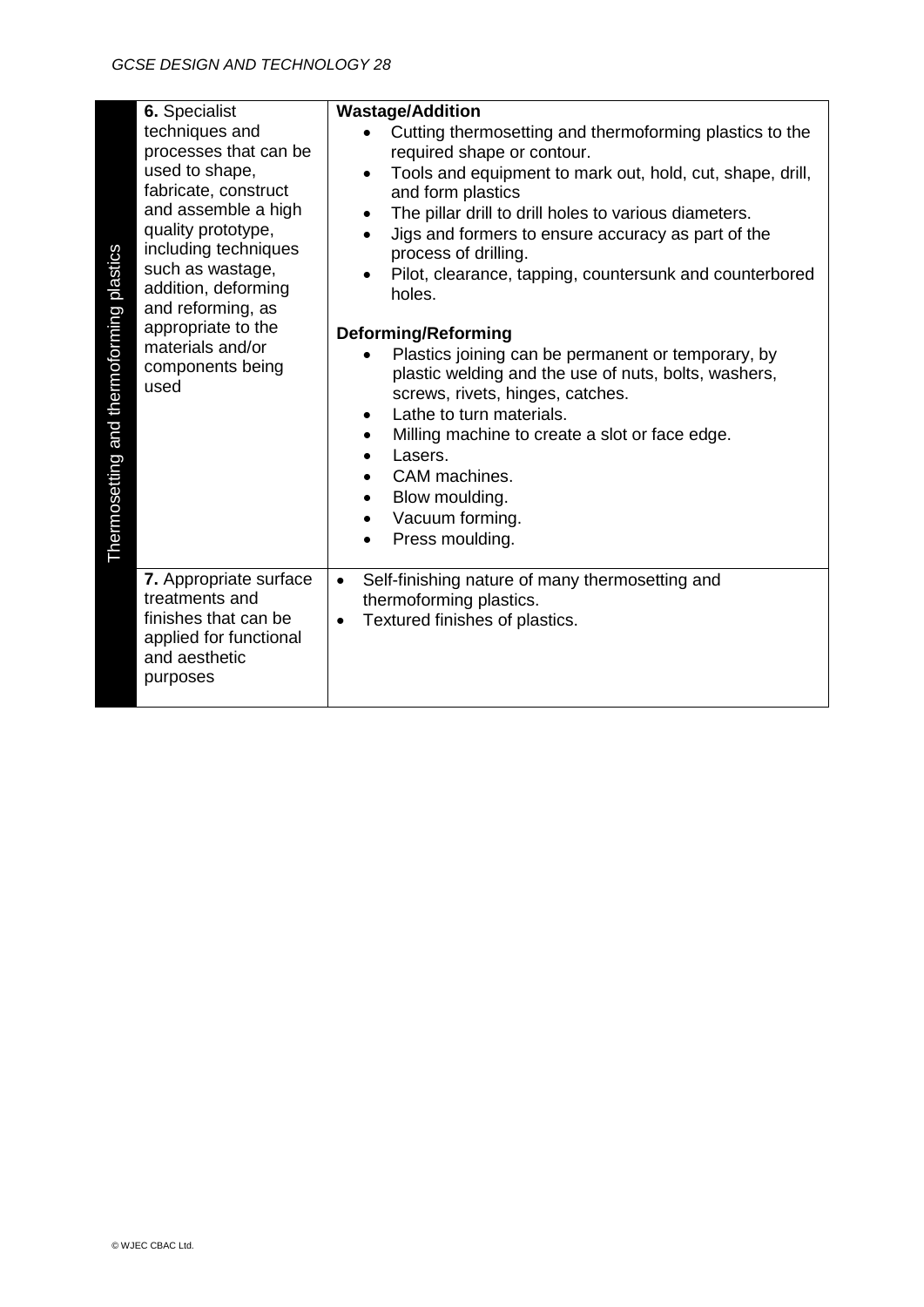| Thermosetting and thermoforming plastics | | |
|---|---|---|
| | **6.** Specialist techniques and processes that can be used to shape, fabricate, construct and assemble a high quality prototype, including techniques such as wastage, addition, deforming and reforming, as appropriate to the materials and/or components being used | **Wastage/Addition**<br>• Cutting thermosetting and thermoforming plastics to the required shape or contour.<br>• Tools and equipment to mark out, hold, cut, shape, drill, and form plastics<br>• The pillar drill to drill holes to various diameters.<br>• Jigs and formers to ensure accuracy as part of the process of drilling.<br>• Pilot, clearance, tapping, countersunk and counterbored holes.<br><br>**Deforming/Reforming**<br>• Plastics joining can be permanent or temporary, by plastic welding and the use of nuts, bolts, washers, screws, rivets, hinges, catches.<br>• Lathe to turn materials.<br>• Milling machine to create a slot or face edge.<br>• Lasers.<br>• CAM machines.<br>• Blow moulding.<br>• Vacuum forming.<br>• Press moulding. |
| | **7.** Appropriate surface treatments and finishes that can be applied for functional and aesthetic purposes | • Self-finishing nature of many thermosetting and thermoforming plastics.<br>• Textured finishes of plastics. |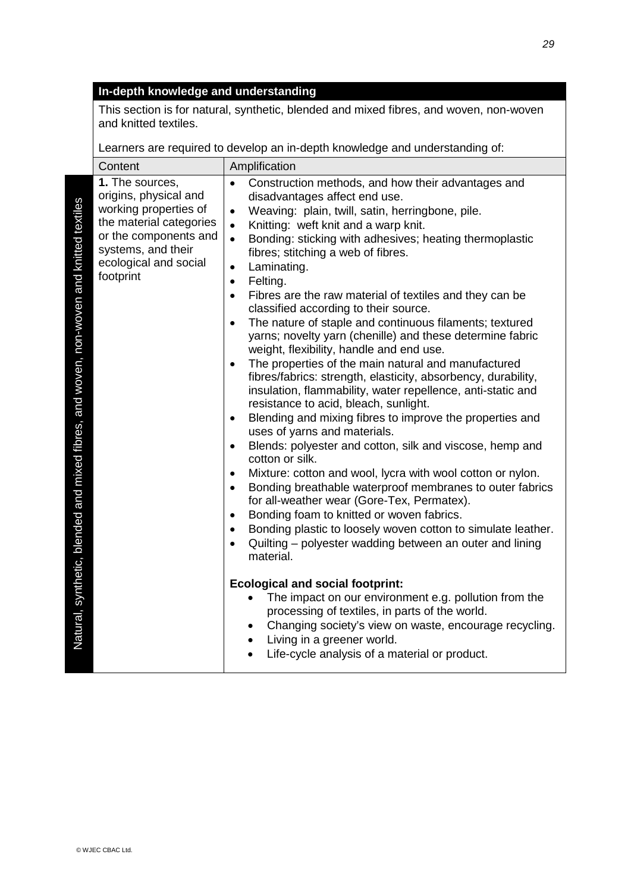## In-depth knowledge and understanding

This section is for natural, synthetic, blended and mixed fibres, and woven, non-woven and knitted textiles.

Learners are required to develop an in-depth knowledge and understanding of:

**Natural, synthetic, blended and mixed fibres, and woven, non-woven and knitted textiles**

| Content | Amplification |
|---|---|
| **1.** The sources, origins, physical and working properties of the material categories or the components and systems, and their ecological and social footprint | • Construction methods, and how their advantages and disadvantages affect end use.<br>• Weaving: plain, twill, satin, herringbone, pile.<br>• Knitting: weft knit and a warp knit.<br>• Bonding: sticking with adhesives; heating thermoplastic fibres; stitching a web of fibres.<br>• Laminating.<br>• Felting.<br>• Fibres are the raw material of textiles and they can be classified according to their source.<br>• The nature of staple and continuous filaments; textured yarns; novelty yarn (chenille) and these determine fabric weight, flexibility, handle and end use.<br>• The properties of the main natural and manufactured fibres/fabrics: strength, elasticity, absorbency, durability, insulation, flammability, water repellence, anti-static and resistance to acid, bleach, sunlight.<br>• Blending and mixing fibres to improve the properties and uses of yarns and materials.<br>• Blends: polyester and cotton, silk and viscose, hemp and cotton or silk.<br>• Mixture: cotton and wool, lycra with wool cotton or nylon.<br>• Bonding breathable waterproof membranes to outer fabrics for all-weather wear (Gore-Tex, Permatex).<br>• Bonding foam to knitted or woven fabrics.<br>• Bonding plastic to loosely woven cotton to simulate leather.<br>• Quilting – polyester wadding between an outer and lining material.<br><br>**Ecological and social footprint:**<br>• The impact on our environment e.g. pollution from the processing of textiles, in parts of the world.<br>• Changing society's view on waste, encourage recycling.<br>• Living in a greener world.<br>• Life-cycle analysis of a material or product. |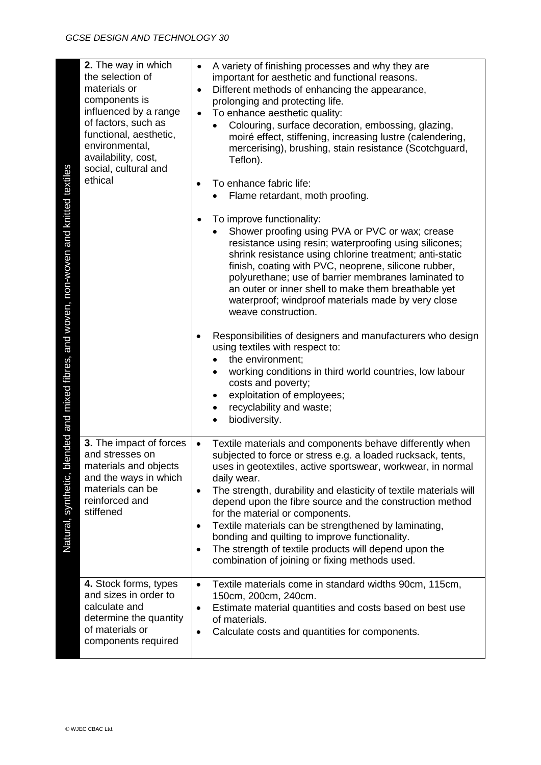| Natural, synthetic, blended and mixed fibres, and woven, non-woven and knitted textiles | | |
|---|---|---|
| | **2.** The way in which the selection of materials or components is influenced by a range of factors, such as functional, aesthetic, environmental, availability, cost, social, cultural and ethical | • A variety of finishing processes and why they are important for aesthetic and functional reasons.<br>• Different methods of enhancing the appearance, prolonging and protecting life.<br>• To enhance aesthetic quality:<br>  • Colouring, surface decoration, embossing, glazing, moiré effect, stiffening, increasing lustre (calendering, mercerising), brushing, stain resistance (Scotchguard, Teflon).<br>• To enhance fabric life:<br>  • Flame retardant, moth proofing.<br>• To improve functionality:<br>  • Shower proofing using PVA or PVC or wax; crease resistance using resin; waterproofing using silicones; shrink resistance using chlorine treatment; anti-static finish, coating with PVC, neoprene, silicone rubber, polyurethane; use of barrier membranes laminated to an outer or inner shell to make them breathable yet waterproof; windproof materials made by very close weave construction.<br>• Responsibilities of designers and manufacturers who design using textiles with respect to:<br>  • the environment;<br>  • working conditions in third world countries, low labour costs and poverty;<br>  • exploitation of employees;<br>  • recyclability and waste;<br>  • biodiversity. |
| | **3.** The impact of forces and stresses on materials and objects and the ways in which materials can be reinforced and stiffened | • Textile materials and components behave differently when subjected to force or stress e.g. a loaded rucksack, tents, uses in geotextiles, active sportswear, workwear, in normal daily wear.<br>• The strength, durability and elasticity of textile materials will depend upon the fibre source and the construction method for the material or components.<br>• Textile materials can be strengthened by laminating, bonding and quilting to improve functionality.<br>• The strength of textile products will depend upon the combination of joining or fixing methods used. |
| | **4.** Stock forms, types and sizes in order to calculate and determine the quantity of materials or components required | • Textile materials come in standard widths 90cm, 115cm, 150cm, 200cm, 240cm.<br>• Estimate material quantities and costs based on best use of materials.<br>• Calculate costs and quantities for components. |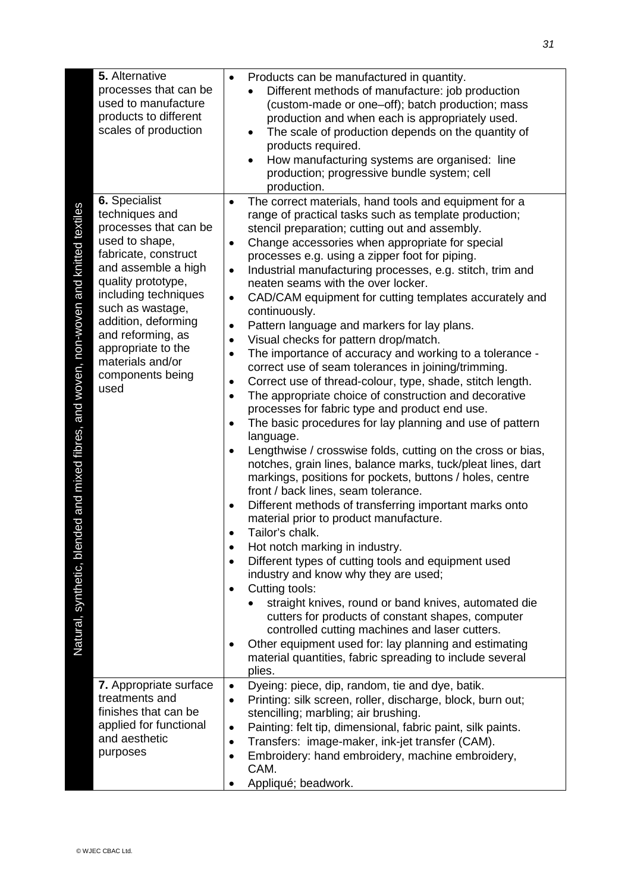| Natural, synthetic, blended and mixed fibres, and woven, non-woven and knitted textiles | | |
|---|---|---|
| | **5.** Alternative processes that can be used to manufacture products to different scales of production | • Products can be manufactured in quantity.<br>  • Different methods of manufacture: job production (custom-made or one–off); batch production; mass production and when each is appropriately used.<br>  • The scale of production depends on the quantity of products required.<br>  • How manufacturing systems are organised: line production; progressive bundle system; cell production. |
| | **6.** Specialist techniques and processes that can be used to shape, fabricate, construct and assemble a high quality prototype, including techniques such as wastage, addition, deforming and reforming, as appropriate to the materials and/or components being used | • The correct materials, hand tools and equipment for a range of practical tasks such as template production; stencil preparation; cutting out and assembly.<br>• Change accessories when appropriate for special processes e.g. using a zipper foot for piping.<br>• Industrial manufacturing processes, e.g. stitch, trim and neaten seams with the over locker.<br>• CAD/CAM equipment for cutting templates accurately and continuously.<br>• Pattern language and markers for lay plans.<br>• Visual checks for pattern drop/match.<br>• The importance of accuracy and working to a tolerance - correct use of seam tolerances in joining/trimming.<br>• Correct use of thread-colour, type, shade, stitch length.<br>• The appropriate choice of construction and decorative processes for fabric type and product end use.<br>• The basic procedures for lay planning and use of pattern language.<br>• Lengthwise / crosswise folds, cutting on the cross or bias, notches, grain lines, balance marks, tuck/pleat lines, dart markings, positions for pockets, buttons / holes, centre front / back lines, seam tolerance.<br>• Different methods of transferring important marks onto material prior to product manufacture.<br>• Tailor's chalk.<br>• Hot notch marking in industry.<br>• Different types of cutting tools and equipment used industry and know why they are used;<br>• Cutting tools:<br>  • straight knives, round or band knives, automated die cutters for products of constant shapes, computer controlled cutting machines and laser cutters.<br>• Other equipment used for: lay planning and estimating material quantities, fabric spreading to include several plies. |
| | **7.** Appropriate surface treatments and finishes that can be applied for functional and aesthetic purposes | • Dyeing: piece, dip, random, tie and dye, batik.<br>• Printing: silk screen, roller, discharge, block, burn out; stencilling; marbling; air brushing.<br>• Painting: felt tip, dimensional, fabric paint, silk paints.<br>• Transfers: image-maker, ink-jet transfer (CAM).<br>• Embroidery: hand embroidery, machine embroidery, CAM.<br>• Appliqué; beadwork. |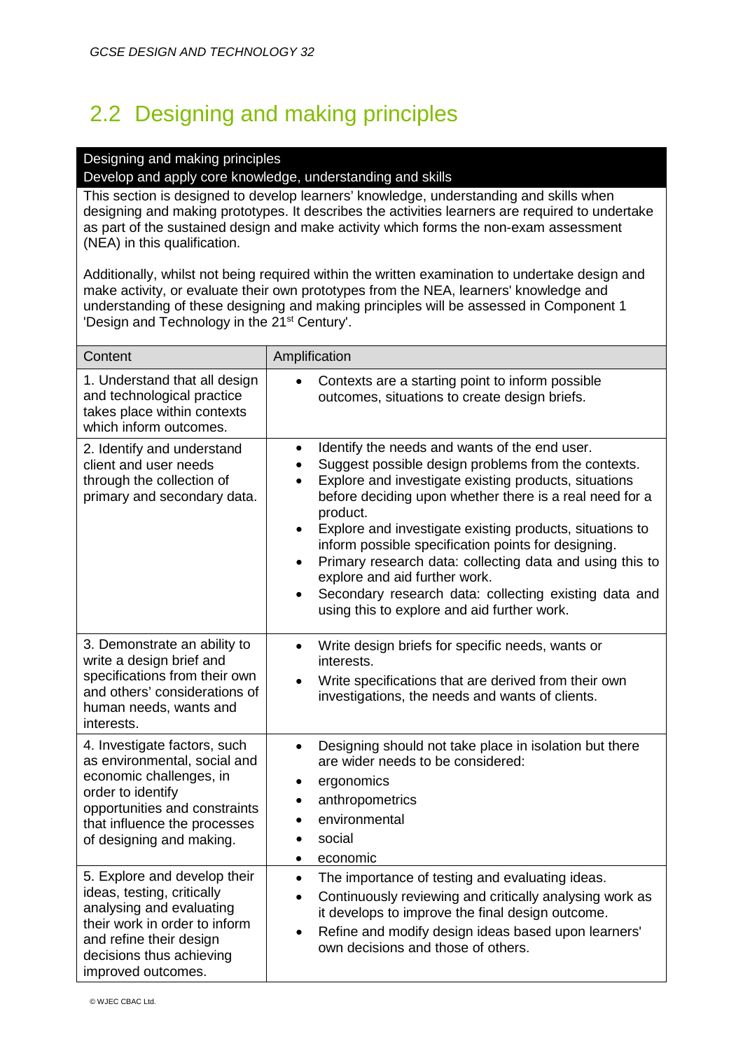## 2.2 Designing and making principles

**Designing and making principles**
**Develop and apply core knowledge, understanding and skills**

This section is designed to develop learners' knowledge, understanding and skills when designing and making prototypes. It describes the activities learners are required to undertake as part of the sustained design and make activity which forms the non-exam assessment (NEA) in this qualification.

Additionally, whilst not being required within the written examination to undertake design and make activity, or evaluate their own prototypes from the NEA, learners' knowledge and understanding of these designing and making principles will be assessed in Component 1 'Design and Technology in the 21st Century'.

| Content | Amplification |
|---|---|
| 1. Understand that all design and technological practice takes place within contexts which inform outcomes. | • Contexts are a starting point to inform possible outcomes, situations to create design briefs. |
| 2. Identify and understand client and user needs through the collection of primary and secondary data. | • Identify the needs and wants of the end user.<br>• Suggest possible design problems from the contexts.<br>• Explore and investigate existing products, situations before deciding upon whether there is a real need for a product.<br>• Explore and investigate existing products, situations to inform possible specification points for designing.<br>• Primary research data: collecting data and using this to explore and aid further work.<br>• Secondary research data: collecting existing data and using this to explore and aid further work. |
| 3. Demonstrate an ability to write a design brief and specifications from their own and others' considerations of human needs, wants and interests. | • Write design briefs for specific needs, wants or interests.<br>• Write specifications that are derived from their own investigations, the needs and wants of clients. |
| 4. Investigate factors, such as environmental, social and economic challenges, in order to identify opportunities and constraints that influence the processes of designing and making. | • Designing should not take place in isolation but there are wider needs to be considered:<br>• ergonomics<br>• anthropometrics<br>• environmental<br>• social<br>• economic |
| 5. Explore and develop their ideas, testing, critically analysing and evaluating their work in order to inform and refine their design decisions thus achieving improved outcomes. | • The importance of testing and evaluating ideas.<br>• Continuously reviewing and critically analysing work as it develops to improve the final design outcome.<br>• Refine and modify design ideas based upon learners' own decisions and those of others. |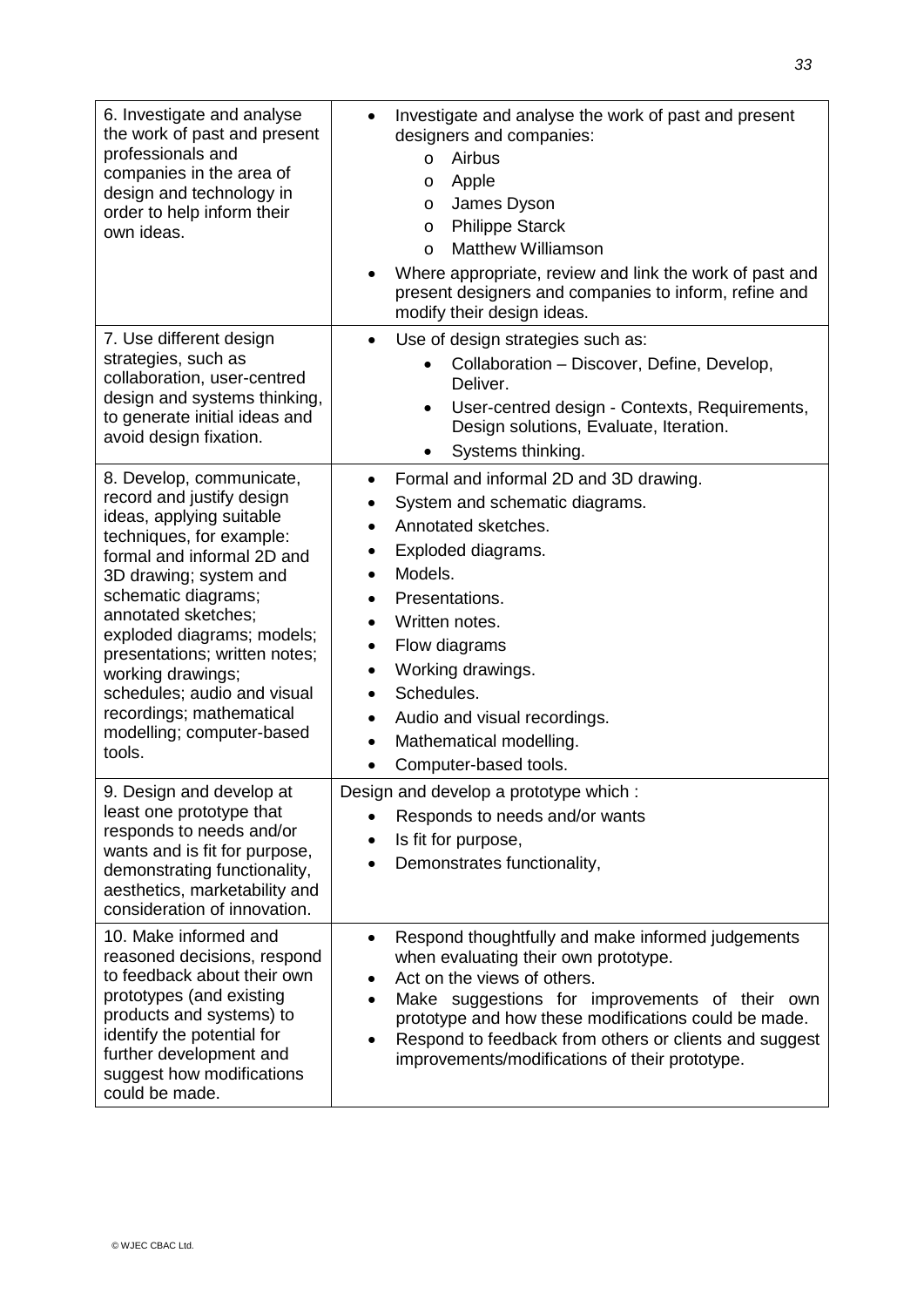| | |
|---|---|
| 6. Investigate and analyse the work of past and present professionals and companies in the area of design and technology in order to help inform their own ideas. | • Investigate and analyse the work of past and present designers and companies:<br>  o Airbus<br>  o Apple<br>  o James Dyson<br>  o Philippe Starck<br>  o Matthew Williamson<br>• Where appropriate, review and link the work of past and present designers and companies to inform, refine and modify their design ideas. |
| 7. Use different design strategies, such as collaboration, user-centred design and systems thinking, to generate initial ideas and avoid design fixation. | • Use of design strategies such as:<br>  • Collaboration – Discover, Define, Develop, Deliver.<br>  • User-centred design - Contexts, Requirements, Design solutions, Evaluate, Iteration.<br>  • Systems thinking. |
| 8. Develop, communicate, record and justify design ideas, applying suitable techniques, for example: formal and informal 2D and 3D drawing; system and schematic diagrams; annotated sketches; exploded diagrams; models; presentations; written notes; working drawings; schedules; audio and visual recordings; mathematical modelling; computer-based tools. | • Formal and informal 2D and 3D drawing.<br>• System and schematic diagrams.<br>• Annotated sketches.<br>• Exploded diagrams.<br>• Models.<br>• Presentations.<br>• Written notes.<br>• Flow diagrams<br>• Working drawings.<br>• Schedules.<br>• Audio and visual recordings.<br>• Mathematical modelling.<br>• Computer-based tools. |
| 9. Design and develop at least one prototype that responds to needs and/or wants and is fit for purpose, demonstrating functionality, aesthetics, marketability and consideration of innovation. | Design and develop a prototype which :<br>• Responds to needs and/or wants<br>• Is fit for purpose,<br>• Demonstrates functionality, |
| 10. Make informed and reasoned decisions, respond to feedback about their own prototypes (and existing products and systems) to identify the potential for further development and suggest how modifications could be made. | • Respond thoughtfully and make informed judgements when evaluating their own prototype.<br>• Act on the views of others.<br>• Make suggestions for improvements of their own prototype and how these modifications could be made.<br>• Respond to feedback from others or clients and suggest improvements/modifications of their prototype. |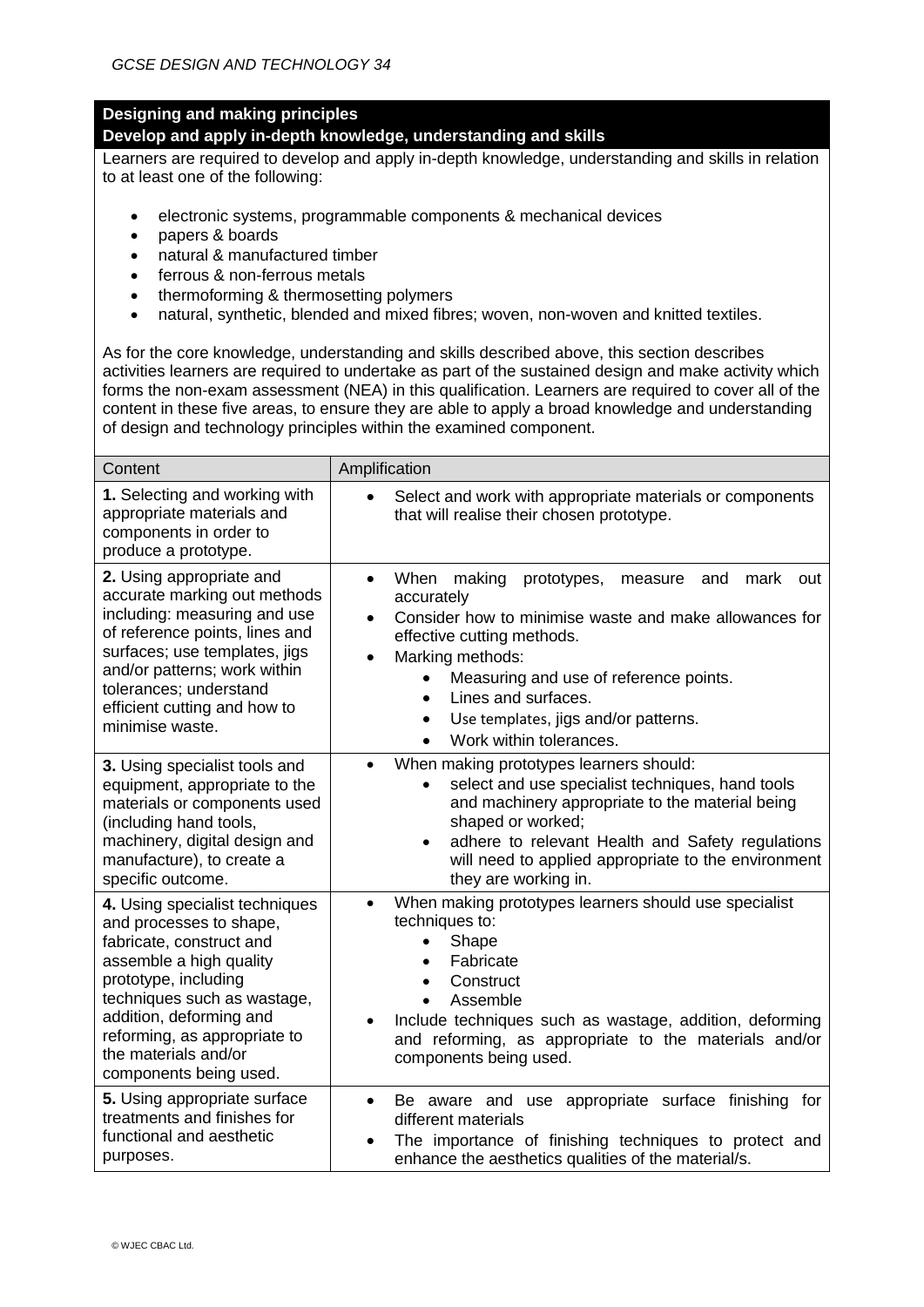## Designing and making principles

### Develop and apply in-depth knowledge, understanding and skills

Learners are required to develop and apply in-depth knowledge, understanding and skills in relation to at least one of the following:

- electronic systems, programmable components & mechanical devices
- papers & boards
- natural & manufactured timber
- ferrous & non-ferrous metals
- thermoforming & thermosetting polymers
- natural, synthetic, blended and mixed fibres; woven, non-woven and knitted textiles.

As for the core knowledge, understanding and skills described above, this section describes activities learners are required to undertake as part of the sustained design and make activity which forms the non-exam assessment (NEA) in this qualification. Learners are required to cover all of the content in these five areas, to ensure they are able to apply a broad knowledge and understanding of design and technology principles within the examined component.

| Content | Amplification |
|---|---|
| **1.** Selecting and working with appropriate materials and components in order to produce a prototype. | • Select and work with appropriate materials or components that will realise their chosen prototype. |
| **2.** Using appropriate and accurate marking out methods including: measuring and use of reference points, lines and surfaces; use templates, jigs and/or patterns; work within tolerances; understand efficient cutting and how to minimise waste. | • When making prototypes, measure and mark out accurately<br>• Consider how to minimise waste and make allowances for effective cutting methods.<br>• Marking methods:<br>&nbsp;&nbsp;&nbsp;&nbsp;• Measuring and use of reference points.<br>&nbsp;&nbsp;&nbsp;&nbsp;• Lines and surfaces.<br>&nbsp;&nbsp;&nbsp;&nbsp;• Use templates, jigs and/or patterns.<br>&nbsp;&nbsp;&nbsp;&nbsp;• Work within tolerances. |
| **3.** Using specialist tools and equipment, appropriate to the materials or components used (including hand tools, machinery, digital design and manufacture), to create a specific outcome. | • When making prototypes learners should:<br>&nbsp;&nbsp;&nbsp;&nbsp;• select and use specialist techniques, hand tools and machinery appropriate to the material being shaped or worked;<br>&nbsp;&nbsp;&nbsp;&nbsp;• adhere to relevant Health and Safety regulations will need to applied appropriate to the environment they are working in. |
| **4.** Using specialist techniques and processes to shape, fabricate, construct and assemble a high quality prototype, including techniques such as wastage, addition, deforming and reforming, as appropriate to the materials and/or components being used. | • When making prototypes learners should use specialist techniques to:<br>&nbsp;&nbsp;&nbsp;&nbsp;• Shape<br>&nbsp;&nbsp;&nbsp;&nbsp;• Fabricate<br>&nbsp;&nbsp;&nbsp;&nbsp;• Construct<br>&nbsp;&nbsp;&nbsp;&nbsp;• Assemble<br>• Include techniques such as wastage, addition, deforming and reforming, as appropriate to the materials and/or components being used. |
| **5.** Using appropriate surface treatments and finishes for functional and aesthetic purposes. | • Be aware and use appropriate surface finishing for different materials<br>• The importance of finishing techniques to protect and enhance the aesthetics qualities of the material/s. |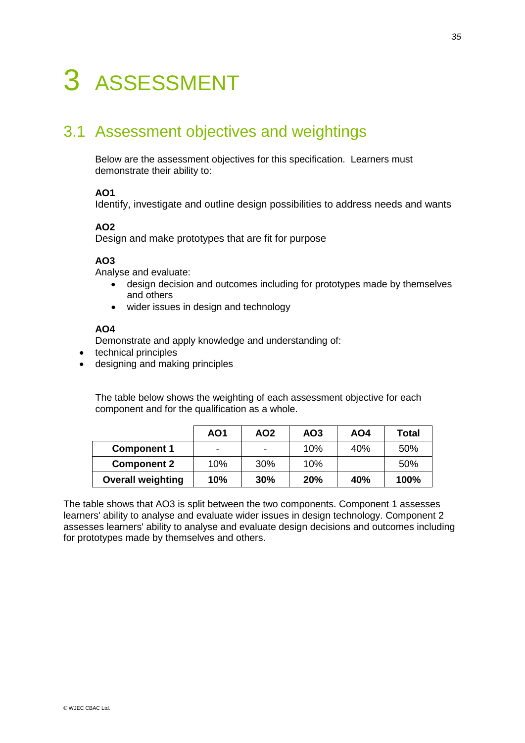# 3 ASSESSMENT

## 3.1 Assessment objectives and weightings

Below are the assessment objectives for this specification. Learners must demonstrate their ability to:

**AO1**
Identify, investigate and outline design possibilities to address needs and wants

**AO2**
Design and make prototypes that are fit for purpose

**AO3**
Analyse and evaluate:

- design decision and outcomes including for prototypes made by themselves and others
- wider issues in design and technology

**AO4**
Demonstrate and apply knowledge and understanding of:

- technical principles
- designing and making principles

The table below shows the weighting of each assessment objective for each component and for the qualification as a whole.

| | AO1 | AO2 | AO3 | AO4 | Total |
|---|---|---|---|---|---|
| **Component 1** | - | - | 10% | 40% | 50% |
| **Component 2** | 10% | 30% | 10% | | 50% |
| **Overall weighting** | **10%** | **30%** | **20%** | **40%** | **100%** |

The table shows that AO3 is split between the two components. Component 1 assesses learners' ability to analyse and evaluate wider issues in design technology. Component 2 assesses learners' ability to analyse and evaluate design decisions and outcomes including for prototypes made by themselves and others.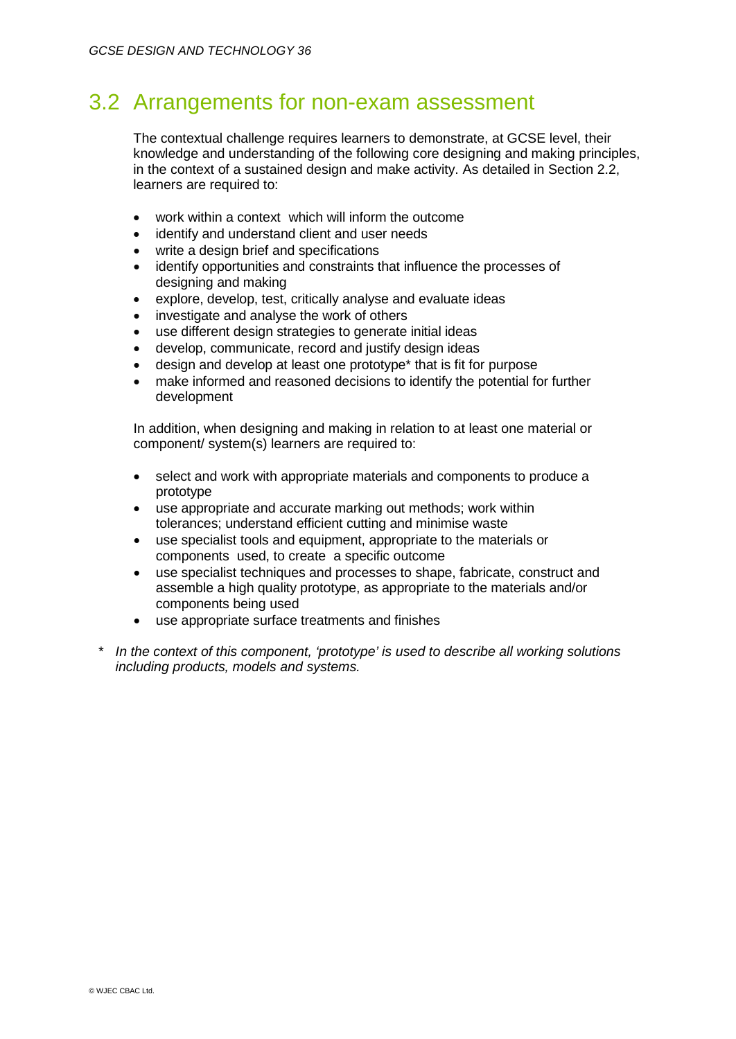## 3.2 Arrangements for non-exam assessment

The contextual challenge requires learners to demonstrate, at GCSE level, their knowledge and understanding of the following core designing and making principles, in the context of a sustained design and make activity. As detailed in Section 2.2, learners are required to:

- work within a context which will inform the outcome
- identify and understand client and user needs
- write a design brief and specifications
- identify opportunities and constraints that influence the processes of designing and making
- explore, develop, test, critically analyse and evaluate ideas
- investigate and analyse the work of others
- use different design strategies to generate initial ideas
- develop, communicate, record and justify design ideas
- design and develop at least one prototype* that is fit for purpose
- make informed and reasoned decisions to identify the potential for further development

In addition, when designing and making in relation to at least one material or component/ system(s) learners are required to:

- select and work with appropriate materials and components to produce a prototype
- use appropriate and accurate marking out methods; work within tolerances; understand efficient cutting and minimise waste
- use specialist tools and equipment, appropriate to the materials or components used, to create a specific outcome
- use specialist techniques and processes to shape, fabricate, construct and assemble a high quality prototype, as appropriate to the materials and/or components being used
- use appropriate surface treatments and finishes

\* *In the context of this component, 'prototype' is used to describe all working solutions including products, models and systems.*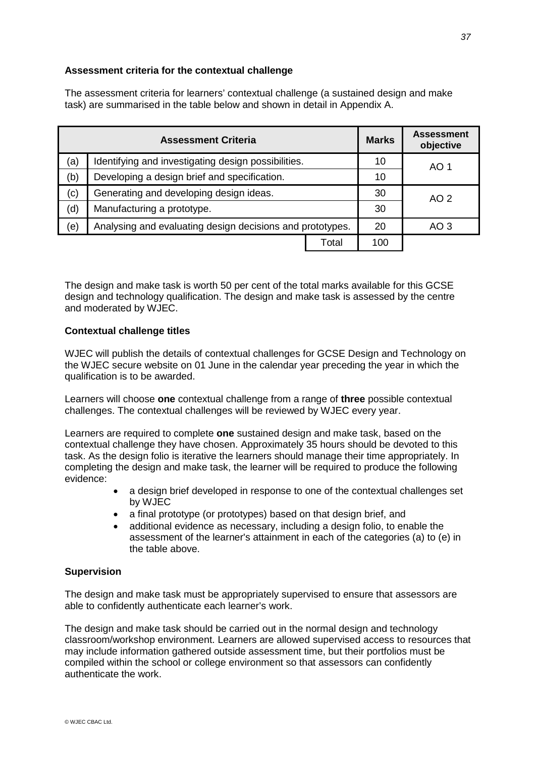**Assessment criteria for the contextual challenge**

The assessment criteria for learners' contextual challenge (a sustained design and make task) are summarised in the table below and shown in detail in Appendix A.

| | Assessment Criteria | | Marks | Assessment objective |
|---|---|---|---|---|
| (a) | Identifying and investigating design possibilities. | | 10 | AO 1 |
| (b) | Developing a design brief and specification. | | 10 | |
| (c) | Generating and developing design ideas. | | 30 | AO 2 |
| (d) | Manufacturing a prototype. | | 30 | |
| (e) | Analysing and evaluating design decisions and prototypes. | | 20 | AO 3 |
| | | Total | 100 | |

The design and make task is worth 50 per cent of the total marks available for this GCSE design and technology qualification. The design and make task is assessed by the centre and moderated by WJEC.

**Contextual challenge titles**

WJEC will publish the details of contextual challenges for GCSE Design and Technology on the WJEC secure website on 01 June in the calendar year preceding the year in which the qualification is to be awarded.

Learners will choose **one** contextual challenge from a range of **three** possible contextual challenges. The contextual challenges will be reviewed by WJEC every year.

Learners are required to complete **one** sustained design and make task, based on the contextual challenge they have chosen. Approximately 35 hours should be devoted to this task. As the design folio is iterative the learners should manage their time appropriately. In completing the design and make task, the learner will be required to produce the following evidence:

- a design brief developed in response to one of the contextual challenges set by WJEC
- a final prototype (or prototypes) based on that design brief, and
- additional evidence as necessary, including a design folio, to enable the assessment of the learner's attainment in each of the categories (a) to (e) in the table above.

**Supervision**

The design and make task must be appropriately supervised to ensure that assessors are able to confidently authenticate each learner's work.

The design and make task should be carried out in the normal design and technology classroom/workshop environment. Learners are allowed supervised access to resources that may include information gathered outside assessment time, but their portfolios must be compiled within the school or college environment so that assessors can confidently authenticate the work.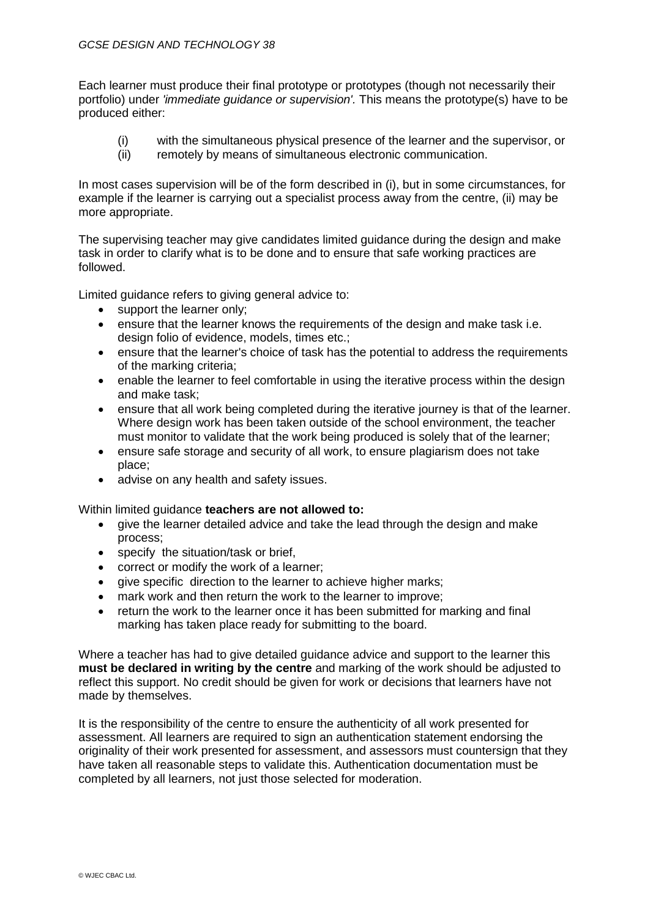Each learner must produce their final prototype or prototypes (though not necessarily their portfolio) under *'immediate guidance or supervision'.* This means the prototype(s) have to be produced either:

(i) with the simultaneous physical presence of the learner and the supervisor, or
(ii) remotely by means of simultaneous electronic communication.

In most cases supervision will be of the form described in (i), but in some circumstances, for example if the learner is carrying out a specialist process away from the centre, (ii) may be more appropriate.

The supervising teacher may give candidates limited guidance during the design and make task in order to clarify what is to be done and to ensure that safe working practices are followed.

Limited guidance refers to giving general advice to:

- support the learner only;
- ensure that the learner knows the requirements of the design and make task i.e. design folio of evidence, models, times etc.;
- ensure that the learner's choice of task has the potential to address the requirements of the marking criteria;
- enable the learner to feel comfortable in using the iterative process within the design and make task;
- ensure that all work being completed during the iterative journey is that of the learner. Where design work has been taken outside of the school environment, the teacher must monitor to validate that the work being produced is solely that of the learner;
- ensure safe storage and security of all work, to ensure plagiarism does not take place;
- advise on any health and safety issues.

Within limited guidance **teachers are not allowed to:**

- give the learner detailed advice and take the lead through the design and make process;
- specify the situation/task or brief,
- correct or modify the work of a learner;
- give specific direction to the learner to achieve higher marks;
- mark work and then return the work to the learner to improve;
- return the work to the learner once it has been submitted for marking and final marking has taken place ready for submitting to the board.

Where a teacher has had to give detailed guidance advice and support to the learner this **must be declared in writing by the centre** and marking of the work should be adjusted to reflect this support. No credit should be given for work or decisions that learners have not made by themselves.

It is the responsibility of the centre to ensure the authenticity of all work presented for assessment. All learners are required to sign an authentication statement endorsing the originality of their work presented for assessment, and assessors must countersign that they have taken all reasonable steps to validate this. Authentication documentation must be completed by all learners, not just those selected for moderation.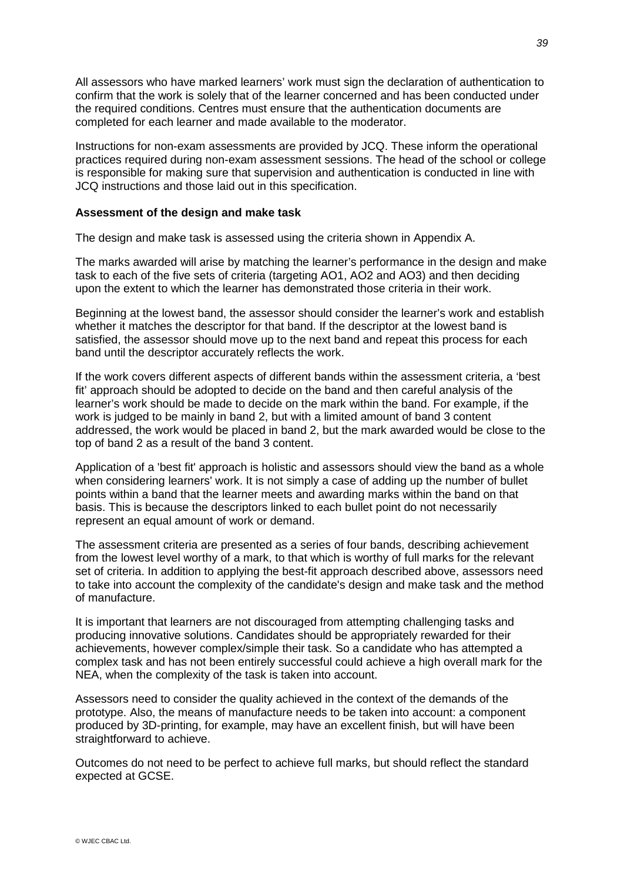All assessors who have marked learners' work must sign the declaration of authentication to confirm that the work is solely that of the learner concerned and has been conducted under the required conditions. Centres must ensure that the authentication documents are completed for each learner and made available to the moderator.

Instructions for non-exam assessments are provided by JCQ. These inform the operational practices required during non-exam assessment sessions. The head of the school or college is responsible for making sure that supervision and authentication is conducted in line with JCQ instructions and those laid out in this specification.

**Assessment of the design and make task**

The design and make task is assessed using the criteria shown in Appendix A.

The marks awarded will arise by matching the learner's performance in the design and make task to each of the five sets of criteria (targeting AO1, AO2 and AO3) and then deciding upon the extent to which the learner has demonstrated those criteria in their work.

Beginning at the lowest band, the assessor should consider the learner's work and establish whether it matches the descriptor for that band. If the descriptor at the lowest band is satisfied, the assessor should move up to the next band and repeat this process for each band until the descriptor accurately reflects the work.

If the work covers different aspects of different bands within the assessment criteria, a 'best fit' approach should be adopted to decide on the band and then careful analysis of the learner's work should be made to decide on the mark within the band. For example, if the work is judged to be mainly in band 2, but with a limited amount of band 3 content addressed, the work would be placed in band 2, but the mark awarded would be close to the top of band 2 as a result of the band 3 content.

Application of a 'best fit' approach is holistic and assessors should view the band as a whole when considering learners' work. It is not simply a case of adding up the number of bullet points within a band that the learner meets and awarding marks within the band on that basis. This is because the descriptors linked to each bullet point do not necessarily represent an equal amount of work or demand.

The assessment criteria are presented as a series of four bands, describing achievement from the lowest level worthy of a mark, to that which is worthy of full marks for the relevant set of criteria. In addition to applying the best-fit approach described above, assessors need to take into account the complexity of the candidate's design and make task and the method of manufacture.

It is important that learners are not discouraged from attempting challenging tasks and producing innovative solutions. Candidates should be appropriately rewarded for their achievements, however complex/simple their task. So a candidate who has attempted a complex task and has not been entirely successful could achieve a high overall mark for the NEA, when the complexity of the task is taken into account.

Assessors need to consider the quality achieved in the context of the demands of the prototype. Also, the means of manufacture needs to be taken into account: a component produced by 3D-printing, for example, may have an excellent finish, but will have been straightforward to achieve.

Outcomes do not need to be perfect to achieve full marks, but should reflect the standard expected at GCSE.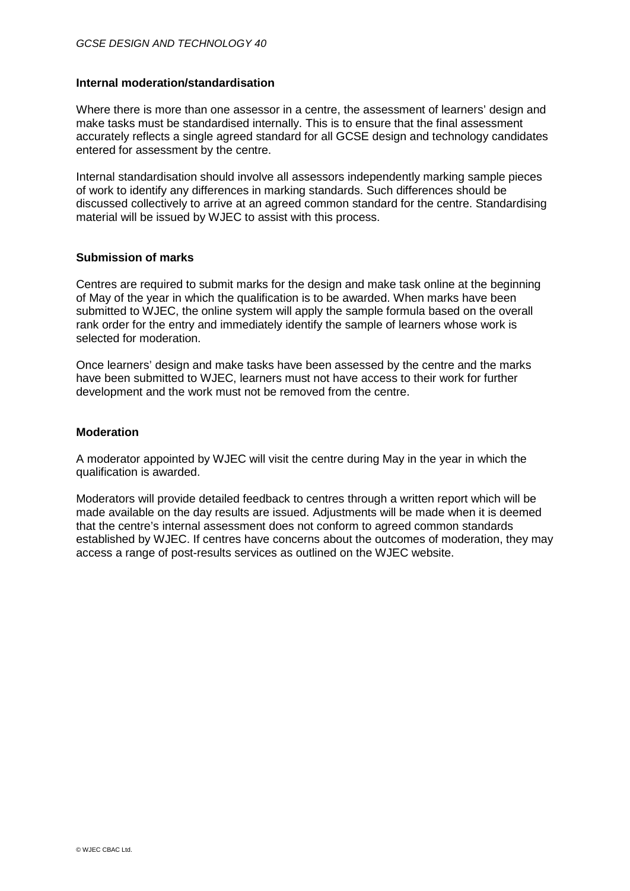### Internal moderation/standardisation

Where there is more than one assessor in a centre, the assessment of learners' design and make tasks must be standardised internally. This is to ensure that the final assessment accurately reflects a single agreed standard for all GCSE design and technology candidates entered for assessment by the centre.

Internal standardisation should involve all assessors independently marking sample pieces of work to identify any differences in marking standards. Such differences should be discussed collectively to arrive at an agreed common standard for the centre. Standardising material will be issued by WJEC to assist with this process.

### Submission of marks

Centres are required to submit marks for the design and make task online at the beginning of May of the year in which the qualification is to be awarded. When marks have been submitted to WJEC, the online system will apply the sample formula based on the overall rank order for the entry and immediately identify the sample of learners whose work is selected for moderation.

Once learners' design and make tasks have been assessed by the centre and the marks have been submitted to WJEC, learners must not have access to their work for further development and the work must not be removed from the centre.

### Moderation

A moderator appointed by WJEC will visit the centre during May in the year in which the qualification is awarded.

Moderators will provide detailed feedback to centres through a written report which will be made available on the day results are issued. Adjustments will be made when it is deemed that the centre's internal assessment does not conform to agreed common standards established by WJEC. If centres have concerns about the outcomes of moderation, they may access a range of post-results services as outlined on the WJEC website.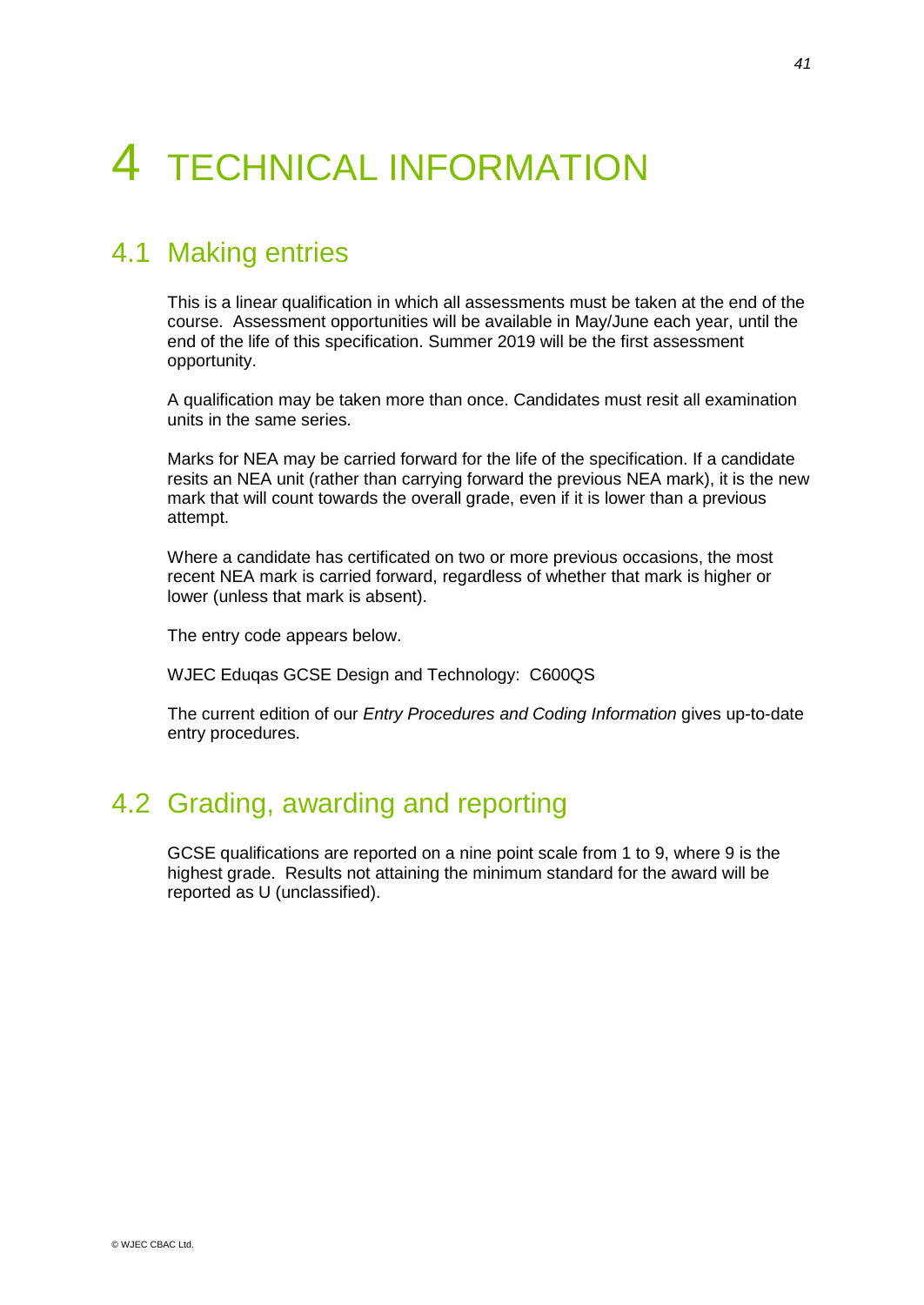# 4 TECHNICAL INFORMATION

## 4.1 Making entries

This is a linear qualification in which all assessments must be taken at the end of the course. Assessment opportunities will be available in May/June each year, until the end of the life of this specification. Summer 2019 will be the first assessment opportunity.

A qualification may be taken more than once. Candidates must resit all examination units in the same series.

Marks for NEA may be carried forward for the life of the specification. If a candidate resits an NEA unit (rather than carrying forward the previous NEA mark), it is the new mark that will count towards the overall grade, even if it is lower than a previous attempt.

Where a candidate has certificated on two or more previous occasions, the most recent NEA mark is carried forward, regardless of whether that mark is higher or lower (unless that mark is absent).

The entry code appears below.

WJEC Eduqas GCSE Design and Technology: C600QS

The current edition of our *Entry Procedures and Coding Information* gives up-to-date entry procedures.

## 4.2 Grading, awarding and reporting

GCSE qualifications are reported on a nine point scale from 1 to 9, where 9 is the highest grade. Results not attaining the minimum standard for the award will be reported as U (unclassified).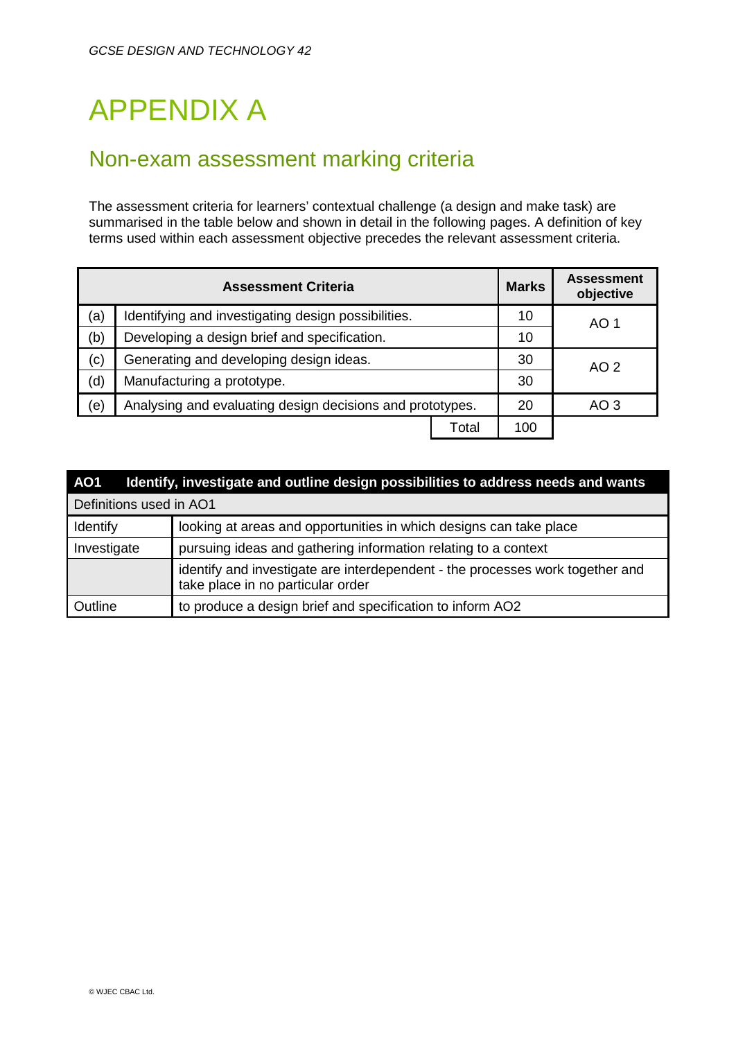# APPENDIX A

## Non-exam assessment marking criteria

The assessment criteria for learners' contextual challenge (a design and make task) are summarised in the table below and shown in detail in the following pages. A definition of key terms used within each assessment objective precedes the relevant assessment criteria.

| | Assessment Criteria | Marks | Assessment objective |
|---|---|---|---|
| (a) | Identifying and investigating design possibilities. | 10 | AO 1 |
| (b) | Developing a design brief and specification. | 10 | |
| (c) | Generating and developing design ideas. | 30 | AO 2 |
| (d) | Manufacturing a prototype. | 30 | |
| (e) | Analysing and evaluating design decisions and prototypes. | 20 | AO 3 |
| | Total | 100 | |

| AO1 | Identify, investigate and outline design possibilities to address needs and wants |
|---|---|
| Definitions used in AO1 | |
| Identify | looking at areas and opportunities in which designs can take place |
| Investigate | pursuing ideas and gathering information relating to a context |
| | identify and investigate are interdependent - the processes work together and take place in no particular order |
| Outline | to produce a design brief and specification to inform AO2 |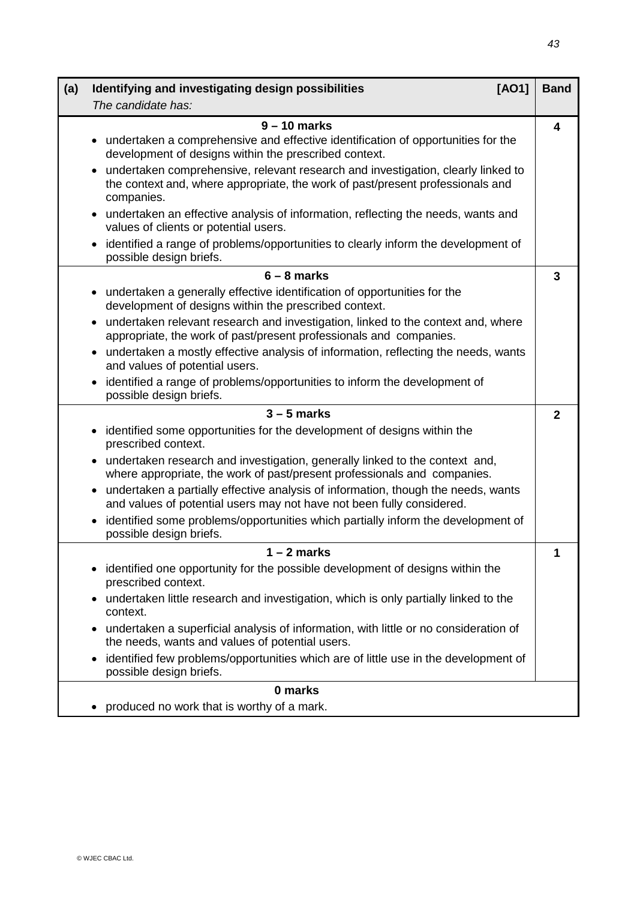| (a) Identifying and investigating design possibilities [AO1]<br>*The candidate has:* | Band |
|---|---|
| **9 – 10 marks**<br>• undertaken a comprehensive and effective identification of opportunities for the development of designs within the prescribed context.<br>• undertaken comprehensive, relevant research and investigation, clearly linked to the context and, where appropriate, the work of past/present professionals and companies.<br>• undertaken an effective analysis of information, reflecting the needs, wants and values of clients or potential users.<br>• identified a range of problems/opportunities to clearly inform the development of possible design briefs. | 4 |
| **6 – 8 marks**<br>• undertaken a generally effective identification of opportunities for the development of designs within the prescribed context.<br>• undertaken relevant research and investigation, linked to the context and, where appropriate, the work of past/present professionals and companies.<br>• undertaken a mostly effective analysis of information, reflecting the needs, wants and values of potential users.<br>• identified a range of problems/opportunities to inform the development of possible design briefs. | 3 |
| **3 – 5 marks**<br>• identified some opportunities for the development of designs within the prescribed context.<br>• undertaken research and investigation, generally linked to the context and, where appropriate, the work of past/present professionals and companies.<br>• undertaken a partially effective analysis of information, though the needs, wants and values of potential users may not have not been fully considered.<br>• identified some problems/opportunities which partially inform the development of possible design briefs. | 2 |
| **1 – 2 marks**<br>• identified one opportunity for the possible development of designs within the prescribed context.<br>• undertaken little research and investigation, which is only partially linked to the context.<br>• undertaken a superficial analysis of information, with little or no consideration of the needs, wants and values of potential users.<br>• identified few problems/opportunities which are of little use in the development of possible design briefs. | 1 |
| **0 marks**<br>• produced no work that is worthy of a mark. | |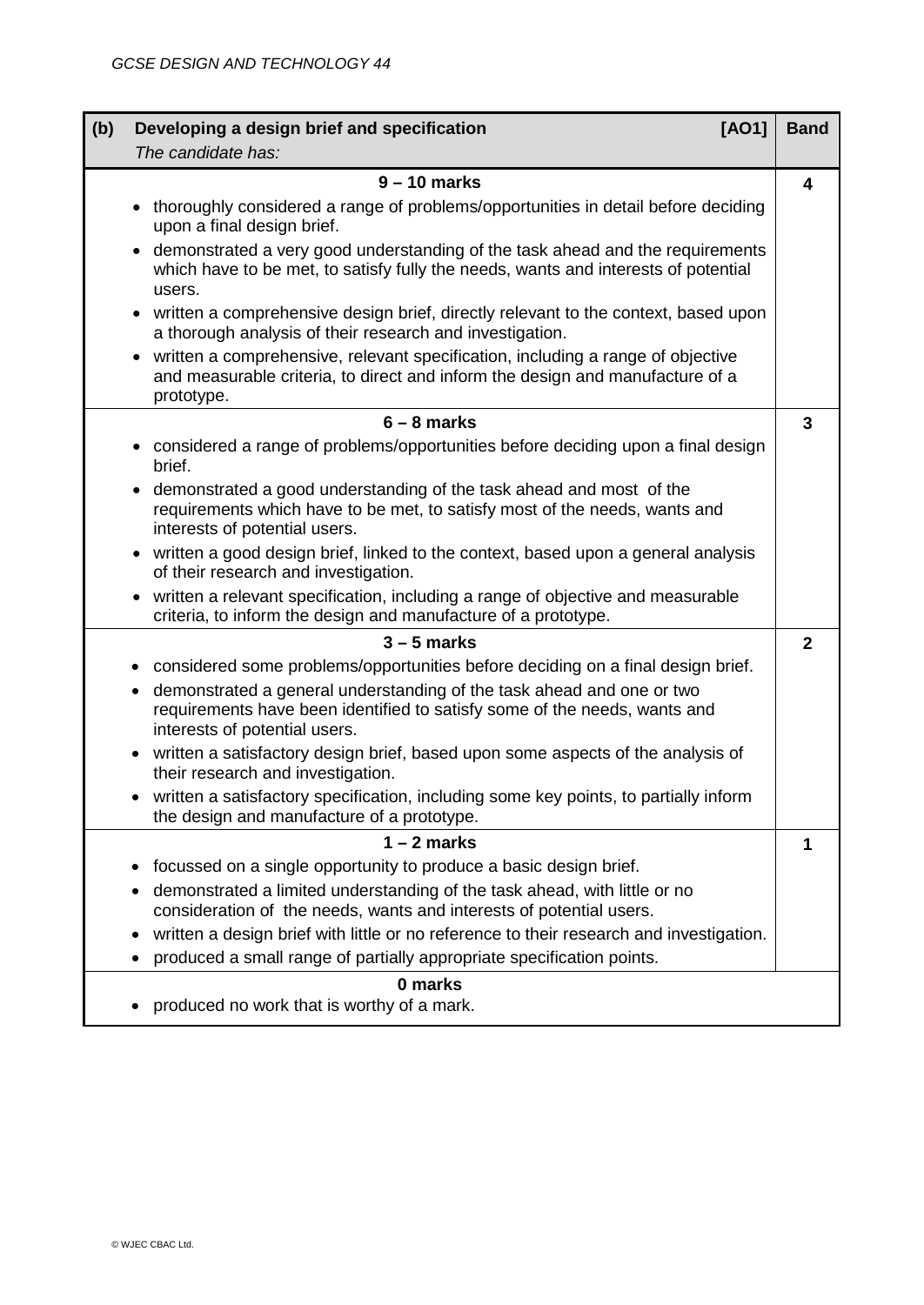| (b) Developing a design brief and specification [AO1]<br>*The candidate has:* | Band |
|---|---|
| **9 – 10 marks**<br>• thoroughly considered a range of problems/opportunities in detail before deciding upon a final design brief.<br>• demonstrated a very good understanding of the task ahead and the requirements which have to be met, to satisfy fully the needs, wants and interests of potential users.<br>• written a comprehensive design brief, directly relevant to the context, based upon a thorough analysis of their research and investigation.<br>• written a comprehensive, relevant specification, including a range of objective and measurable criteria, to direct and inform the design and manufacture of a prototype. | 4 |
| **6 – 8 marks**<br>• considered a range of problems/opportunities before deciding upon a final design brief.<br>• demonstrated a good understanding of the task ahead and most of the requirements which have to be met, to satisfy most of the needs, wants and interests of potential users.<br>• written a good design brief, linked to the context, based upon a general analysis of their research and investigation.<br>• written a relevant specification, including a range of objective and measurable criteria, to inform the design and manufacture of a prototype. | 3 |
| **3 – 5 marks**<br>• considered some problems/opportunities before deciding on a final design brief.<br>• demonstrated a general understanding of the task ahead and one or two requirements have been identified to satisfy some of the needs, wants and interests of potential users.<br>• written a satisfactory design brief, based upon some aspects of the analysis of their research and investigation.<br>• written a satisfactory specification, including some key points, to partially inform the design and manufacture of a prototype. | 2 |
| **1 – 2 marks**<br>• focussed on a single opportunity to produce a basic design brief.<br>• demonstrated a limited understanding of the task ahead, with little or no consideration of the needs, wants and interests of potential users.<br>• written a design brief with little or no reference to their research and investigation.<br>• produced a small range of partially appropriate specification points. | 1 |
| **0 marks**<br>• produced no work that is worthy of a mark. | |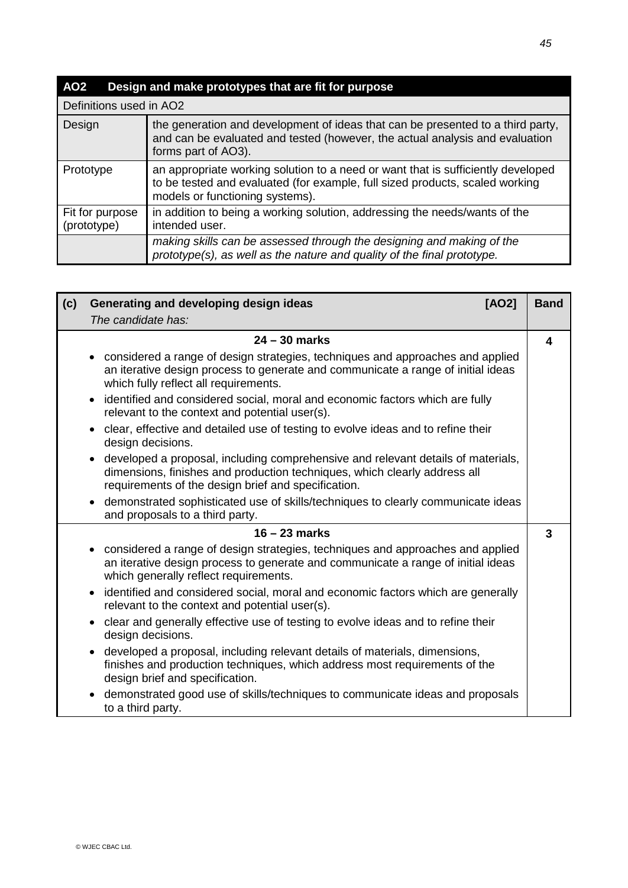| AO2 | Design and make prototypes that are fit for purpose |
|---|---|
| Definitions used in AO2 | |
| Design | the generation and development of ideas that can be presented to a third party, and can be evaluated and tested (however, the actual analysis and evaluation forms part of AO3). |
| Prototype | an appropriate working solution to a need or want that is sufficiently developed to be tested and evaluated (for example, full sized products, scaled working models or functioning systems). |
| Fit for purpose (prototype) | in addition to being a working solution, addressing the needs/wants of the intended user. |
| | *making skills can be assessed through the designing and making of the prototype(s), as well as the nature and quality of the final prototype.* |

| **(c) Generating and developing design ideas [AO2]**<br>*The candidate has:* | **Band** |
|---|---|
| **24 – 30 marks**<br>• considered a range of design strategies, techniques and approaches and applied an iterative design process to generate and communicate a range of initial ideas which fully reflect all requirements.<br>• identified and considered social, moral and economic factors which are fully relevant to the context and potential user(s).<br>• clear, effective and detailed use of testing to evolve ideas and to refine their design decisions.<br>• developed a proposal, including comprehensive and relevant details of materials, dimensions, finishes and production techniques, which clearly address all requirements of the design brief and specification.<br>• demonstrated sophisticated use of skills/techniques to clearly communicate ideas and proposals to a third party. | **4** |
| **16 – 23 marks**<br>• considered a range of design strategies, techniques and approaches and applied an iterative design process to generate and communicate a range of initial ideas which generally reflect requirements.<br>• identified and considered social, moral and economic factors which are generally relevant to the context and potential user(s).<br>• clear and generally effective use of testing to evolve ideas and to refine their design decisions.<br>• developed a proposal, including relevant details of materials, dimensions, finishes and production techniques, which address most requirements of the design brief and specification.<br>• demonstrated good use of skills/techniques to communicate ideas and proposals to a third party. | **3** |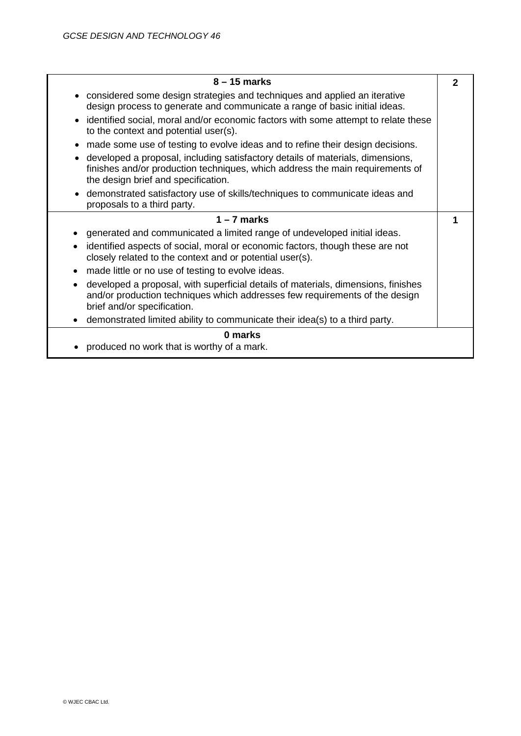| Mark band criteria | Band |
|---|---|
| **8 – 15 marks**<br>• considered some design strategies and techniques and applied an iterative design process to generate and communicate a range of basic initial ideas.<br>• identified social, moral and/or economic factors with some attempt to relate these to the context and potential user(s).<br>• made some use of testing to evolve ideas and to refine their design decisions.<br>• developed a proposal, including satisfactory details of materials, dimensions, finishes and/or production techniques, which address the main requirements of the design brief and specification.<br>• demonstrated satisfactory use of skills/techniques to communicate ideas and proposals to a third party. | **2** |
| **1 – 7 marks**<br>• generated and communicated a limited range of undeveloped initial ideas.<br>• identified aspects of social, moral or economic factors, though these are not closely related to the context and or potential user(s).<br>• made little or no use of testing to evolve ideas.<br>• developed a proposal, with superficial details of materials, dimensions, finishes and/or production techniques which addresses few requirements of the design brief and/or specification.<br>• demonstrated limited ability to communicate their idea(s) to a third party. | **1** |
| **0 marks**<br>• produced no work that is worthy of a mark. | |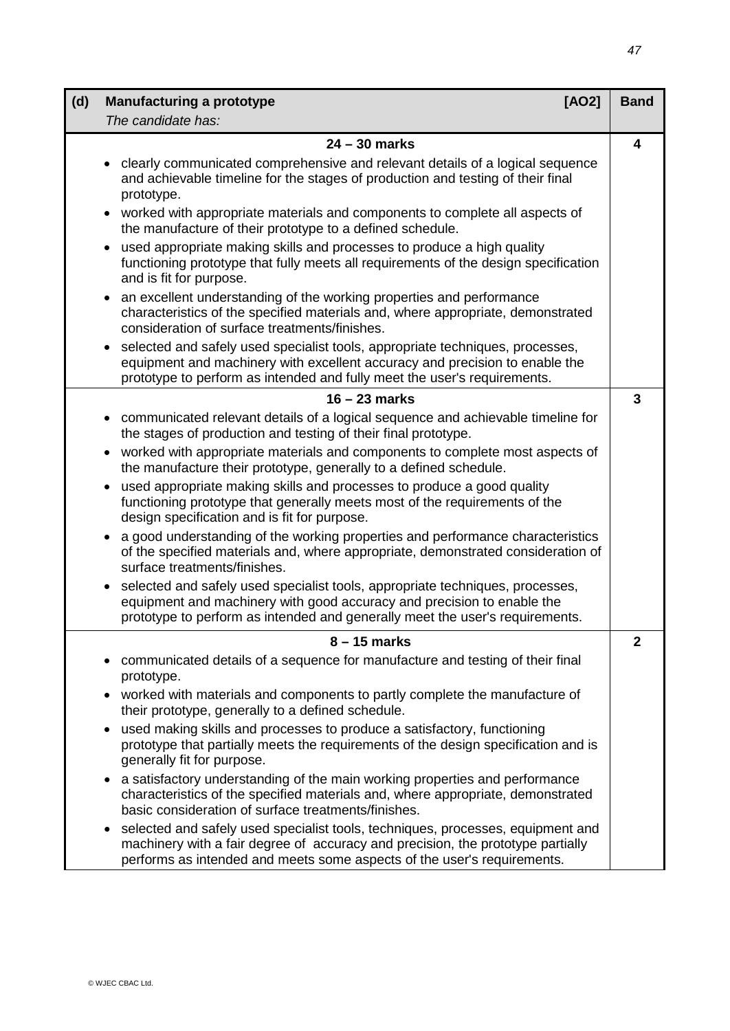| (d) Manufacturing a prototype [AO2]<br>*The candidate has:* | Band |
|---|---|
| **24 – 30 marks**<br>• clearly communicated comprehensive and relevant details of a logical sequence and achievable timeline for the stages of production and testing of their final prototype.<br>• worked with appropriate materials and components to complete all aspects of the manufacture of their prototype to a defined schedule.<br>• used appropriate making skills and processes to produce a high quality functioning prototype that fully meets all requirements of the design specification and is fit for purpose.<br>• an excellent understanding of the working properties and performance characteristics of the specified materials and, where appropriate, demonstrated consideration of surface treatments/finishes.<br>• selected and safely used specialist tools, appropriate techniques, processes, equipment and machinery with excellent accuracy and precision to enable the prototype to perform as intended and fully meet the user's requirements. | **4** |
| **16 – 23 marks**<br>• communicated relevant details of a logical sequence and achievable timeline for the stages of production and testing of their final prototype.<br>• worked with appropriate materials and components to complete most aspects of the manufacture their prototype, generally to a defined schedule.<br>• used appropriate making skills and processes to produce a good quality functioning prototype that generally meets most of the requirements of the design specification and is fit for purpose.<br>• a good understanding of the working properties and performance characteristics of the specified materials and, where appropriate, demonstrated consideration of surface treatments/finishes.<br>• selected and safely used specialist tools, appropriate techniques, processes, equipment and machinery with good accuracy and precision to enable the prototype to perform as intended and generally meet the user's requirements. | **3** |
| **8 – 15 marks**<br>• communicated details of a sequence for manufacture and testing of their final prototype.<br>• worked with materials and components to partly complete the manufacture of their prototype, generally to a defined schedule.<br>• used making skills and processes to produce a satisfactory, functioning prototype that partially meets the requirements of the design specification and is generally fit for purpose.<br>• a satisfactory understanding of the main working properties and performance characteristics of the specified materials and, where appropriate, demonstrated basic consideration of surface treatments/finishes.<br>• selected and safely used specialist tools, techniques, processes, equipment and machinery with a fair degree of accuracy and precision, the prototype partially performs as intended and meets some aspects of the user's requirements. | **2** |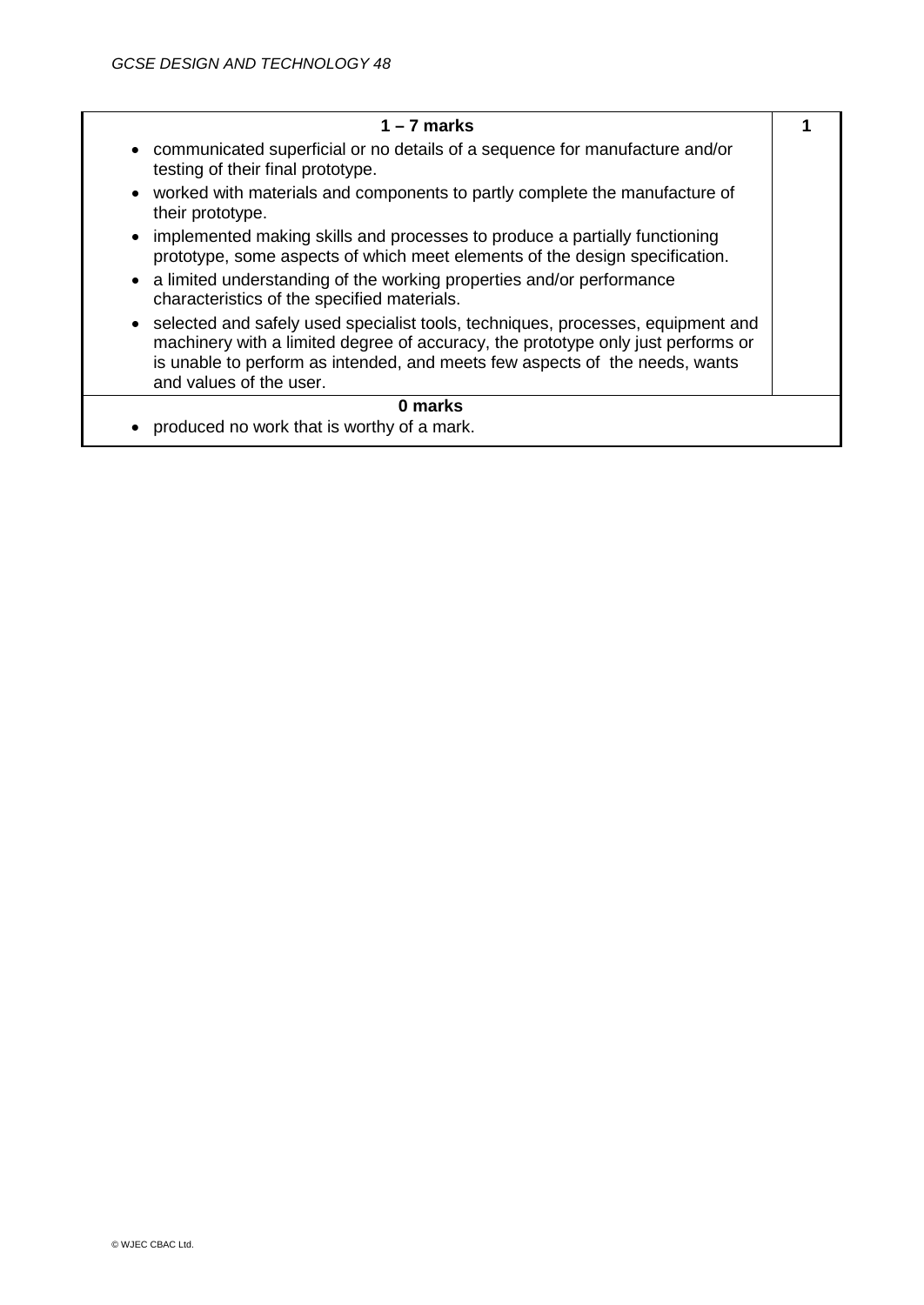| 1 – 7 marks | 1 |
|---|---|
| • communicated superficial or no details of a sequence for manufacture and/or testing of their final prototype.<br>• worked with materials and components to partly complete the manufacture of their prototype.<br>• implemented making skills and processes to produce a partially functioning prototype, some aspects of which meet elements of the design specification.<br>• a limited understanding of the working properties and/or performance characteristics of the specified materials.<br>• selected and safely used specialist tools, techniques, processes, equipment and machinery with a limited degree of accuracy, the prototype only just performs or is unable to perform as intended, and meets few aspects of the needs, wants and values of the user. | |
| **0 marks** | |
| • produced no work that is worthy of a mark. | |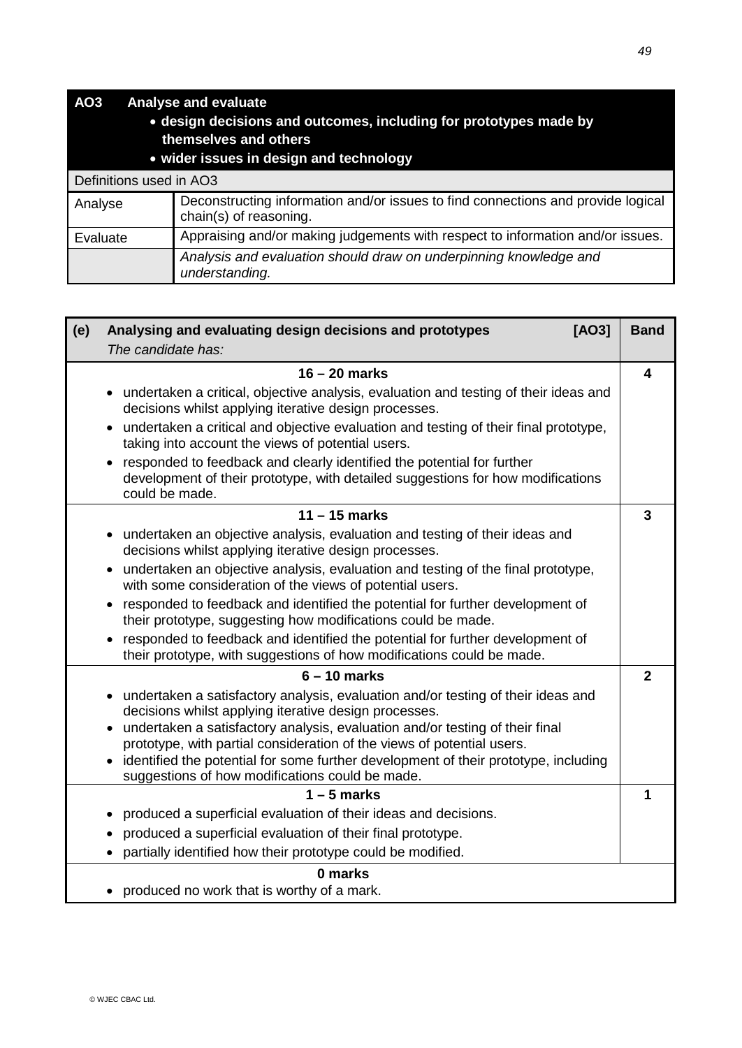| **AO3** | **Analyse and evaluate**<br>• **design decisions and outcomes, including for prototypes made by themselves and others**<br>• **wider issues in design and technology** |
|---|---|
| Definitions used in AO3 | |
| Analyse | Deconstructing information and/or issues to find connections and provide logical chain(s) of reasoning. |
| Evaluate | Appraising and/or making judgements with respect to information and/or issues. |
| | *Analysis and evaluation should draw on underpinning knowledge and understanding.* |

| **(e) Analysing and evaluating design decisions and prototypes [AO3]**<br>*The candidate has:* | **Band** |
|---|---|
| **16 – 20 marks**<br>• undertaken a critical, objective analysis, evaluation and testing of their ideas and decisions whilst applying iterative design processes.<br>• undertaken a critical and objective evaluation and testing of their final prototype, taking into account the views of potential users.<br>• responded to feedback and clearly identified the potential for further development of their prototype, with detailed suggestions for how modifications could be made. | **4** |
| **11 – 15 marks**<br>• undertaken an objective analysis, evaluation and testing of their ideas and decisions whilst applying iterative design processes.<br>• undertaken an objective analysis, evaluation and testing of the final prototype, with some consideration of the views of potential users.<br>• responded to feedback and identified the potential for further development of their prototype, suggesting how modifications could be made.<br>• responded to feedback and identified the potential for further development of their prototype, with suggestions of how modifications could be made. | **3** |
| **6 – 10 marks**<br>• undertaken a satisfactory analysis, evaluation and/or testing of their ideas and decisions whilst applying iterative design processes.<br>• undertaken a satisfactory analysis, evaluation and/or testing of their final prototype, with partial consideration of the views of potential users.<br>• identified the potential for some further development of their prototype, including suggestions of how modifications could be made. | **2** |
| **1 – 5 marks**<br>• produced a superficial evaluation of their ideas and decisions.<br>• produced a superficial evaluation of their final prototype.<br>• partially identified how their prototype could be modified. | **1** |
| **0 marks**<br>• produced no work that is worthy of a mark. | |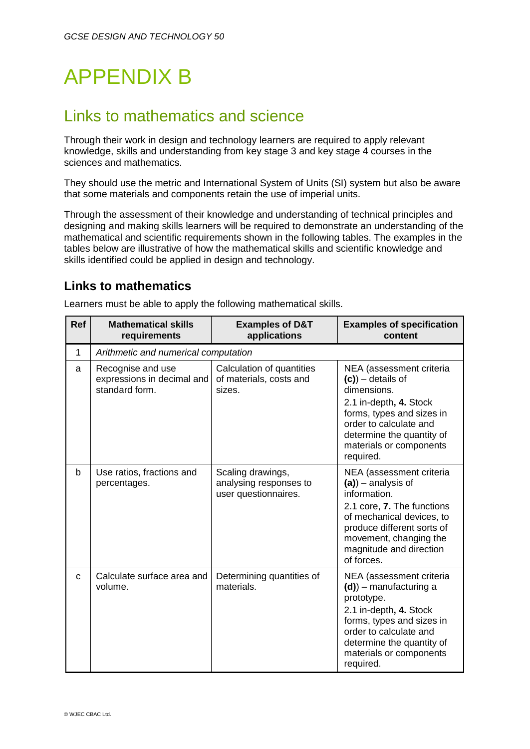# APPENDIX B

## Links to mathematics and science

Through their work in design and technology learners are required to apply relevant knowledge, skills and understanding from key stage 3 and key stage 4 courses in the sciences and mathematics.

They should use the metric and International System of Units (SI) system but also be aware that some materials and components retain the use of imperial units.

Through the assessment of their knowledge and understanding of technical principles and designing and making skills learners will be required to demonstrate an understanding of the mathematical and scientific requirements shown in the following tables. The examples in the tables below are illustrative of how the mathematical skills and scientific knowledge and skills identified could be applied in design and technology.

### Links to mathematics

Learners must be able to apply the following mathematical skills.

| Ref | Mathematical skills requirements | Examples of D&T applications | Examples of specification content |
|---|---|---|---|
| 1 | *Arithmetic and numerical computation* | | |
| a | Recognise and use expressions in decimal and standard form. | Calculation of quantities of materials, costs and sizes. | NEA (assessment criteria **(c)**) – details of dimensions.<br>2.1 in-depth**, 4.** Stock forms, types and sizes in order to calculate and determine the quantity of materials or components required. |
| b | Use ratios, fractions and percentages. | Scaling drawings, analysing responses to user questionnaires. | NEA (assessment criteria **(a)**) – analysis of information.<br>2.1 core, **7.** The functions of mechanical devices, to produce different sorts of movement, changing the magnitude and direction of forces. |
| c | Calculate surface area and volume. | Determining quantities of materials. | NEA (assessment criteria **(d)**) – manufacturing a prototype.<br>2.1 in-depth**, 4.** Stock forms, types and sizes in order to calculate and determine the quantity of materials or components required. |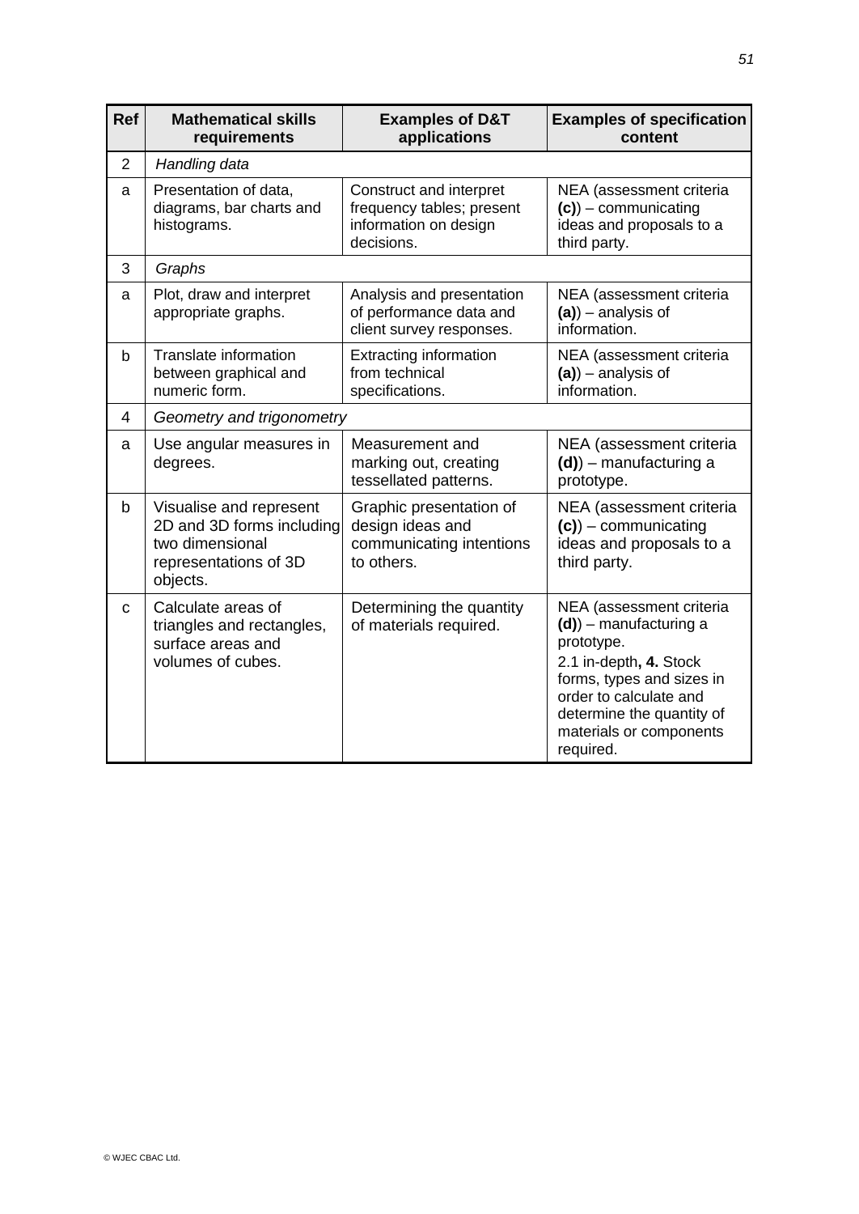| Ref | Mathematical skills requirements | Examples of D&T applications | Examples of specification content |
|---|---|---|---|
| 2 | *Handling data* | | |
| a | Presentation of data, diagrams, bar charts and histograms. | Construct and interpret frequency tables; present information on design decisions. | NEA (assessment criteria **(c)**) – communicating ideas and proposals to a third party. |
| 3 | *Graphs* | | |
| a | Plot, draw and interpret appropriate graphs. | Analysis and presentation of performance data and client survey responses. | NEA (assessment criteria **(a)**) – analysis of information. |
| b | Translate information between graphical and numeric form. | Extracting information from technical specifications. | NEA (assessment criteria **(a)**) – analysis of information. |
| 4 | *Geometry and trigonometry* | | |
| a | Use angular measures in degrees. | Measurement and marking out, creating tessellated patterns. | NEA (assessment criteria **(d)**) – manufacturing a prototype. |
| b | Visualise and represent 2D and 3D forms including two dimensional representations of 3D objects. | Graphic presentation of design ideas and communicating intentions to others. | NEA (assessment criteria **(c)**) – communicating ideas and proposals to a third party. |
| c | Calculate areas of triangles and rectangles, surface areas and volumes of cubes. | Determining the quantity of materials required. | NEA (assessment criteria **(d)**) – manufacturing a prototype. 2.1 in-depth**, 4.** Stock forms, types and sizes in order to calculate and determine the quantity of materials or components required. |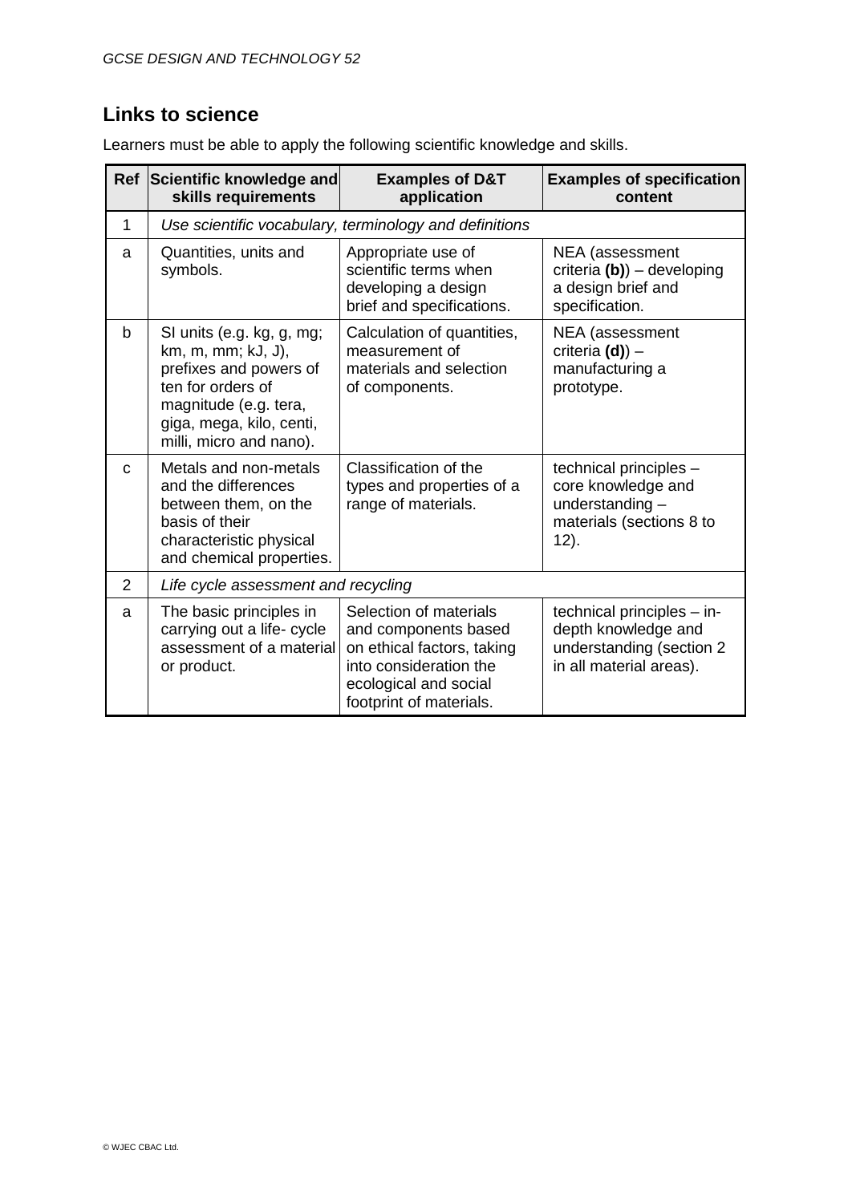## Links to science

Learners must be able to apply the following scientific knowledge and skills.

| Ref | Scientific knowledge and skills requirements | Examples of D&T application | Examples of specification content |
|---|---|---|---|
| 1 | *Use scientific vocabulary, terminology and definitions* | | |
| a | Quantities, units and symbols. | Appropriate use of scientific terms when developing a design brief and specifications. | NEA (assessment criteria **(b)**) – developing a design brief and specification. |
| b | SI units (e.g. kg, g, mg; km, m, mm; kJ, J), prefixes and powers of ten for orders of magnitude (e.g. tera, giga, mega, kilo, centi, milli, micro and nano). | Calculation of quantities, measurement of materials and selection of components. | NEA (assessment criteria **(d)**) – manufacturing a prototype. |
| c | Metals and non-metals and the differences between them, on the basis of their characteristic physical and chemical properties. | Classification of the types and properties of a range of materials. | technical principles – core knowledge and understanding – materials (sections 8 to 12). |
| 2 | *Life cycle assessment and recycling* | | |
| a | The basic principles in carrying out a life- cycle assessment of a material or product. | Selection of materials and components based on ethical factors, taking into consideration the ecological and social footprint of materials. | technical principles – in-depth knowledge and understanding (section 2 in all material areas). |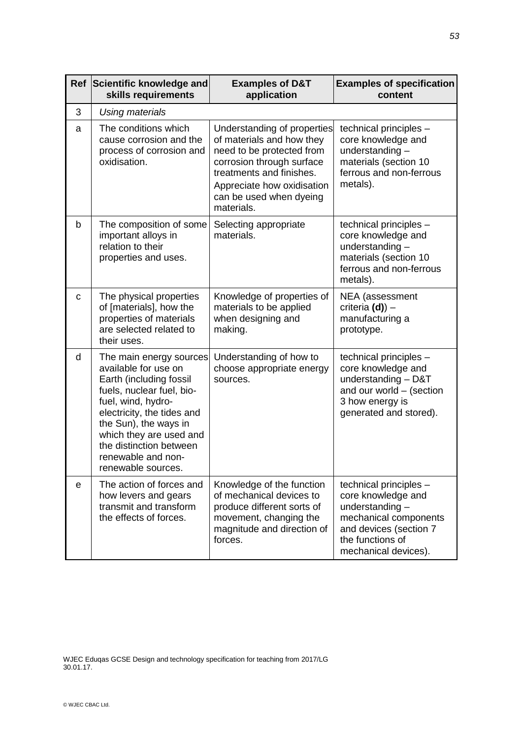| Ref | Scientific knowledge and skills requirements | Examples of D&T application | Examples of specification content |
|---|---|---|---|
| 3 | *Using materials* | | |
| a | The conditions which cause corrosion and the process of corrosion and oxidisation. | Understanding of properties of materials and how they need to be protected from corrosion through surface treatments and finishes. Appreciate how oxidisation can be used when dyeing materials. | technical principles – core knowledge and understanding – materials (section 10 ferrous and non-ferrous metals). |
| b | The composition of some important alloys in relation to their properties and uses. | Selecting appropriate materials. | technical principles – core knowledge and understanding – materials (section 10 ferrous and non-ferrous metals). |
| c | The physical properties of [materials], how the properties of materials are selected related to their uses. | Knowledge of properties of materials to be applied when designing and making. | NEA (assessment criteria **(d)**) – manufacturing a prototype. |
| d | The main energy sources available for use on Earth (including fossil fuels, nuclear fuel, bio-fuel, wind, hydro-electricity, the tides and the Sun), the ways in which they are used and the distinction between renewable and non-renewable sources. | Understanding of how to choose appropriate energy sources. | technical principles – core knowledge and understanding – D&T and our world – (section 3 how energy is generated and stored). |
| e | The action of forces and how levers and gears transmit and transform the effects of forces. | Knowledge of the function of mechanical devices to produce different sorts of movement, changing the magnitude and direction of forces. | technical principles – core knowledge and understanding – mechanical components and devices (section 7 the functions of mechanical devices). |